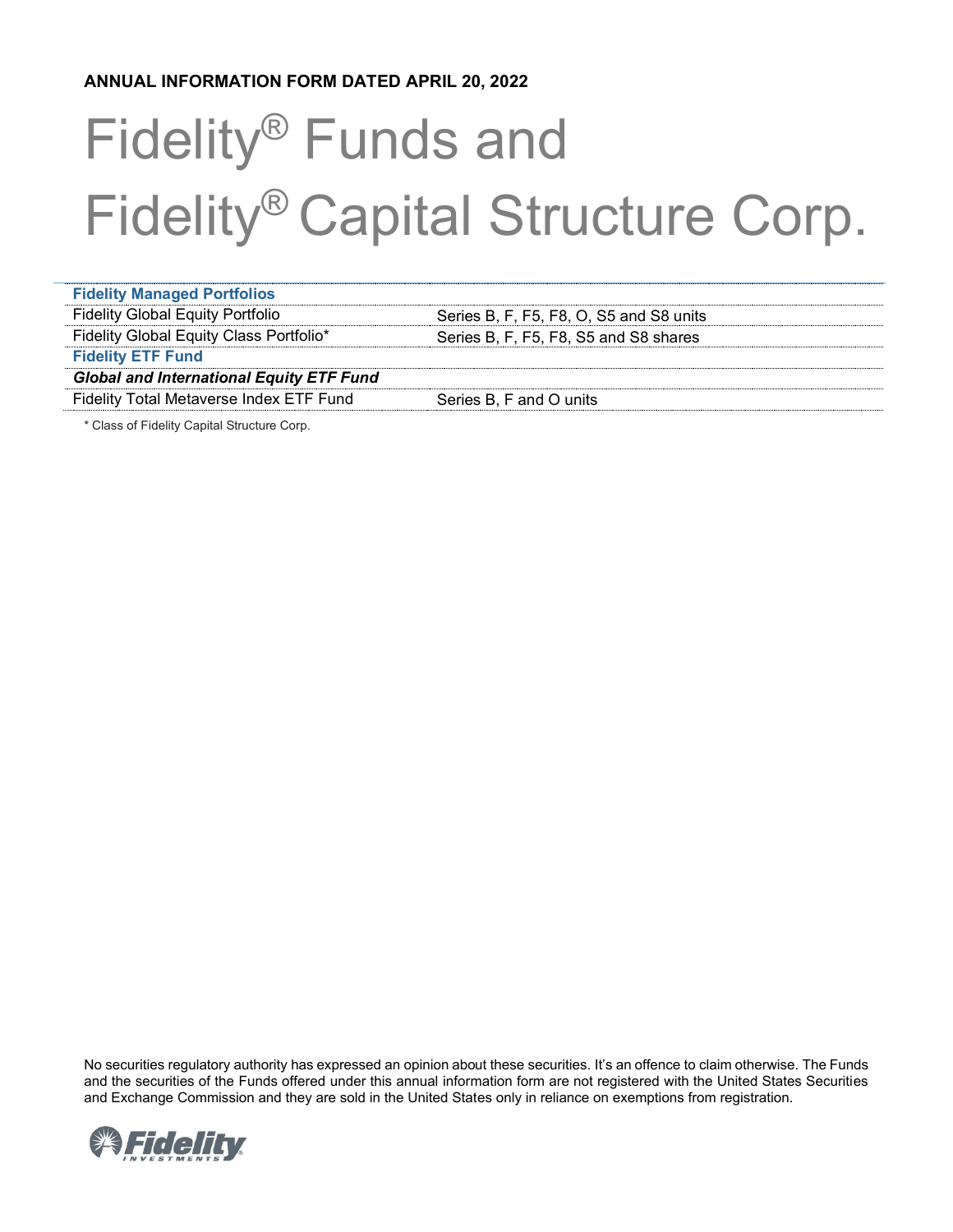**ANNUAL INFORMATION FORM DATED APRIL 20, 2022**

# Fidelity® Funds and Fidelity® Capital Structure Corp.

| | |
|---|---|
| **Fidelity Managed Portfolios** | |
| Fidelity Global Equity Portfolio | Series B, F, F5, F8, O, S5 and S8 units |
| Fidelity Global Equity Class Portfolio* | Series B, F, F5, F8, S5 and S8 shares |
| **Fidelity ETF Fund** | |
| ***Global and International Equity ETF Fund*** | |
| Fidelity Total Metaverse Index ETF Fund | Series B, F and O units |

\* Class of Fidelity Capital Structure Corp.

No securities regulatory authority has expressed an opinion about these securities. It's an offence to claim otherwise. The Funds and the securities of the Funds offered under this annual information form are not registered with the United States Securities and Exchange Commission and they are sold in the United States only in reliance on exemptions from registration.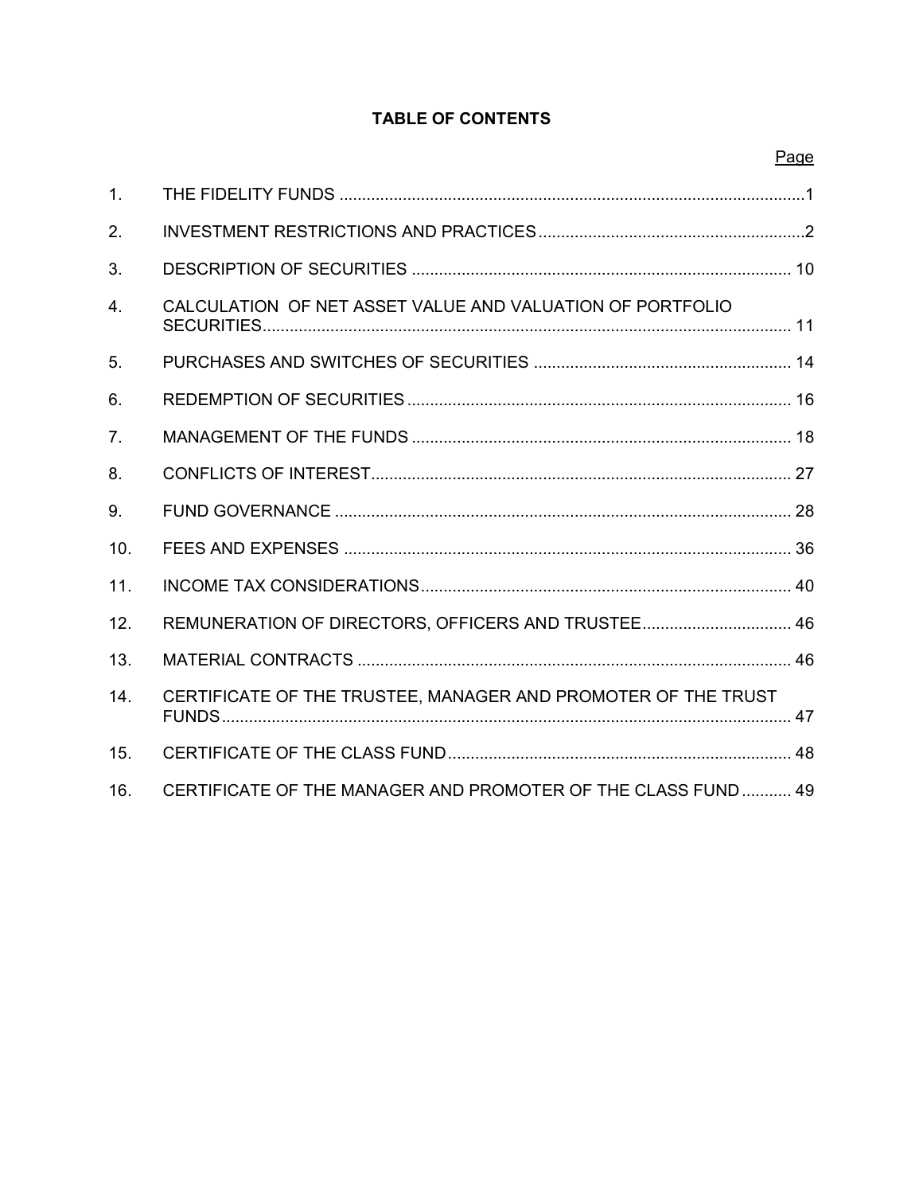# TABLE OF CONTENTS

| | | Page |
|---|---|---|
| 1. | THE FIDELITY FUNDS | 1 |
| 2. | INVESTMENT RESTRICTIONS AND PRACTICES | 2 |
| 3. | DESCRIPTION OF SECURITIES | 10 |
| 4. | CALCULATION OF NET ASSET VALUE AND VALUATION OF PORTFOLIO SECURITIES | 11 |
| 5. | PURCHASES AND SWITCHES OF SECURITIES | 14 |
| 6. | REDEMPTION OF SECURITIES | 16 |
| 7. | MANAGEMENT OF THE FUNDS | 18 |
| 8. | CONFLICTS OF INTEREST | 27 |
| 9. | FUND GOVERNANCE | 28 |
| 10. | FEES AND EXPENSES | 36 |
| 11. | INCOME TAX CONSIDERATIONS | 40 |
| 12. | REMUNERATION OF DIRECTORS, OFFICERS AND TRUSTEE | 46 |
| 13. | MATERIAL CONTRACTS | 46 |
| 14. | CERTIFICATE OF THE TRUSTEE, MANAGER AND PROMOTER OF THE TRUST FUNDS | 47 |
| 15. | CERTIFICATE OF THE CLASS FUND | 48 |
| 16. | CERTIFICATE OF THE MANAGER AND PROMOTER OF THE CLASS FUND | 49 |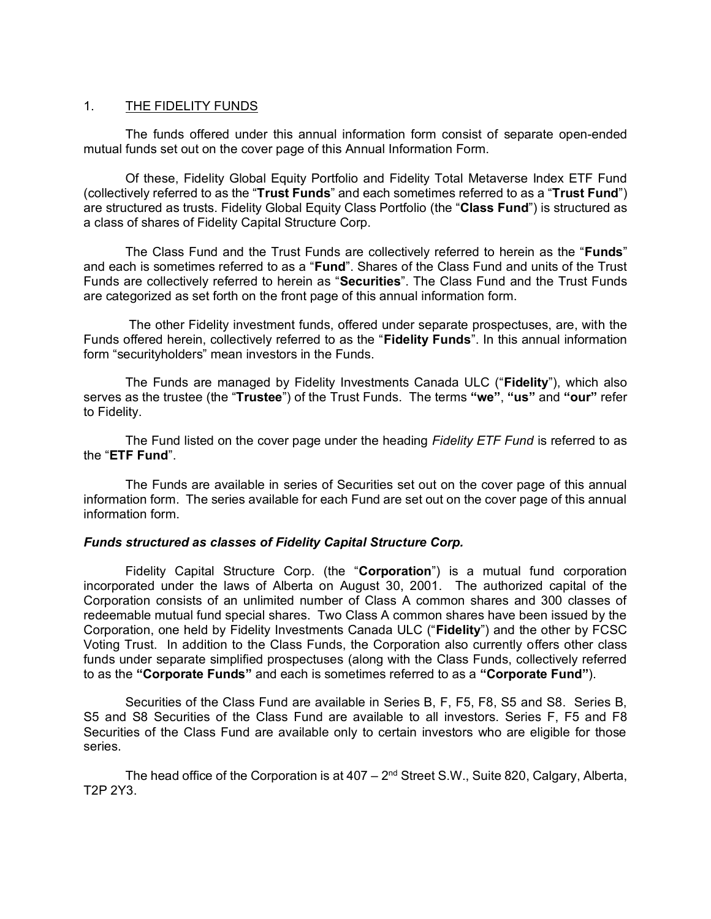## 1. THE FIDELITY FUNDS

The funds offered under this annual information form consist of separate open-ended mutual funds set out on the cover page of this Annual Information Form.

Of these, Fidelity Global Equity Portfolio and Fidelity Total Metaverse Index ETF Fund (collectively referred to as the "**Trust Funds**" and each sometimes referred to as a "**Trust Fund**") are structured as trusts. Fidelity Global Equity Class Portfolio (the "**Class Fund**") is structured as a class of shares of Fidelity Capital Structure Corp.

The Class Fund and the Trust Funds are collectively referred to herein as the "**Funds**" and each is sometimes referred to as a "**Fund**". Shares of the Class Fund and units of the Trust Funds are collectively referred to herein as "**Securities**". The Class Fund and the Trust Funds are categorized as set forth on the front page of this annual information form.

The other Fidelity investment funds, offered under separate prospectuses, are, with the Funds offered herein, collectively referred to as the "**Fidelity Funds**". In this annual information form "securityholders" mean investors in the Funds.

The Funds are managed by Fidelity Investments Canada ULC ("**Fidelity**"), which also serves as the trustee (the "**Trustee**") of the Trust Funds. The terms **"we"**, **"us"** and **"our"** refer to Fidelity.

The Fund listed on the cover page under the heading *Fidelity ETF Fund* is referred to as the "**ETF Fund**".

The Funds are available in series of Securities set out on the cover page of this annual information form. The series available for each Fund are set out on the cover page of this annual information form.

***Funds structured as classes of Fidelity Capital Structure Corp.***

Fidelity Capital Structure Corp. (the "**Corporation**") is a mutual fund corporation incorporated under the laws of Alberta on August 30, 2001. The authorized capital of the Corporation consists of an unlimited number of Class A common shares and 300 classes of redeemable mutual fund special shares. Two Class A common shares have been issued by the Corporation, one held by Fidelity Investments Canada ULC ("**Fidelity**") and the other by FCSC Voting Trust. In addition to the Class Funds, the Corporation also currently offers other class funds under separate simplified prospectuses (along with the Class Funds, collectively referred to as the **"Corporate Funds"** and each is sometimes referred to as a **"Corporate Fund"**).

Securities of the Class Fund are available in Series B, F, F5, F8, S5 and S8. Series B, S5 and S8 Securities of the Class Fund are available to all investors. Series F, F5 and F8 Securities of the Class Fund are available only to certain investors who are eligible for those series.

The head office of the Corporation is at 407 – 2nd Street S.W., Suite 820, Calgary, Alberta, T2P 2Y3.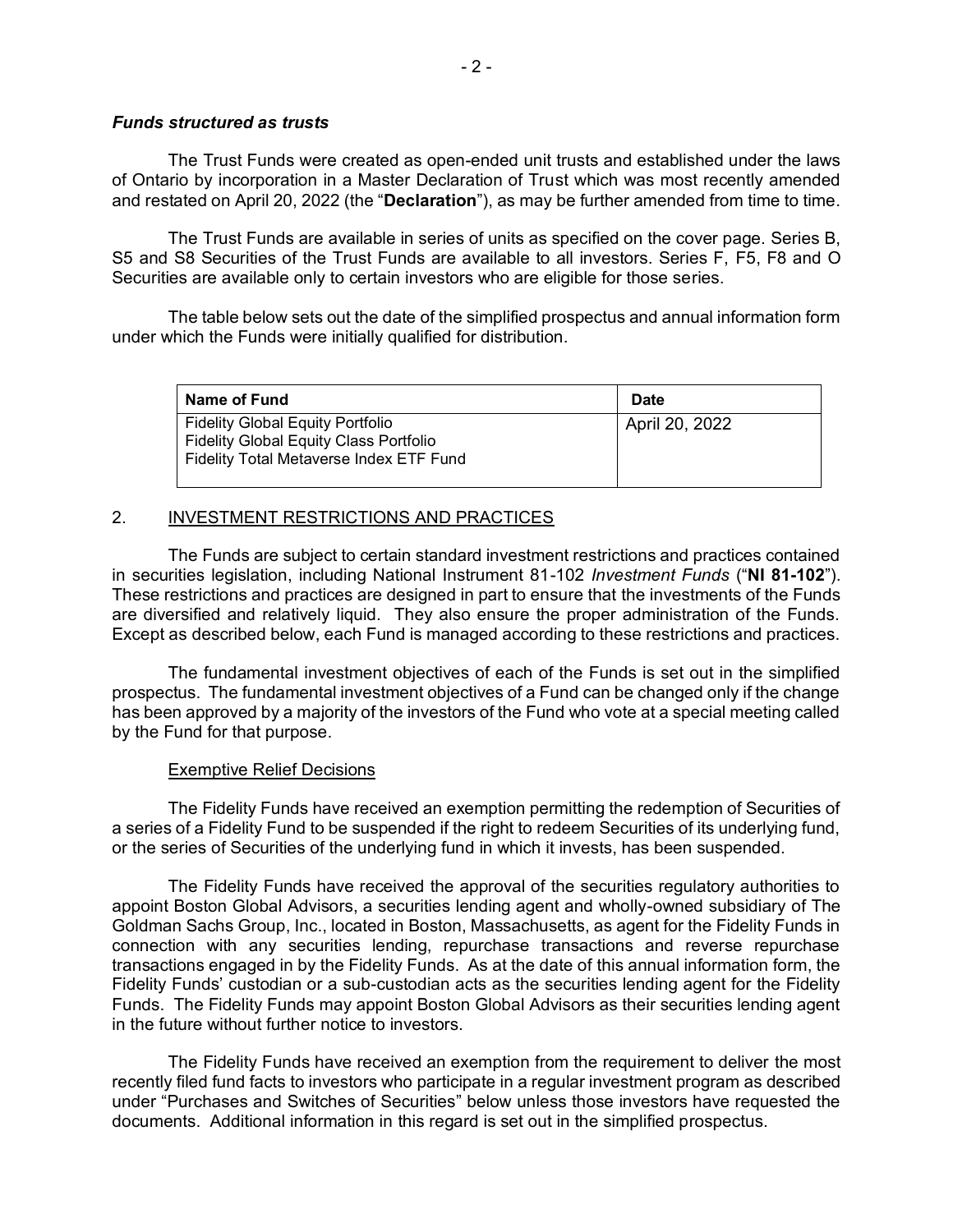***Funds structured as trusts***

The Trust Funds were created as open-ended unit trusts and established under the laws of Ontario by incorporation in a Master Declaration of Trust which was most recently amended and restated on April 20, 2022 (the "**Declaration**"), as may be further amended from time to time.

The Trust Funds are available in series of units as specified on the cover page. Series B, S5 and S8 Securities of the Trust Funds are available to all investors. Series F, F5, F8 and O Securities are available only to certain investors who are eligible for those series.

The table below sets out the date of the simplified prospectus and annual information form under which the Funds were initially qualified for distribution.

| Name of Fund | Date |
|---|---|
| Fidelity Global Equity Portfolio<br>Fidelity Global Equity Class Portfolio<br>Fidelity Total Metaverse Index ETF Fund | April 20, 2022 |

## 2. INVESTMENT RESTRICTIONS AND PRACTICES

The Funds are subject to certain standard investment restrictions and practices contained in securities legislation, including National Instrument 81-102 *Investment Funds* ("**NI 81-102**"). These restrictions and practices are designed in part to ensure that the investments of the Funds are diversified and relatively liquid. They also ensure the proper administration of the Funds. Except as described below, each Fund is managed according to these restrictions and practices.

The fundamental investment objectives of each of the Funds is set out in the simplified prospectus. The fundamental investment objectives of a Fund can be changed only if the change has been approved by a majority of the investors of the Fund who vote at a special meeting called by the Fund for that purpose.

### Exemptive Relief Decisions

The Fidelity Funds have received an exemption permitting the redemption of Securities of a series of a Fidelity Fund to be suspended if the right to redeem Securities of its underlying fund, or the series of Securities of the underlying fund in which it invests, has been suspended.

The Fidelity Funds have received the approval of the securities regulatory authorities to appoint Boston Global Advisors, a securities lending agent and wholly-owned subsidiary of The Goldman Sachs Group, Inc., located in Boston, Massachusetts, as agent for the Fidelity Funds in connection with any securities lending, repurchase transactions and reverse repurchase transactions engaged in by the Fidelity Funds. As at the date of this annual information form, the Fidelity Funds' custodian or a sub-custodian acts as the securities lending agent for the Fidelity Funds. The Fidelity Funds may appoint Boston Global Advisors as their securities lending agent in the future without further notice to investors.

The Fidelity Funds have received an exemption from the requirement to deliver the most recently filed fund facts to investors who participate in a regular investment program as described under "Purchases and Switches of Securities" below unless those investors have requested the documents. Additional information in this regard is set out in the simplified prospectus.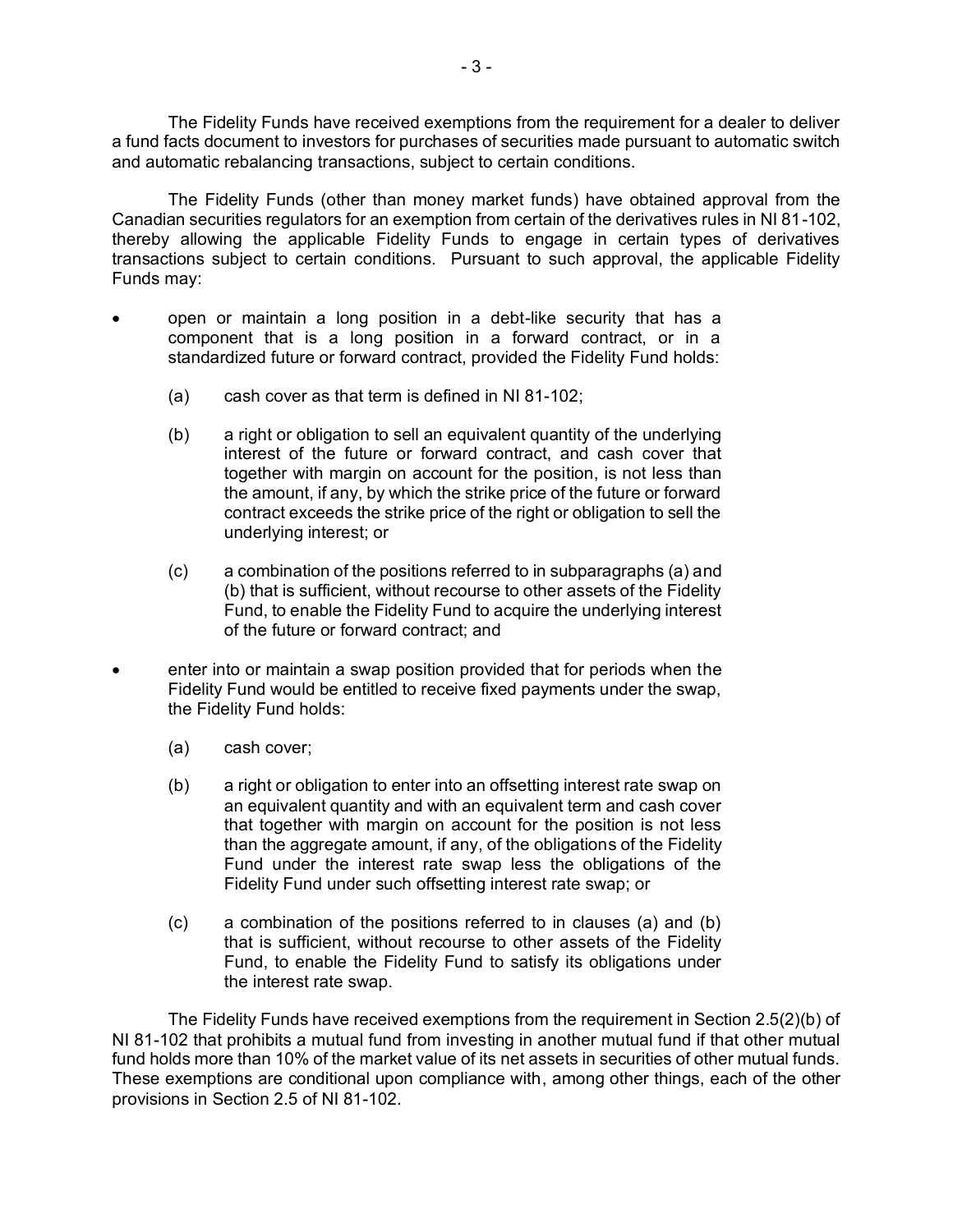The Fidelity Funds have received exemptions from the requirement for a dealer to deliver a fund facts document to investors for purchases of securities made pursuant to automatic switch and automatic rebalancing transactions, subject to certain conditions.

The Fidelity Funds (other than money market funds) have obtained approval from the Canadian securities regulators for an exemption from certain of the derivatives rules in NI 81-102, thereby allowing the applicable Fidelity Funds to engage in certain types of derivatives transactions subject to certain conditions. Pursuant to such approval, the applicable Fidelity Funds may:

- open or maintain a long position in a debt-like security that has a component that is a long position in a forward contract, or in a standardized future or forward contract, provided the Fidelity Fund holds:

  (a) cash cover as that term is defined in NI 81-102;

  (b) a right or obligation to sell an equivalent quantity of the underlying interest of the future or forward contract, and cash cover that together with margin on account for the position, is not less than the amount, if any, by which the strike price of the future or forward contract exceeds the strike price of the right or obligation to sell the underlying interest; or

  (c) a combination of the positions referred to in subparagraphs (a) and (b) that is sufficient, without recourse to other assets of the Fidelity Fund, to enable the Fidelity Fund to acquire the underlying interest of the future or forward contract; and

- enter into or maintain a swap position provided that for periods when the Fidelity Fund would be entitled to receive fixed payments under the swap, the Fidelity Fund holds:

  (a) cash cover;

  (b) a right or obligation to enter into an offsetting interest rate swap on an equivalent quantity and with an equivalent term and cash cover that together with margin on account for the position is not less than the aggregate amount, if any, of the obligations of the Fidelity Fund under the interest rate swap less the obligations of the Fidelity Fund under such offsetting interest rate swap; or

  (c) a combination of the positions referred to in clauses (a) and (b) that is sufficient, without recourse to other assets of the Fidelity Fund, to enable the Fidelity Fund to satisfy its obligations under the interest rate swap.

The Fidelity Funds have received exemptions from the requirement in Section 2.5(2)(b) of NI 81-102 that prohibits a mutual fund from investing in another mutual fund if that other mutual fund holds more than 10% of the market value of its net assets in securities of other mutual funds. These exemptions are conditional upon compliance with, among other things, each of the other provisions in Section 2.5 of NI 81-102.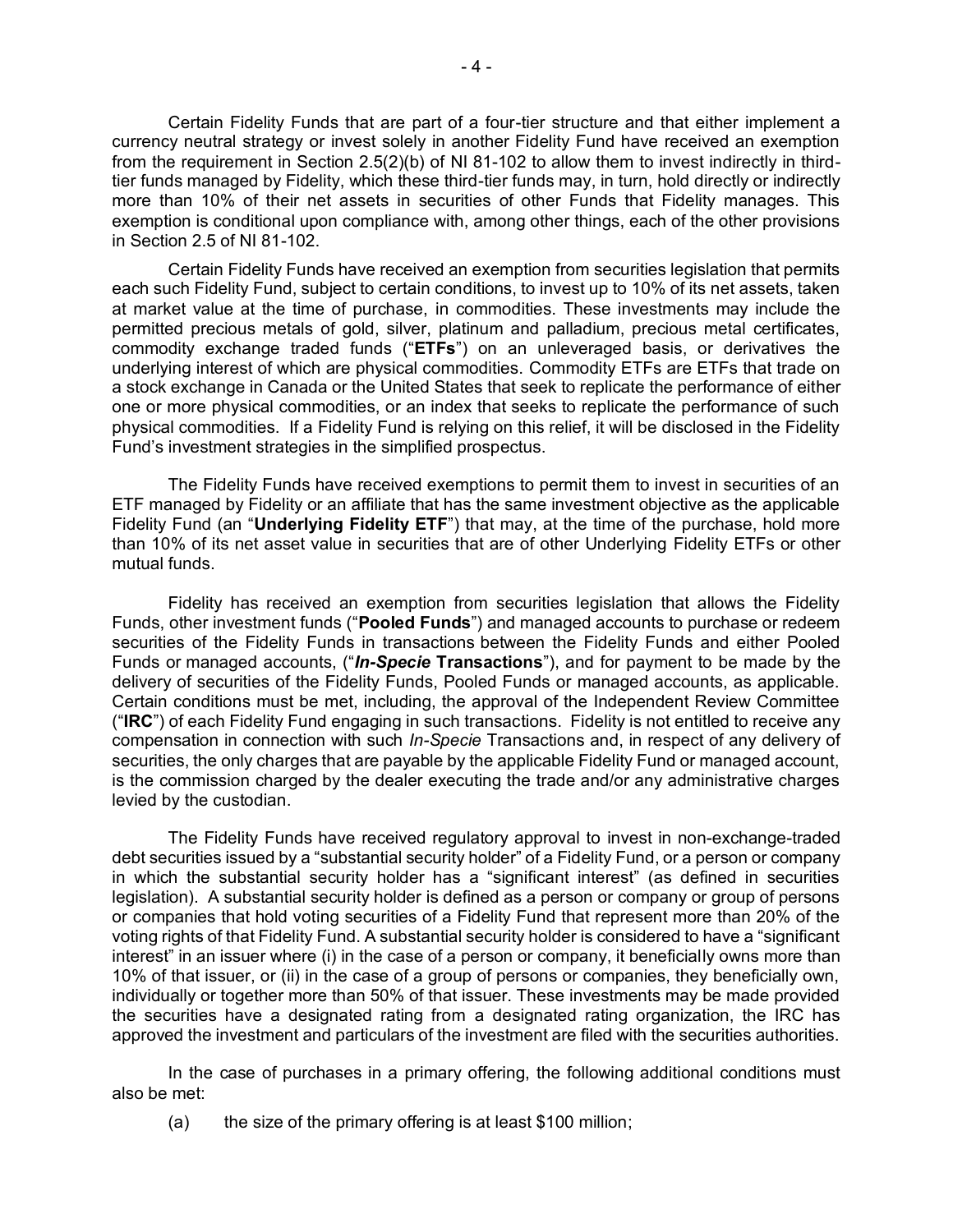Certain Fidelity Funds that are part of a four-tier structure and that either implement a currency neutral strategy or invest solely in another Fidelity Fund have received an exemption from the requirement in Section 2.5(2)(b) of NI 81-102 to allow them to invest indirectly in third-tier funds managed by Fidelity, which these third-tier funds may, in turn, hold directly or indirectly more than 10% of their net assets in securities of other Funds that Fidelity manages. This exemption is conditional upon compliance with, among other things, each of the other provisions in Section 2.5 of NI 81-102.

Certain Fidelity Funds have received an exemption from securities legislation that permits each such Fidelity Fund, subject to certain conditions, to invest up to 10% of its net assets, taken at market value at the time of purchase, in commodities. These investments may include the permitted precious metals of gold, silver, platinum and palladium, precious metal certificates, commodity exchange traded funds ("**ETFs**") on an unleveraged basis, or derivatives the underlying interest of which are physical commodities. Commodity ETFs are ETFs that trade on a stock exchange in Canada or the United States that seek to replicate the performance of either one or more physical commodities, or an index that seeks to replicate the performance of such physical commodities. If a Fidelity Fund is relying on this relief, it will be disclosed in the Fidelity Fund's investment strategies in the simplified prospectus.

The Fidelity Funds have received exemptions to permit them to invest in securities of an ETF managed by Fidelity or an affiliate that has the same investment objective as the applicable Fidelity Fund (an "**Underlying Fidelity ETF**") that may, at the time of the purchase, hold more than 10% of its net asset value in securities that are of other Underlying Fidelity ETFs or other mutual funds.

Fidelity has received an exemption from securities legislation that allows the Fidelity Funds, other investment funds ("**Pooled Funds**") and managed accounts to purchase or redeem securities of the Fidelity Funds in transactions between the Fidelity Funds and either Pooled Funds or managed accounts, ("***In-Specie*** **Transactions**"), and for payment to be made by the delivery of securities of the Fidelity Funds, Pooled Funds or managed accounts, as applicable. Certain conditions must be met, including, the approval of the Independent Review Committee ("**IRC**") of each Fidelity Fund engaging in such transactions. Fidelity is not entitled to receive any compensation in connection with such *In-Specie* Transactions and, in respect of any delivery of securities, the only charges that are payable by the applicable Fidelity Fund or managed account, is the commission charged by the dealer executing the trade and/or any administrative charges levied by the custodian.

The Fidelity Funds have received regulatory approval to invest in non-exchange-traded debt securities issued by a "substantial security holder" of a Fidelity Fund, or a person or company in which the substantial security holder has a "significant interest" (as defined in securities legislation). A substantial security holder is defined as a person or company or group of persons or companies that hold voting securities of a Fidelity Fund that represent more than 20% of the voting rights of that Fidelity Fund. A substantial security holder is considered to have a "significant interest" in an issuer where (i) in the case of a person or company, it beneficially owns more than 10% of that issuer, or (ii) in the case of a group of persons or companies, they beneficially own, individually or together more than 50% of that issuer. These investments may be made provided the securities have a designated rating from a designated rating organization, the IRC has approved the investment and particulars of the investment are filed with the securities authorities.

In the case of purchases in a primary offering, the following additional conditions must also be met:

(a) the size of the primary offering is at least $100 million;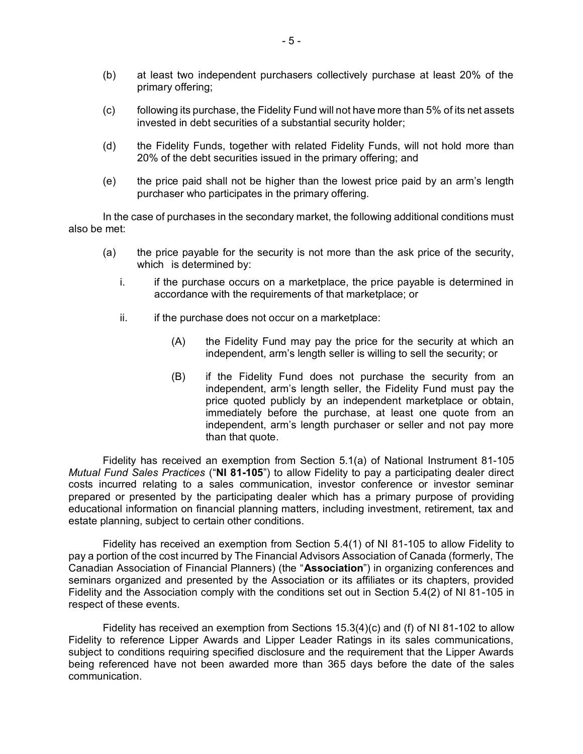(b) at least two independent purchasers collectively purchase at least 20% of the primary offering;

(c) following its purchase, the Fidelity Fund will not have more than 5% of its net assets invested in debt securities of a substantial security holder;

(d) the Fidelity Funds, together with related Fidelity Funds, will not hold more than 20% of the debt securities issued in the primary offering; and

(e) the price paid shall not be higher than the lowest price paid by an arm's length purchaser who participates in the primary offering.

In the case of purchases in the secondary market, the following additional conditions must also be met:

(a) the price payable for the security is not more than the ask price of the security, which is determined by:

    i. if the purchase occurs on a marketplace, the price payable is determined in accordance with the requirements of that marketplace; or

    ii. if the purchase does not occur on a marketplace:

        (A) the Fidelity Fund may pay the price for the security at which an independent, arm's length seller is willing to sell the security; or

        (B) if the Fidelity Fund does not purchase the security from an independent, arm's length seller, the Fidelity Fund must pay the price quoted publicly by an independent marketplace or obtain, immediately before the purchase, at least one quote from an independent, arm's length purchaser or seller and not pay more than that quote.

Fidelity has received an exemption from Section 5.1(a) of National Instrument 81-105 *Mutual Fund Sales Practices* ("**NI 81-105**") to allow Fidelity to pay a participating dealer direct costs incurred relating to a sales communication, investor conference or investor seminar prepared or presented by the participating dealer which has a primary purpose of providing educational information on financial planning matters, including investment, retirement, tax and estate planning, subject to certain other conditions.

Fidelity has received an exemption from Section 5.4(1) of NI 81-105 to allow Fidelity to pay a portion of the cost incurred by The Financial Advisors Association of Canada (formerly, The Canadian Association of Financial Planners) (the "**Association**") in organizing conferences and seminars organized and presented by the Association or its affiliates or its chapters, provided Fidelity and the Association comply with the conditions set out in Section 5.4(2) of NI 81-105 in respect of these events.

Fidelity has received an exemption from Sections 15.3(4)(c) and (f) of NI 81-102 to allow Fidelity to reference Lipper Awards and Lipper Leader Ratings in its sales communications, subject to conditions requiring specified disclosure and the requirement that the Lipper Awards being referenced have not been awarded more than 365 days before the date of the sales communication.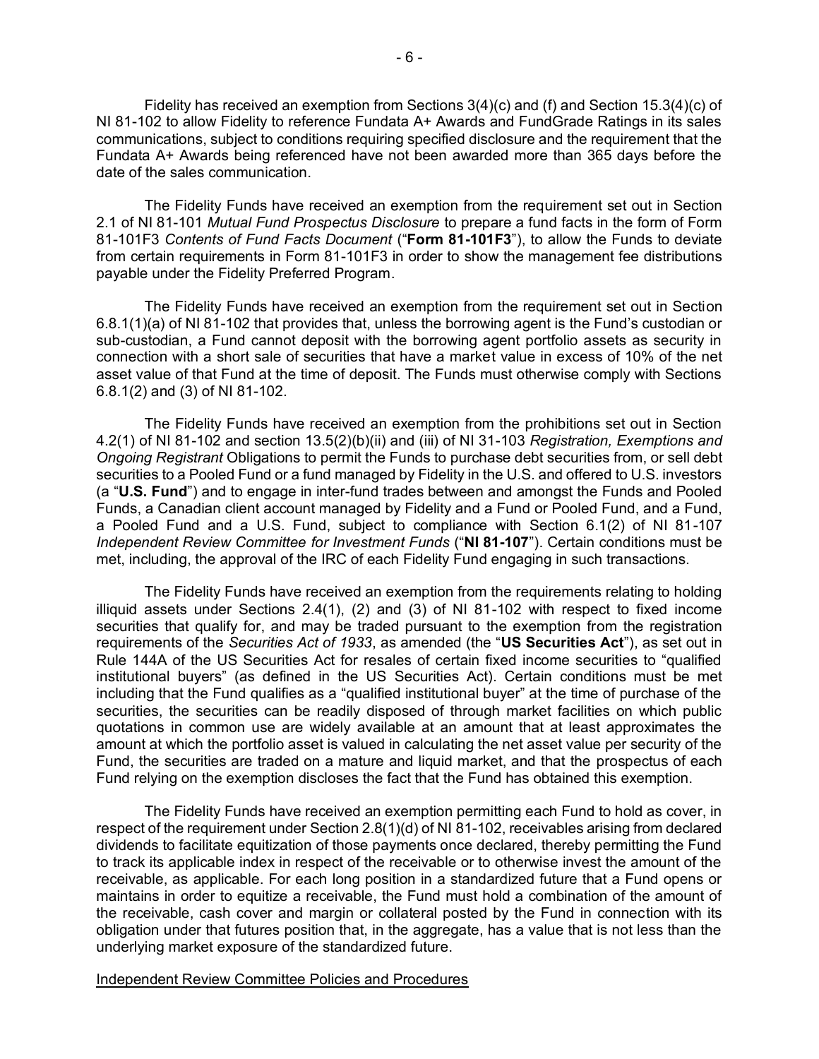Fidelity has received an exemption from Sections 3(4)(c) and (f) and Section 15.3(4)(c) of NI 81-102 to allow Fidelity to reference Fundata A+ Awards and FundGrade Ratings in its sales communications, subject to conditions requiring specified disclosure and the requirement that the Fundata A+ Awards being referenced have not been awarded more than 365 days before the date of the sales communication.

The Fidelity Funds have received an exemption from the requirement set out in Section 2.1 of NI 81-101 *Mutual Fund Prospectus Disclosure* to prepare a fund facts in the form of Form 81-101F3 *Contents of Fund Facts Document* ("**Form 81-101F3**"), to allow the Funds to deviate from certain requirements in Form 81-101F3 in order to show the management fee distributions payable under the Fidelity Preferred Program.

The Fidelity Funds have received an exemption from the requirement set out in Section 6.8.1(1)(a) of NI 81-102 that provides that, unless the borrowing agent is the Fund's custodian or sub-custodian, a Fund cannot deposit with the borrowing agent portfolio assets as security in connection with a short sale of securities that have a market value in excess of 10% of the net asset value of that Fund at the time of deposit. The Funds must otherwise comply with Sections 6.8.1(2) and (3) of NI 81-102.

The Fidelity Funds have received an exemption from the prohibitions set out in Section 4.2(1) of NI 81-102 and section 13.5(2)(b)(ii) and (iii) of NI 31-103 *Registration, Exemptions and Ongoing Registrant* Obligations to permit the Funds to purchase debt securities from, or sell debt securities to a Pooled Fund or a fund managed by Fidelity in the U.S. and offered to U.S. investors (a "**U.S. Fund**") and to engage in inter-fund trades between and amongst the Funds and Pooled Funds, a Canadian client account managed by Fidelity and a Fund or Pooled Fund, and a Fund, a Pooled Fund and a U.S. Fund, subject to compliance with Section 6.1(2) of NI 81-107 *Independent Review Committee for Investment Funds* ("**NI 81-107**"). Certain conditions must be met, including, the approval of the IRC of each Fidelity Fund engaging in such transactions.

The Fidelity Funds have received an exemption from the requirements relating to holding illiquid assets under Sections 2.4(1), (2) and (3) of NI 81-102 with respect to fixed income securities that qualify for, and may be traded pursuant to the exemption from the registration requirements of the *Securities Act of 1933*, as amended (the "**US Securities Act**"), as set out in Rule 144A of the US Securities Act for resales of certain fixed income securities to "qualified institutional buyers" (as defined in the US Securities Act). Certain conditions must be met including that the Fund qualifies as a "qualified institutional buyer" at the time of purchase of the securities, the securities can be readily disposed of through market facilities on which public quotations in common use are widely available at an amount that at least approximates the amount at which the portfolio asset is valued in calculating the net asset value per security of the Fund, the securities are traded on a mature and liquid market, and that the prospectus of each Fund relying on the exemption discloses the fact that the Fund has obtained this exemption.

The Fidelity Funds have received an exemption permitting each Fund to hold as cover, in respect of the requirement under Section 2.8(1)(d) of NI 81-102, receivables arising from declared dividends to facilitate equitization of those payments once declared, thereby permitting the Fund to track its applicable index in respect of the receivable or to otherwise invest the amount of the receivable, as applicable. For each long position in a standardized future that a Fund opens or maintains in order to equitize a receivable, the Fund must hold a combination of the amount of the receivable, cash cover and margin or collateral posted by the Fund in connection with its obligation under that futures position that, in the aggregate, has a value that is not less than the underlying market exposure of the standardized future.

Independent Review Committee Policies and Procedures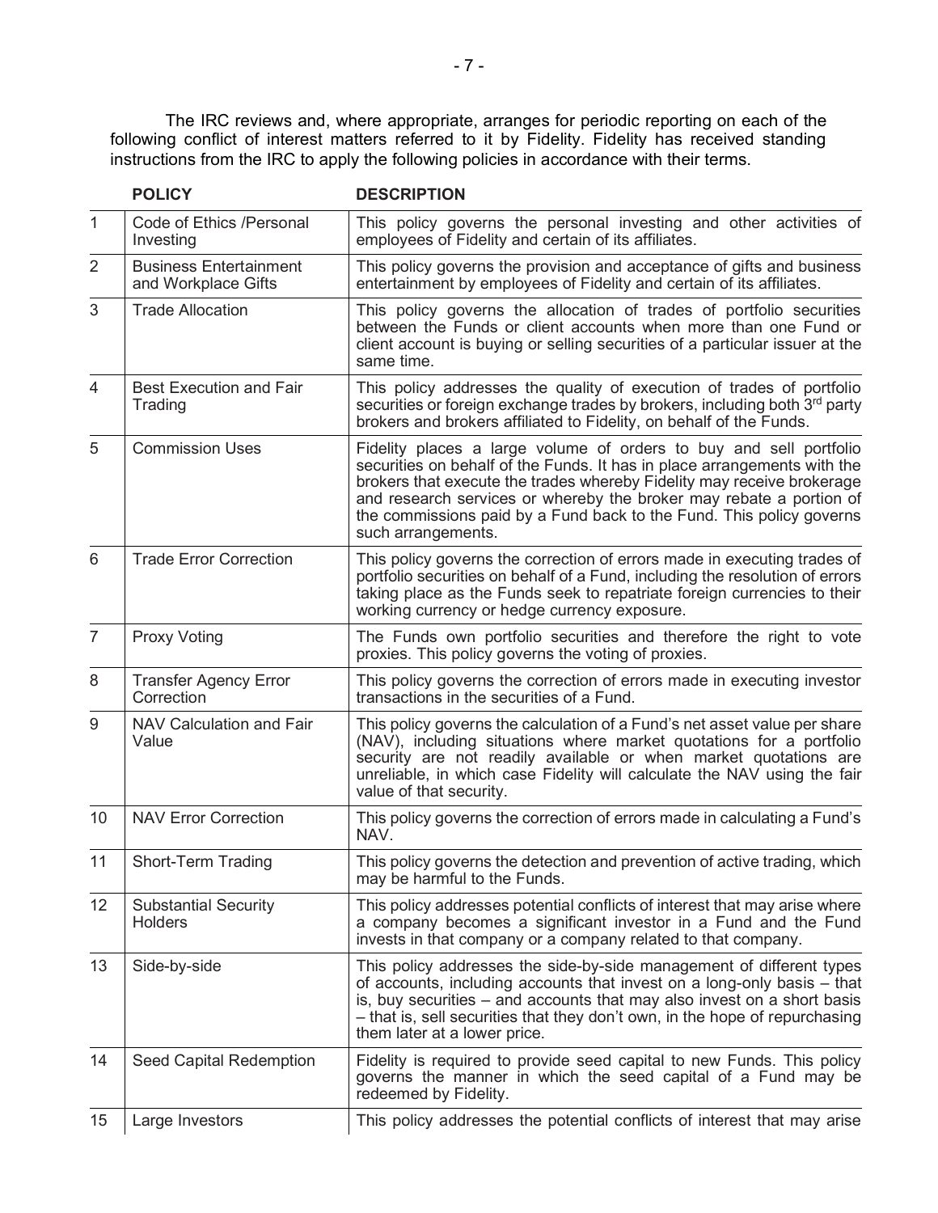The IRC reviews and, where appropriate, arranges for periodic reporting on each of the following conflict of interest matters referred to it by Fidelity. Fidelity has received standing instructions from the IRC to apply the following policies in accordance with their terms.

| | POLICY | DESCRIPTION |
|---|---|---|
| 1 | Code of Ethics /Personal Investing | This policy governs the personal investing and other activities of employees of Fidelity and certain of its affiliates. |
| 2 | Business Entertainment and Workplace Gifts | This policy governs the provision and acceptance of gifts and business entertainment by employees of Fidelity and certain of its affiliates. |
| 3 | Trade Allocation | This policy governs the allocation of trades of portfolio securities between the Funds or client accounts when more than one Fund or client account is buying or selling securities of a particular issuer at the same time. |
| 4 | Best Execution and Fair Trading | This policy addresses the quality of execution of trades of portfolio securities or foreign exchange trades by brokers, including both 3rd party brokers and brokers affiliated to Fidelity, on behalf of the Funds. |
| 5 | Commission Uses | Fidelity places a large volume of orders to buy and sell portfolio securities on behalf of the Funds. It has in place arrangements with the brokers that execute the trades whereby Fidelity may receive brokerage and research services or whereby the broker may rebate a portion of the commissions paid by a Fund back to the Fund. This policy governs such arrangements. |
| 6 | Trade Error Correction | This policy governs the correction of errors made in executing trades of portfolio securities on behalf of a Fund, including the resolution of errors taking place as the Funds seek to repatriate foreign currencies to their working currency or hedge currency exposure. |
| 7 | Proxy Voting | The Funds own portfolio securities and therefore the right to vote proxies. This policy governs the voting of proxies. |
| 8 | Transfer Agency Error Correction | This policy governs the correction of errors made in executing investor transactions in the securities of a Fund. |
| 9 | NAV Calculation and Fair Value | This policy governs the calculation of a Fund's net asset value per share (NAV), including situations where market quotations for a portfolio security are not readily available or when market quotations are unreliable, in which case Fidelity will calculate the NAV using the fair value of that security. |
| 10 | NAV Error Correction | This policy governs the correction of errors made in calculating a Fund's NAV. |
| 11 | Short-Term Trading | This policy governs the detection and prevention of active trading, which may be harmful to the Funds. |
| 12 | Substantial Security Holders | This policy addresses potential conflicts of interest that may arise where a company becomes a significant investor in a Fund and the Fund invests in that company or a company related to that company. |
| 13 | Side-by-side | This policy addresses the side-by-side management of different types of accounts, including accounts that invest on a long-only basis – that is, buy securities – and accounts that may also invest on a short basis – that is, sell securities that they don't own, in the hope of repurchasing them later at a lower price. |
| 14 | Seed Capital Redemption | Fidelity is required to provide seed capital to new Funds. This policy governs the manner in which the seed capital of a Fund may be redeemed by Fidelity. |
| 15 | Large Investors | This policy addresses the potential conflicts of interest that may arise |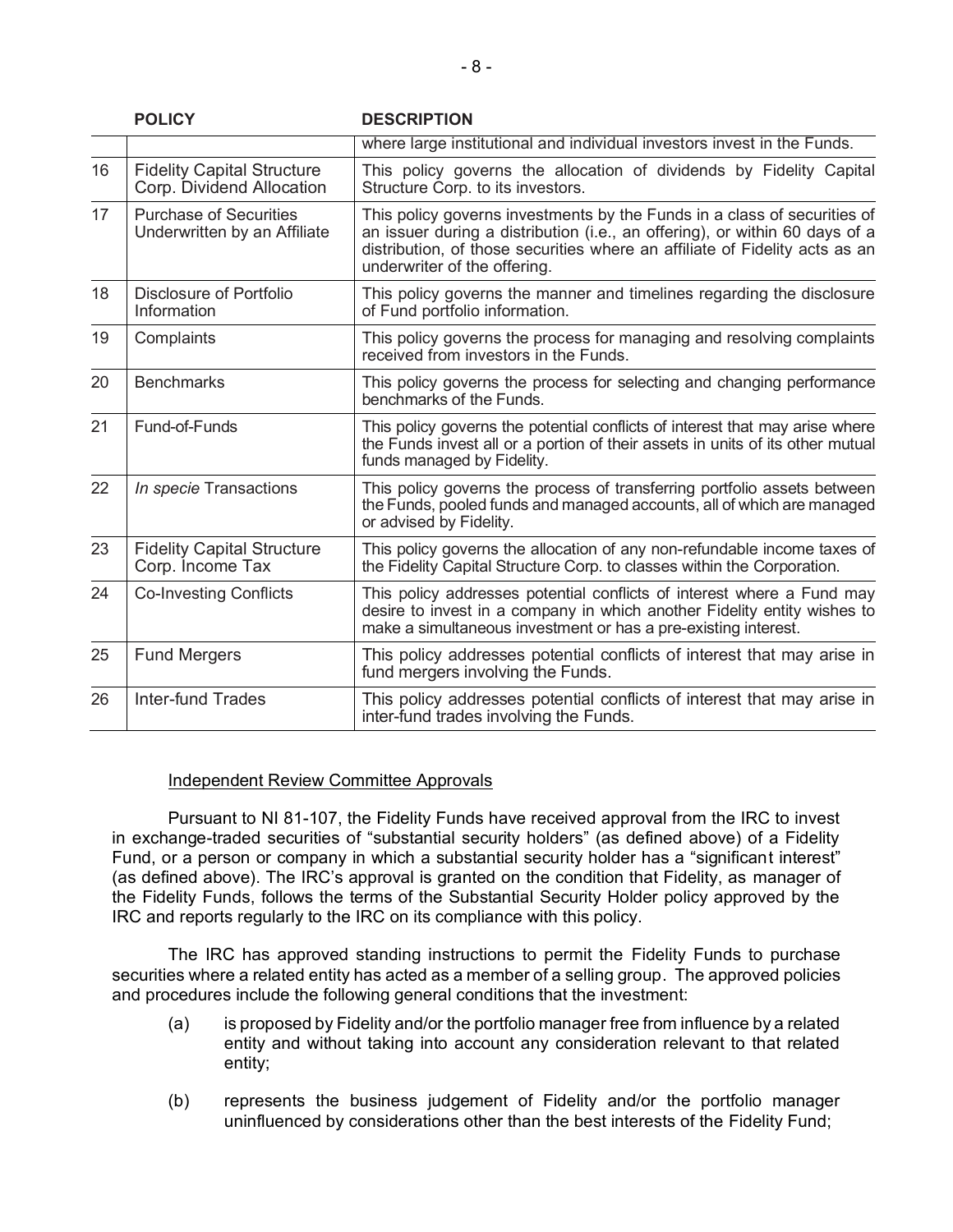| | POLICY | DESCRIPTION |
|---|---|---|
| | | where large institutional and individual investors invest in the Funds. |
| 16 | Fidelity Capital Structure Corp. Dividend Allocation | This policy governs the allocation of dividends by Fidelity Capital Structure Corp. to its investors. |
| 17 | Purchase of Securities Underwritten by an Affiliate | This policy governs investments by the Funds in a class of securities of an issuer during a distribution (i.e., an offering), or within 60 days of a distribution, of those securities where an affiliate of Fidelity acts as an underwriter of the offering. |
| 18 | Disclosure of Portfolio Information | This policy governs the manner and timelines regarding the disclosure of Fund portfolio information. |
| 19 | Complaints | This policy governs the process for managing and resolving complaints received from investors in the Funds. |
| 20 | Benchmarks | This policy governs the process for selecting and changing performance benchmarks of the Funds. |
| 21 | Fund-of-Funds | This policy governs the potential conflicts of interest that may arise where the Funds invest all or a portion of their assets in units of its other mutual funds managed by Fidelity. |
| 22 | *In specie* Transactions | This policy governs the process of transferring portfolio assets between the Funds, pooled funds and managed accounts, all of which are managed or advised by Fidelity. |
| 23 | Fidelity Capital Structure Corp. Income Tax | This policy governs the allocation of any non-refundable income taxes of the Fidelity Capital Structure Corp. to classes within the Corporation. |
| 24 | Co-Investing Conflicts | This policy addresses potential conflicts of interest where a Fund may desire to invest in a company in which another Fidelity entity wishes to make a simultaneous investment or has a pre-existing interest. |
| 25 | Fund Mergers | This policy addresses potential conflicts of interest that may arise in fund mergers involving the Funds. |
| 26 | Inter-fund Trades | This policy addresses potential conflicts of interest that may arise in inter-fund trades involving the Funds. |

Independent Review Committee Approvals

Pursuant to NI 81-107, the Fidelity Funds have received approval from the IRC to invest in exchange-traded securities of "substantial security holders" (as defined above) of a Fidelity Fund, or a person or company in which a substantial security holder has a "significant interest" (as defined above). The IRC's approval is granted on the condition that Fidelity, as manager of the Fidelity Funds, follows the terms of the Substantial Security Holder policy approved by the IRC and reports regularly to the IRC on its compliance with this policy.

The IRC has approved standing instructions to permit the Fidelity Funds to purchase securities where a related entity has acted as a member of a selling group. The approved policies and procedures include the following general conditions that the investment:

(a) is proposed by Fidelity and/or the portfolio manager free from influence by a related entity and without taking into account any consideration relevant to that related entity;

(b) represents the business judgement of Fidelity and/or the portfolio manager uninfluenced by considerations other than the best interests of the Fidelity Fund;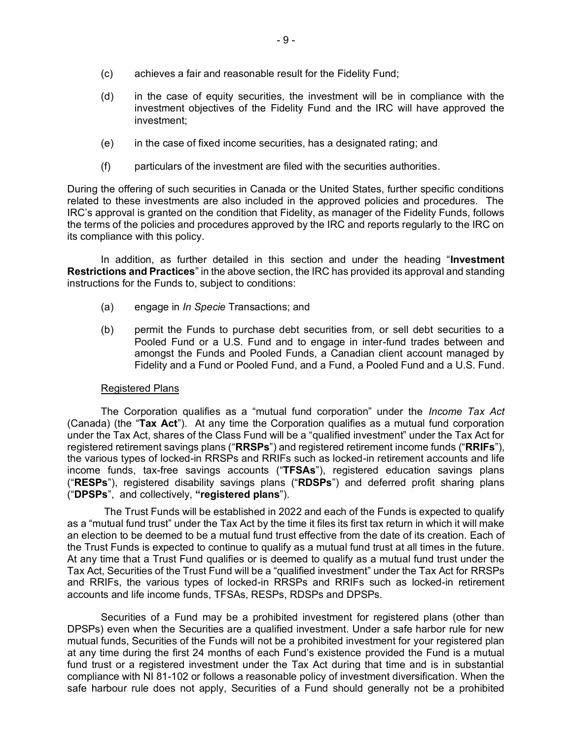(c) achieves a fair and reasonable result for the Fidelity Fund;

(d) in the case of equity securities, the investment will be in compliance with the investment objectives of the Fidelity Fund and the IRC will have approved the investment;

(e) in the case of fixed income securities, has a designated rating; and

(f) particulars of the investment are filed with the securities authorities.

During the offering of such securities in Canada or the United States, further specific conditions related to these investments are also included in the approved policies and procedures. The IRC's approval is granted on the condition that Fidelity, as manager of the Fidelity Funds, follows the terms of the policies and procedures approved by the IRC and reports regularly to the IRC on its compliance with this policy.

In addition, as further detailed in this section and under the heading "**Investment Restrictions and Practices**" in the above section, the IRC has provided its approval and standing instructions for the Funds to, subject to conditions:

(a) engage in *In Specie* Transactions; and

(b) permit the Funds to purchase debt securities from, or sell debt securities to a Pooled Fund or a U.S. Fund and to engage in inter-fund trades between and amongst the Funds and Pooled Funds, a Canadian client account managed by Fidelity and a Fund or Pooled Fund, and a Fund, a Pooled Fund and a U.S. Fund.

Registered Plans

The Corporation qualifies as a "mutual fund corporation" under the *Income Tax Act* (Canada) (the "**Tax Act**"). At any time the Corporation qualifies as a mutual fund corporation under the Tax Act, shares of the Class Fund will be a "qualified investment" under the Tax Act for registered retirement savings plans ("**RRSPs**") and registered retirement income funds ("**RRIFs**"), the various types of locked-in RRSPs and RRIFs such as locked-in retirement accounts and life income funds, tax-free savings accounts ("**TFSAs**"), registered education savings plans ("**RESPs**"), registered disability savings plans ("**RDSPs**") and deferred profit sharing plans ("**DPSPs**", and collectively, **"registered plans**").

The Trust Funds will be established in 2022 and each of the Funds is expected to qualify as a "mutual fund trust" under the Tax Act by the time it files its first tax return in which it will make an election to be deemed to be a mutual fund trust effective from the date of its creation. Each of the Trust Funds is expected to continue to qualify as a mutual fund trust at all times in the future. At any time that a Trust Fund qualifies or is deemed to qualify as a mutual fund trust under the Tax Act, Securities of the Trust Fund will be a "qualified investment" under the Tax Act for RRSPs and RRIFs, the various types of locked-in RRSPs and RRIFs such as locked-in retirement accounts and life income funds, TFSAs, RESPs, RDSPs and DPSPs.

Securities of a Fund may be a prohibited investment for registered plans (other than DPSPs) even when the Securities are a qualified investment. Under a safe harbor rule for new mutual funds, Securities of the Funds will not be a prohibited investment for your registered plan at any time during the first 24 months of each Fund's existence provided the Fund is a mutual fund trust or a registered investment under the Tax Act during that time and is in substantial compliance with NI 81-102 or follows a reasonable policy of investment diversification. When the safe harbour rule does not apply, Securities of a Fund should generally not be a prohibited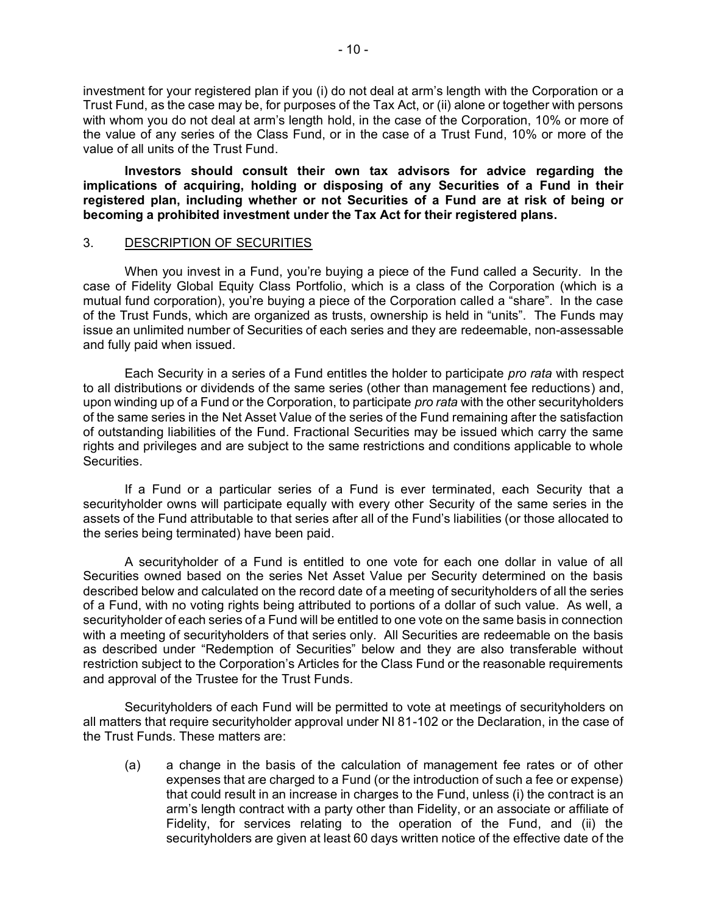investment for your registered plan if you (i) do not deal at arm's length with the Corporation or a Trust Fund, as the case may be, for purposes of the Tax Act, or (ii) alone or together with persons with whom you do not deal at arm's length hold, in the case of the Corporation, 10% or more of the value of any series of the Class Fund, or in the case of a Trust Fund, 10% or more of the value of all units of the Trust Fund.

**Investors should consult their own tax advisors for advice regarding the implications of acquiring, holding or disposing of any Securities of a Fund in their registered plan, including whether or not Securities of a Fund are at risk of being or becoming a prohibited investment under the Tax Act for their registered plans.**

## 3. DESCRIPTION OF SECURITIES

When you invest in a Fund, you're buying a piece of the Fund called a Security. In the case of Fidelity Global Equity Class Portfolio, which is a class of the Corporation (which is a mutual fund corporation), you're buying a piece of the Corporation called a "share". In the case of the Trust Funds, which are organized as trusts, ownership is held in "units". The Funds may issue an unlimited number of Securities of each series and they are redeemable, non-assessable and fully paid when issued.

Each Security in a series of a Fund entitles the holder to participate *pro rata* with respect to all distributions or dividends of the same series (other than management fee reductions) and, upon winding up of a Fund or the Corporation, to participate *pro rata* with the other securityholders of the same series in the Net Asset Value of the series of the Fund remaining after the satisfaction of outstanding liabilities of the Fund. Fractional Securities may be issued which carry the same rights and privileges and are subject to the same restrictions and conditions applicable to whole Securities.

If a Fund or a particular series of a Fund is ever terminated, each Security that a securityholder owns will participate equally with every other Security of the same series in the assets of the Fund attributable to that series after all of the Fund's liabilities (or those allocated to the series being terminated) have been paid.

A securityholder of a Fund is entitled to one vote for each one dollar in value of all Securities owned based on the series Net Asset Value per Security determined on the basis described below and calculated on the record date of a meeting of securityholders of all the series of a Fund, with no voting rights being attributed to portions of a dollar of such value. As well, a securityholder of each series of a Fund will be entitled to one vote on the same basis in connection with a meeting of securityholders of that series only. All Securities are redeemable on the basis as described under "Redemption of Securities" below and they are also transferable without restriction subject to the Corporation's Articles for the Class Fund or the reasonable requirements and approval of the Trustee for the Trust Funds.

Securityholders of each Fund will be permitted to vote at meetings of securityholders on all matters that require securityholder approval under NI 81-102 or the Declaration, in the case of the Trust Funds. These matters are:

(a) a change in the basis of the calculation of management fee rates or of other expenses that are charged to a Fund (or the introduction of such a fee or expense) that could result in an increase in charges to the Fund, unless (i) the contract is an arm's length contract with a party other than Fidelity, or an associate or affiliate of Fidelity, for services relating to the operation of the Fund, and (ii) the securityholders are given at least 60 days written notice of the effective date of the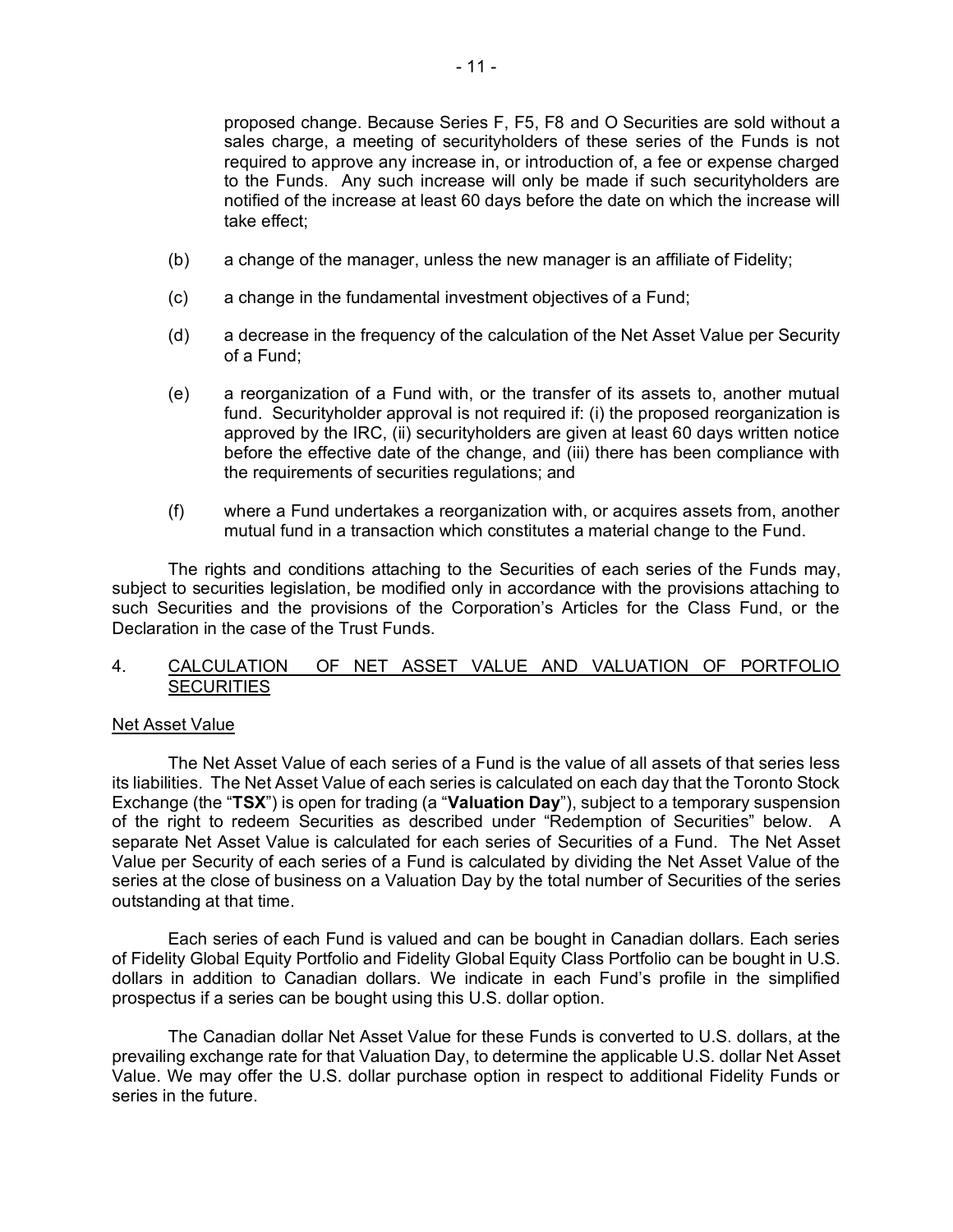proposed change. Because Series F, F5, F8 and O Securities are sold without a sales charge, a meeting of securityholders of these series of the Funds is not required to approve any increase in, or introduction of, a fee or expense charged to the Funds. Any such increase will only be made if such securityholders are notified of the increase at least 60 days before the date on which the increase will take effect;

(b) a change of the manager, unless the new manager is an affiliate of Fidelity;

(c) a change in the fundamental investment objectives of a Fund;

(d) a decrease in the frequency of the calculation of the Net Asset Value per Security of a Fund;

(e) a reorganization of a Fund with, or the transfer of its assets to, another mutual fund. Securityholder approval is not required if: (i) the proposed reorganization is approved by the IRC, (ii) securityholders are given at least 60 days written notice before the effective date of the change, and (iii) there has been compliance with the requirements of securities regulations; and

(f) where a Fund undertakes a reorganization with, or acquires assets from, another mutual fund in a transaction which constitutes a material change to the Fund.

The rights and conditions attaching to the Securities of each series of the Funds may, subject to securities legislation, be modified only in accordance with the provisions attaching to such Securities and the provisions of the Corporation's Articles for the Class Fund, or the Declaration in the case of the Trust Funds.

## 4. CALCULATION OF NET ASSET VALUE AND VALUATION OF PORTFOLIO SECURITIES

### Net Asset Value

The Net Asset Value of each series of a Fund is the value of all assets of that series less its liabilities. The Net Asset Value of each series is calculated on each day that the Toronto Stock Exchange (the "**TSX**") is open for trading (a "**Valuation Day**"), subject to a temporary suspension of the right to redeem Securities as described under "Redemption of Securities" below. A separate Net Asset Value is calculated for each series of Securities of a Fund. The Net Asset Value per Security of each series of a Fund is calculated by dividing the Net Asset Value of the series at the close of business on a Valuation Day by the total number of Securities of the series outstanding at that time.

Each series of each Fund is valued and can be bought in Canadian dollars. Each series of Fidelity Global Equity Portfolio and Fidelity Global Equity Class Portfolio can be bought in U.S. dollars in addition to Canadian dollars. We indicate in each Fund's profile in the simplified prospectus if a series can be bought using this U.S. dollar option.

The Canadian dollar Net Asset Value for these Funds is converted to U.S. dollars, at the prevailing exchange rate for that Valuation Day, to determine the applicable U.S. dollar Net Asset Value. We may offer the U.S. dollar purchase option in respect to additional Fidelity Funds or series in the future.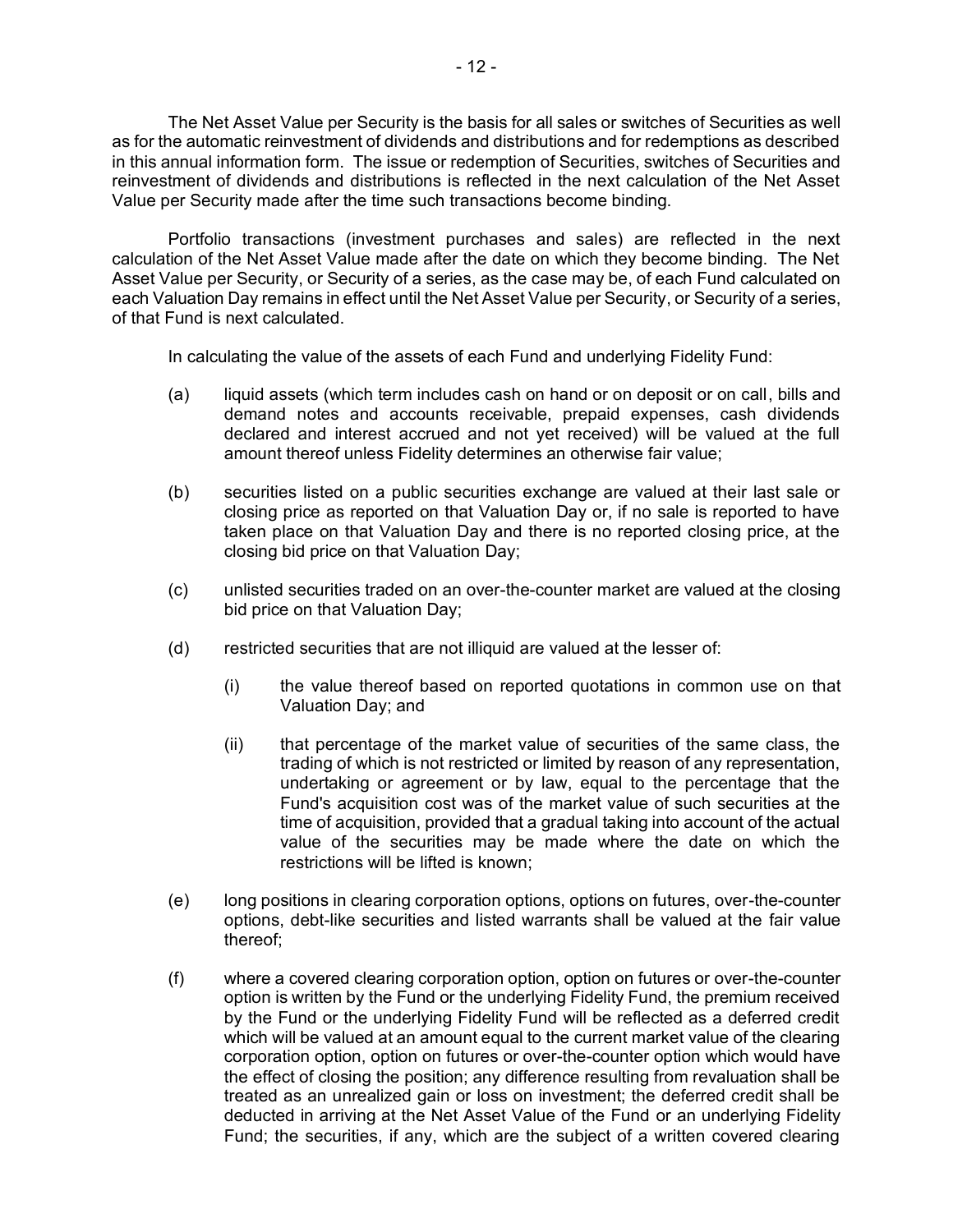The Net Asset Value per Security is the basis for all sales or switches of Securities as well as for the automatic reinvestment of dividends and distributions and for redemptions as described in this annual information form. The issue or redemption of Securities, switches of Securities and reinvestment of dividends and distributions is reflected in the next calculation of the Net Asset Value per Security made after the time such transactions become binding.

Portfolio transactions (investment purchases and sales) are reflected in the next calculation of the Net Asset Value made after the date on which they become binding. The Net Asset Value per Security, or Security of a series, as the case may be, of each Fund calculated on each Valuation Day remains in effect until the Net Asset Value per Security, or Security of a series, of that Fund is next calculated.

In calculating the value of the assets of each Fund and underlying Fidelity Fund:

(a) liquid assets (which term includes cash on hand or on deposit or on call, bills and demand notes and accounts receivable, prepaid expenses, cash dividends declared and interest accrued and not yet received) will be valued at the full amount thereof unless Fidelity determines an otherwise fair value;

(b) securities listed on a public securities exchange are valued at their last sale or closing price as reported on that Valuation Day or, if no sale is reported to have taken place on that Valuation Day and there is no reported closing price, at the closing bid price on that Valuation Day;

(c) unlisted securities traded on an over-the-counter market are valued at the closing bid price on that Valuation Day;

(d) restricted securities that are not illiquid are valued at the lesser of:

  (i) the value thereof based on reported quotations in common use on that Valuation Day; and

  (ii) that percentage of the market value of securities of the same class, the trading of which is not restricted or limited by reason of any representation, undertaking or agreement or by law, equal to the percentage that the Fund's acquisition cost was of the market value of such securities at the time of acquisition, provided that a gradual taking into account of the actual value of the securities may be made where the date on which the restrictions will be lifted is known;

(e) long positions in clearing corporation options, options on futures, over-the-counter options, debt-like securities and listed warrants shall be valued at the fair value thereof;

(f) where a covered clearing corporation option, option on futures or over-the-counter option is written by the Fund or the underlying Fidelity Fund, the premium received by the Fund or the underlying Fidelity Fund will be reflected as a deferred credit which will be valued at an amount equal to the current market value of the clearing corporation option, option on futures or over-the-counter option which would have the effect of closing the position; any difference resulting from revaluation shall be treated as an unrealized gain or loss on investment; the deferred credit shall be deducted in arriving at the Net Asset Value of the Fund or an underlying Fidelity Fund; the securities, if any, which are the subject of a written covered clearing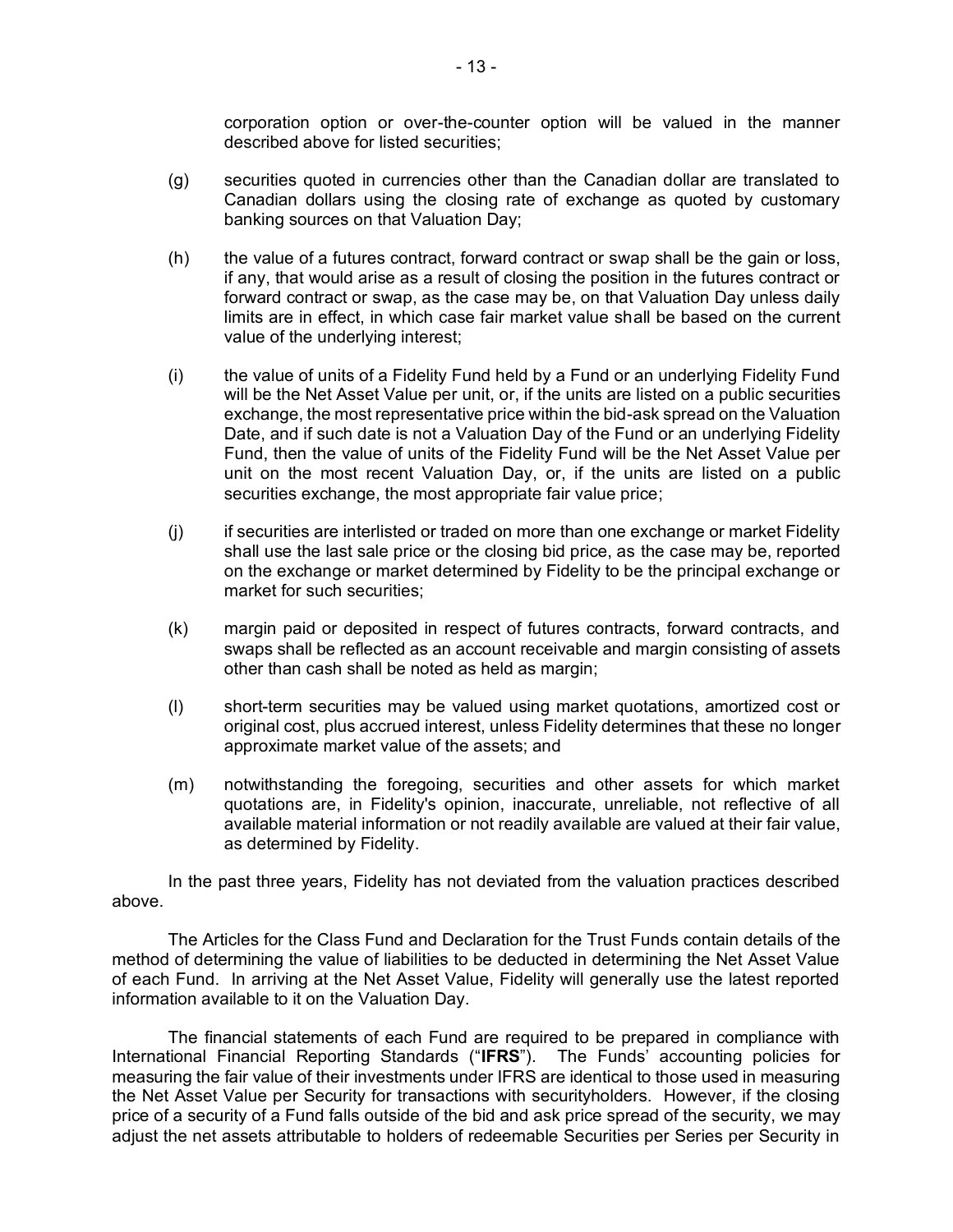corporation option or over-the-counter option will be valued in the manner described above for listed securities;

(g) securities quoted in currencies other than the Canadian dollar are translated to Canadian dollars using the closing rate of exchange as quoted by customary banking sources on that Valuation Day;

(h) the value of a futures contract, forward contract or swap shall be the gain or loss, if any, that would arise as a result of closing the position in the futures contract or forward contract or swap, as the case may be, on that Valuation Day unless daily limits are in effect, in which case fair market value shall be based on the current value of the underlying interest;

(i) the value of units of a Fidelity Fund held by a Fund or an underlying Fidelity Fund will be the Net Asset Value per unit, or, if the units are listed on a public securities exchange, the most representative price within the bid-ask spread on the Valuation Date, and if such date is not a Valuation Day of the Fund or an underlying Fidelity Fund, then the value of units of the Fidelity Fund will be the Net Asset Value per unit on the most recent Valuation Day, or, if the units are listed on a public securities exchange, the most appropriate fair value price;

(j) if securities are interlisted or traded on more than one exchange or market Fidelity shall use the last sale price or the closing bid price, as the case may be, reported on the exchange or market determined by Fidelity to be the principal exchange or market for such securities;

(k) margin paid or deposited in respect of futures contracts, forward contracts, and swaps shall be reflected as an account receivable and margin consisting of assets other than cash shall be noted as held as margin;

(l) short-term securities may be valued using market quotations, amortized cost or original cost, plus accrued interest, unless Fidelity determines that these no longer approximate market value of the assets; and

(m) notwithstanding the foregoing, securities and other assets for which market quotations are, in Fidelity's opinion, inaccurate, unreliable, not reflective of all available material information or not readily available are valued at their fair value, as determined by Fidelity.

In the past three years, Fidelity has not deviated from the valuation practices described above.

The Articles for the Class Fund and Declaration for the Trust Funds contain details of the method of determining the value of liabilities to be deducted in determining the Net Asset Value of each Fund. In arriving at the Net Asset Value, Fidelity will generally use the latest reported information available to it on the Valuation Day.

The financial statements of each Fund are required to be prepared in compliance with International Financial Reporting Standards ("**IFRS**"). The Funds' accounting policies for measuring the fair value of their investments under IFRS are identical to those used in measuring the Net Asset Value per Security for transactions with securityholders. However, if the closing price of a security of a Fund falls outside of the bid and ask price spread of the security, we may adjust the net assets attributable to holders of redeemable Securities per Series per Security in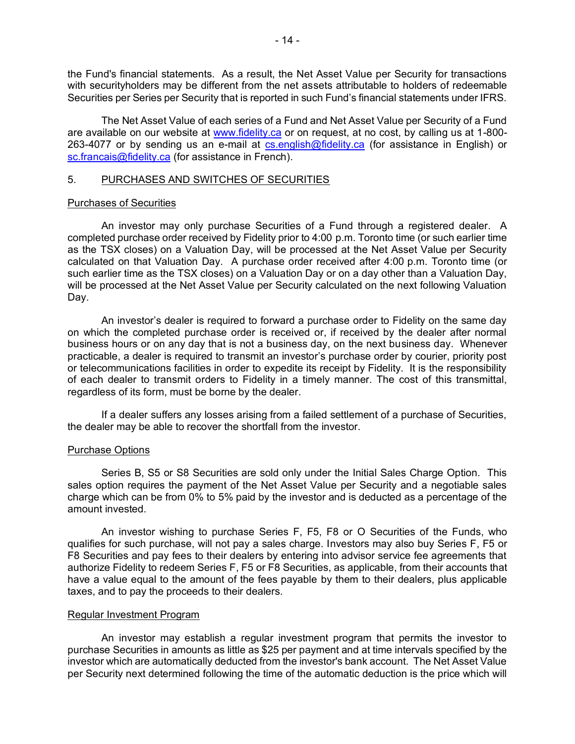the Fund's financial statements. As a result, the Net Asset Value per Security for transactions with securityholders may be different from the net assets attributable to holders of redeemable Securities per Series per Security that is reported in such Fund's financial statements under IFRS.

The Net Asset Value of each series of a Fund and Net Asset Value per Security of a Fund are available on our website at www.fidelity.ca or on request, at no cost, by calling us at 1-800-263-4077 or by sending us an e-mail at cs.english@fidelity.ca (for assistance in English) or sc.francais@fidelity.ca (for assistance in French).

## 5. PURCHASES AND SWITCHES OF SECURITIES

### Purchases of Securities

An investor may only purchase Securities of a Fund through a registered dealer. A completed purchase order received by Fidelity prior to 4:00 p.m. Toronto time (or such earlier time as the TSX closes) on a Valuation Day, will be processed at the Net Asset Value per Security calculated on that Valuation Day. A purchase order received after 4:00 p.m. Toronto time (or such earlier time as the TSX closes) on a Valuation Day or on a day other than a Valuation Day, will be processed at the Net Asset Value per Security calculated on the next following Valuation Day.

An investor's dealer is required to forward a purchase order to Fidelity on the same day on which the completed purchase order is received or, if received by the dealer after normal business hours or on any day that is not a business day, on the next business day. Whenever practicable, a dealer is required to transmit an investor's purchase order by courier, priority post or telecommunications facilities in order to expedite its receipt by Fidelity. It is the responsibility of each dealer to transmit orders to Fidelity in a timely manner. The cost of this transmittal, regardless of its form, must be borne by the dealer.

If a dealer suffers any losses arising from a failed settlement of a purchase of Securities, the dealer may be able to recover the shortfall from the investor.

### Purchase Options

Series B, S5 or S8 Securities are sold only under the Initial Sales Charge Option. This sales option requires the payment of the Net Asset Value per Security and a negotiable sales charge which can be from 0% to 5% paid by the investor and is deducted as a percentage of the amount invested.

An investor wishing to purchase Series F, F5, F8 or O Securities of the Funds, who qualifies for such purchase, will not pay a sales charge. Investors may also buy Series F, F5 or F8 Securities and pay fees to their dealers by entering into advisor service fee agreements that authorize Fidelity to redeem Series F, F5 or F8 Securities, as applicable, from their accounts that have a value equal to the amount of the fees payable by them to their dealers, plus applicable taxes, and to pay the proceeds to their dealers.

### Regular Investment Program

An investor may establish a regular investment program that permits the investor to purchase Securities in amounts as little as $25 per payment and at time intervals specified by the investor which are automatically deducted from the investor's bank account. The Net Asset Value per Security next determined following the time of the automatic deduction is the price which will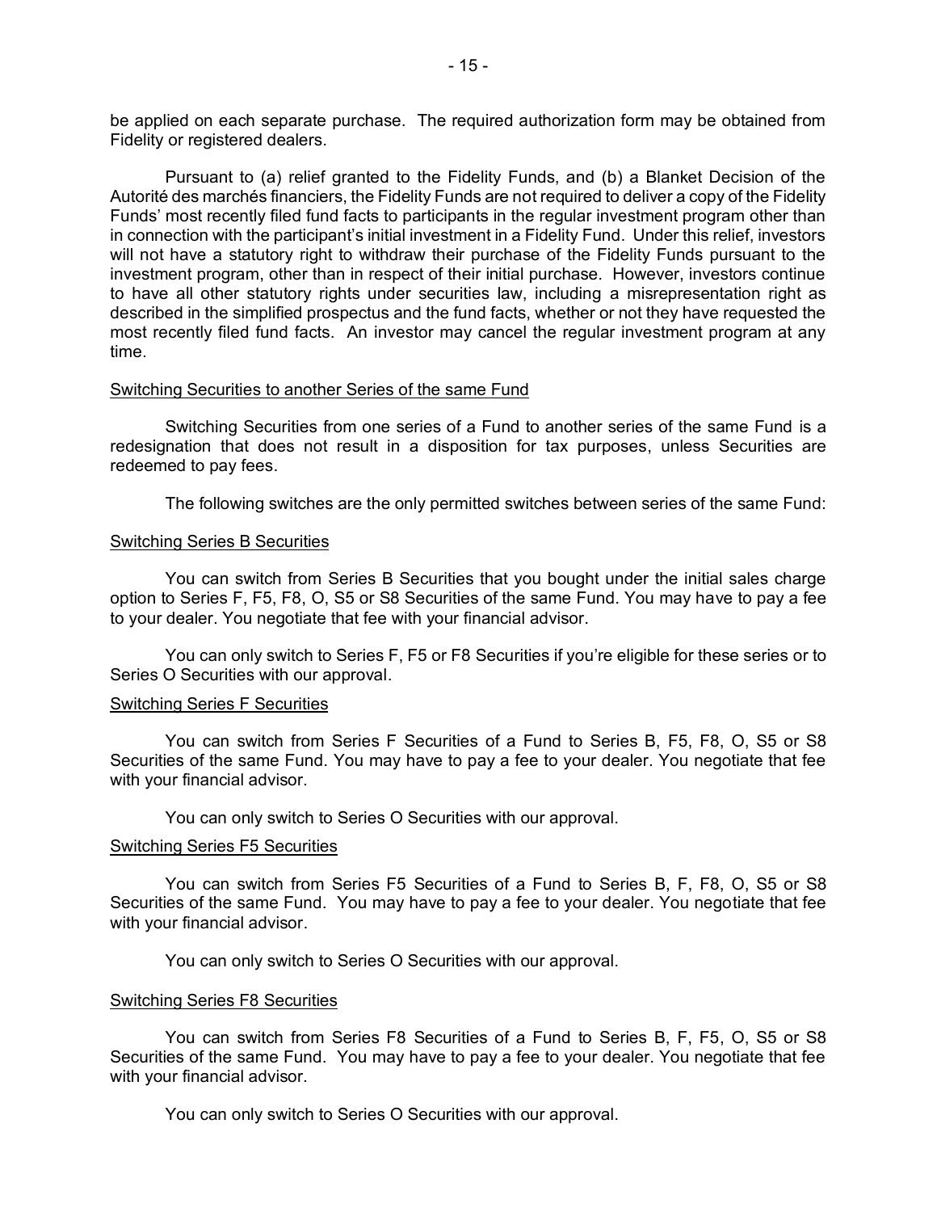be applied on each separate purchase. The required authorization form may be obtained from Fidelity or registered dealers.

Pursuant to (a) relief granted to the Fidelity Funds, and (b) a Blanket Decision of the Autorité des marchés financiers, the Fidelity Funds are not required to deliver a copy of the Fidelity Funds' most recently filed fund facts to participants in the regular investment program other than in connection with the participant's initial investment in a Fidelity Fund. Under this relief, investors will not have a statutory right to withdraw their purchase of the Fidelity Funds pursuant to the investment program, other than in respect of their initial purchase. However, investors continue to have all other statutory rights under securities law, including a misrepresentation right as described in the simplified prospectus and the fund facts, whether or not they have requested the most recently filed fund facts. An investor may cancel the regular investment program at any time.

<u>Switching Securities to another Series of the same Fund</u>

Switching Securities from one series of a Fund to another series of the same Fund is a redesignation that does not result in a disposition for tax purposes, unless Securities are redeemed to pay fees.

The following switches are the only permitted switches between series of the same Fund:

<u>Switching Series B Securities</u>

You can switch from Series B Securities that you bought under the initial sales charge option to Series F, F5, F8, O, S5 or S8 Securities of the same Fund. You may have to pay a fee to your dealer. You negotiate that fee with your financial advisor.

You can only switch to Series F, F5 or F8 Securities if you're eligible for these series or to Series O Securities with our approval.

<u>Switching Series F Securities</u>

You can switch from Series F Securities of a Fund to Series B, F5, F8, O, S5 or S8 Securities of the same Fund. You may have to pay a fee to your dealer. You negotiate that fee with your financial advisor.

You can only switch to Series O Securities with our approval.

<u>Switching Series F5 Securities</u>

You can switch from Series F5 Securities of a Fund to Series B, F, F8, O, S5 or S8 Securities of the same Fund. You may have to pay a fee to your dealer. You negotiate that fee with your financial advisor.

You can only switch to Series O Securities with our approval.

<u>Switching Series F8 Securities</u>

You can switch from Series F8 Securities of a Fund to Series B, F, F5, O, S5 or S8 Securities of the same Fund. You may have to pay a fee to your dealer. You negotiate that fee with your financial advisor.

You can only switch to Series O Securities with our approval.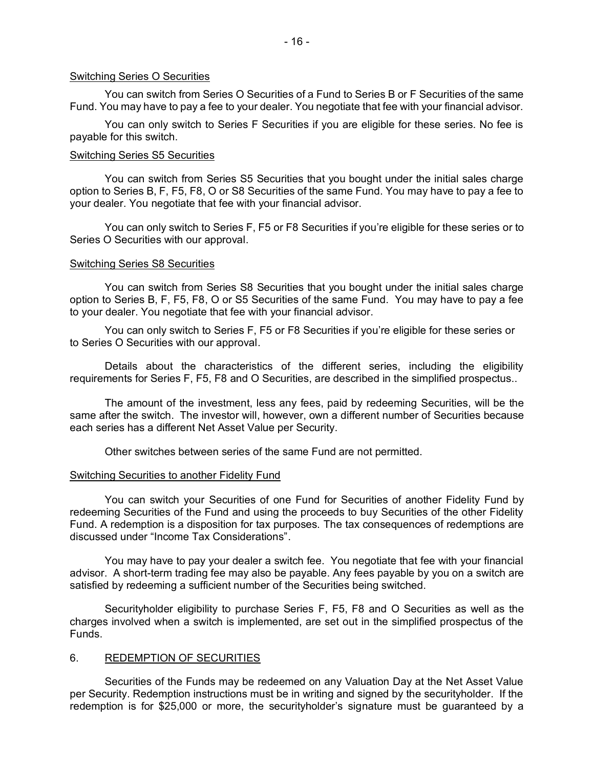Switching Series O Securities

You can switch from Series O Securities of a Fund to Series B or F Securities of the same Fund. You may have to pay a fee to your dealer. You negotiate that fee with your financial advisor.

You can only switch to Series F Securities if you are eligible for these series. No fee is payable for this switch.

Switching Series S5 Securities

You can switch from Series S5 Securities that you bought under the initial sales charge option to Series B, F, F5, F8, O or S8 Securities of the same Fund. You may have to pay a fee to your dealer. You negotiate that fee with your financial advisor.

You can only switch to Series F, F5 or F8 Securities if you're eligible for these series or to Series O Securities with our approval.

Switching Series S8 Securities

You can switch from Series S8 Securities that you bought under the initial sales charge option to Series B, F, F5, F8, O or S5 Securities of the same Fund. You may have to pay a fee to your dealer. You negotiate that fee with your financial advisor.

You can only switch to Series F, F5 or F8 Securities if you're eligible for these series or to Series O Securities with our approval.

Details about the characteristics of the different series, including the eligibility requirements for Series F, F5, F8 and O Securities, are described in the simplified prospectus..

The amount of the investment, less any fees, paid by redeeming Securities, will be the same after the switch. The investor will, however, own a different number of Securities because each series has a different Net Asset Value per Security.

Other switches between series of the same Fund are not permitted.

Switching Securities to another Fidelity Fund

You can switch your Securities of one Fund for Securities of another Fidelity Fund by redeeming Securities of the Fund and using the proceeds to buy Securities of the other Fidelity Fund. A redemption is a disposition for tax purposes. The tax consequences of redemptions are discussed under "Income Tax Considerations".

You may have to pay your dealer a switch fee. You negotiate that fee with your financial advisor. A short-term trading fee may also be payable. Any fees payable by you on a switch are satisfied by redeeming a sufficient number of the Securities being switched.

Securityholder eligibility to purchase Series F, F5, F8 and O Securities as well as the charges involved when a switch is implemented, are set out in the simplified prospectus of the Funds.

## 6. REDEMPTION OF SECURITIES

Securities of the Funds may be redeemed on any Valuation Day at the Net Asset Value per Security. Redemption instructions must be in writing and signed by the securityholder. If the redemption is for $25,000 or more, the securityholder's signature must be guaranteed by a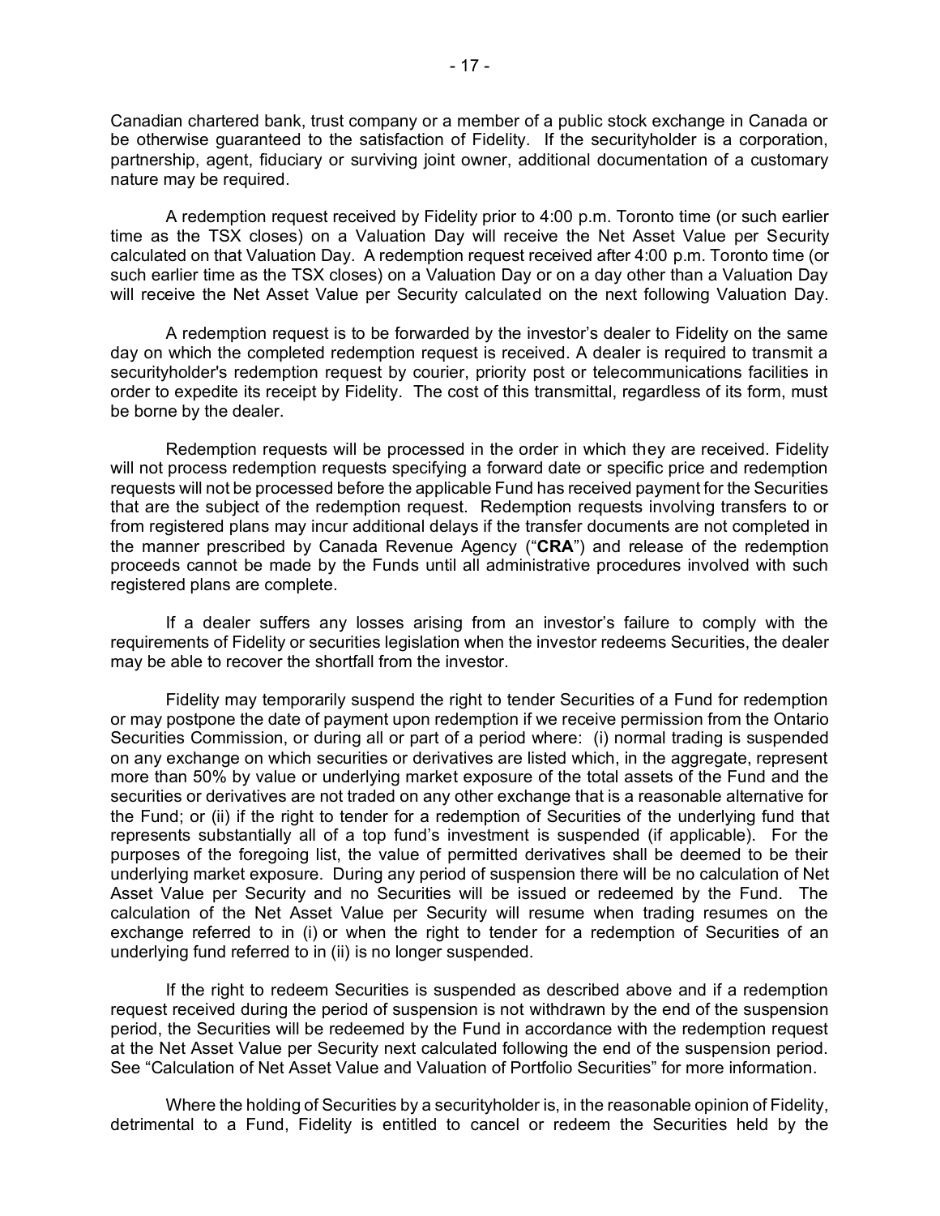Canadian chartered bank, trust company or a member of a public stock exchange in Canada or be otherwise guaranteed to the satisfaction of Fidelity. If the securityholder is a corporation, partnership, agent, fiduciary or surviving joint owner, additional documentation of a customary nature may be required.

A redemption request received by Fidelity prior to 4:00 p.m. Toronto time (or such earlier time as the TSX closes) on a Valuation Day will receive the Net Asset Value per Security calculated on that Valuation Day. A redemption request received after 4:00 p.m. Toronto time (or such earlier time as the TSX closes) on a Valuation Day or on a day other than a Valuation Day will receive the Net Asset Value per Security calculated on the next following Valuation Day.

A redemption request is to be forwarded by the investor's dealer to Fidelity on the same day on which the completed redemption request is received. A dealer is required to transmit a securityholder's redemption request by courier, priority post or telecommunications facilities in order to expedite its receipt by Fidelity. The cost of this transmittal, regardless of its form, must be borne by the dealer.

Redemption requests will be processed in the order in which they are received. Fidelity will not process redemption requests specifying a forward date or specific price and redemption requests will not be processed before the applicable Fund has received payment for the Securities that are the subject of the redemption request. Redemption requests involving transfers to or from registered plans may incur additional delays if the transfer documents are not completed in the manner prescribed by Canada Revenue Agency ("**CRA**") and release of the redemption proceeds cannot be made by the Funds until all administrative procedures involved with such registered plans are complete.

If a dealer suffers any losses arising from an investor's failure to comply with the requirements of Fidelity or securities legislation when the investor redeems Securities, the dealer may be able to recover the shortfall from the investor.

Fidelity may temporarily suspend the right to tender Securities of a Fund for redemption or may postpone the date of payment upon redemption if we receive permission from the Ontario Securities Commission, or during all or part of a period where: (i) normal trading is suspended on any exchange on which securities or derivatives are listed which, in the aggregate, represent more than 50% by value or underlying market exposure of the total assets of the Fund and the securities or derivatives are not traded on any other exchange that is a reasonable alternative for the Fund; or (ii) if the right to tender for a redemption of Securities of the underlying fund that represents substantially all of a top fund's investment is suspended (if applicable). For the purposes of the foregoing list, the value of permitted derivatives shall be deemed to be their underlying market exposure. During any period of suspension there will be no calculation of Net Asset Value per Security and no Securities will be issued or redeemed by the Fund. The calculation of the Net Asset Value per Security will resume when trading resumes on the exchange referred to in (i) or when the right to tender for a redemption of Securities of an underlying fund referred to in (ii) is no longer suspended.

If the right to redeem Securities is suspended as described above and if a redemption request received during the period of suspension is not withdrawn by the end of the suspension period, the Securities will be redeemed by the Fund in accordance with the redemption request at the Net Asset Value per Security next calculated following the end of the suspension period. See "Calculation of Net Asset Value and Valuation of Portfolio Securities" for more information.

Where the holding of Securities by a securityholder is, in the reasonable opinion of Fidelity, detrimental to a Fund, Fidelity is entitled to cancel or redeem the Securities held by the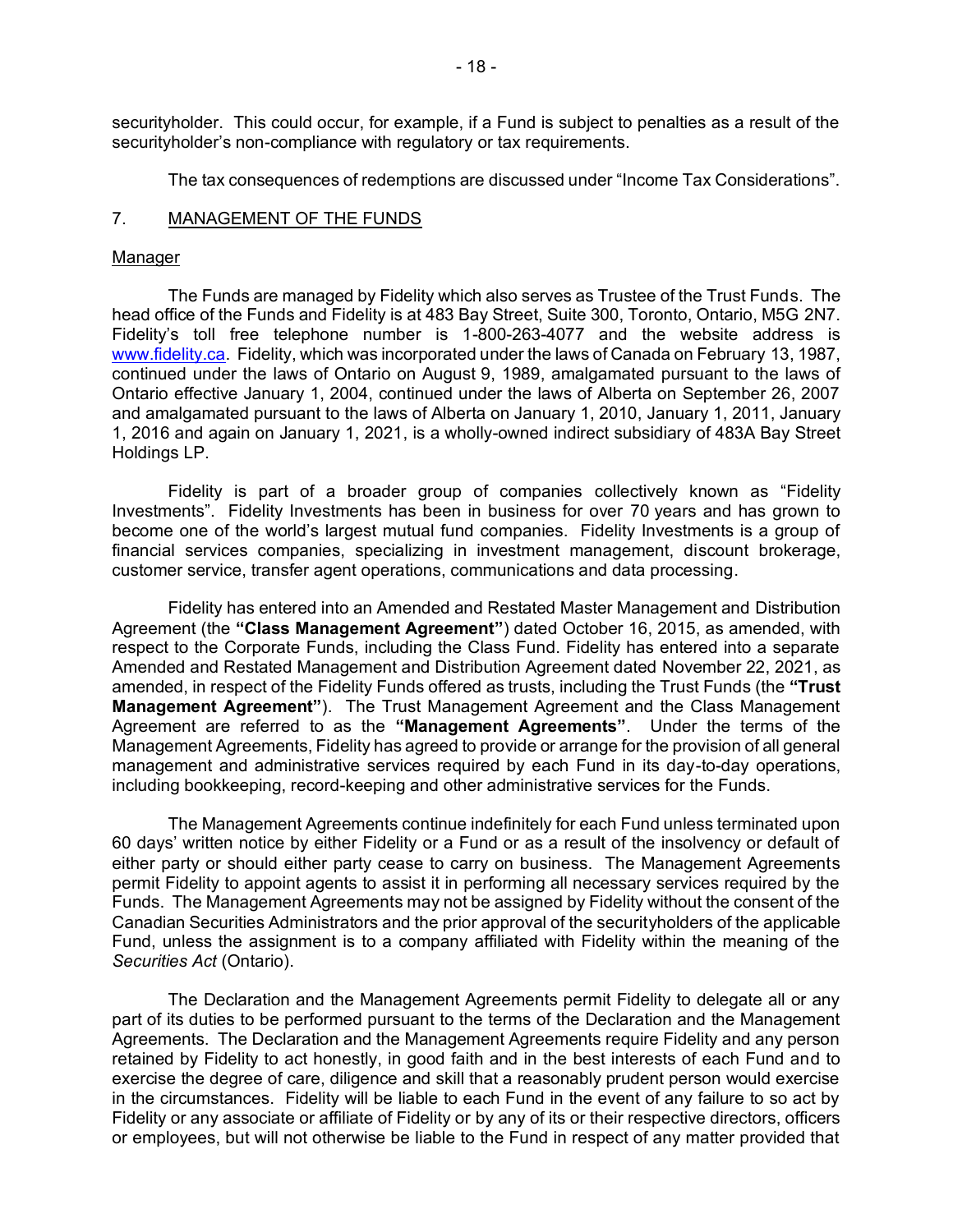securityholder. This could occur, for example, if a Fund is subject to penalties as a result of the securityholder's non-compliance with regulatory or tax requirements.

The tax consequences of redemptions are discussed under "Income Tax Considerations".

## 7. MANAGEMENT OF THE FUNDS

### Manager

The Funds are managed by Fidelity which also serves as Trustee of the Trust Funds. The head office of the Funds and Fidelity is at 483 Bay Street, Suite 300, Toronto, Ontario, M5G 2N7. Fidelity's toll free telephone number is 1-800-263-4077 and the website address is www.fidelity.ca. Fidelity, which was incorporated under the laws of Canada on February 13, 1987, continued under the laws of Ontario on August 9, 1989, amalgamated pursuant to the laws of Ontario effective January 1, 2004, continued under the laws of Alberta on September 26, 2007 and amalgamated pursuant to the laws of Alberta on January 1, 2010, January 1, 2011, January 1, 2016 and again on January 1, 2021, is a wholly-owned indirect subsidiary of 483A Bay Street Holdings LP.

Fidelity is part of a broader group of companies collectively known as "Fidelity Investments". Fidelity Investments has been in business for over 70 years and has grown to become one of the world's largest mutual fund companies. Fidelity Investments is a group of financial services companies, specializing in investment management, discount brokerage, customer service, transfer agent operations, communications and data processing.

Fidelity has entered into an Amended and Restated Master Management and Distribution Agreement (the **"Class Management Agreement"**) dated October 16, 2015, as amended, with respect to the Corporate Funds, including the Class Fund. Fidelity has entered into a separate Amended and Restated Management and Distribution Agreement dated November 22, 2021, as amended, in respect of the Fidelity Funds offered as trusts, including the Trust Funds (the **"Trust Management Agreement"**). The Trust Management Agreement and the Class Management Agreement are referred to as the **"Management Agreements"**. Under the terms of the Management Agreements, Fidelity has agreed to provide or arrange for the provision of all general management and administrative services required by each Fund in its day-to-day operations, including bookkeeping, record-keeping and other administrative services for the Funds.

The Management Agreements continue indefinitely for each Fund unless terminated upon 60 days' written notice by either Fidelity or a Fund or as a result of the insolvency or default of either party or should either party cease to carry on business. The Management Agreements permit Fidelity to appoint agents to assist it in performing all necessary services required by the Funds. The Management Agreements may not be assigned by Fidelity without the consent of the Canadian Securities Administrators and the prior approval of the securityholders of the applicable Fund, unless the assignment is to a company affiliated with Fidelity within the meaning of the *Securities Act* (Ontario).

The Declaration and the Management Agreements permit Fidelity to delegate all or any part of its duties to be performed pursuant to the terms of the Declaration and the Management Agreements. The Declaration and the Management Agreements require Fidelity and any person retained by Fidelity to act honestly, in good faith and in the best interests of each Fund and to exercise the degree of care, diligence and skill that a reasonably prudent person would exercise in the circumstances. Fidelity will be liable to each Fund in the event of any failure to so act by Fidelity or any associate or affiliate of Fidelity or by any of its or their respective directors, officers or employees, but will not otherwise be liable to the Fund in respect of any matter provided that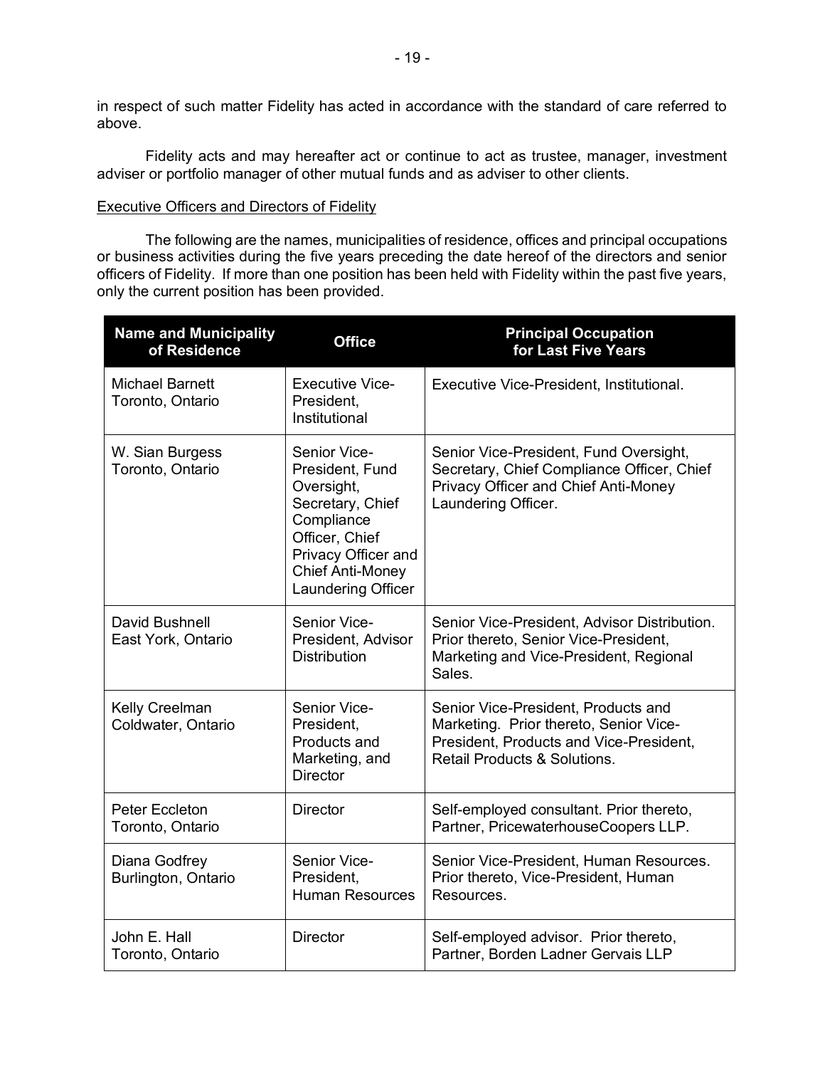in respect of such matter Fidelity has acted in accordance with the standard of care referred to above.

Fidelity acts and may hereafter act or continue to act as trustee, manager, investment adviser or portfolio manager of other mutual funds and as adviser to other clients.

Executive Officers and Directors of Fidelity

The following are the names, municipalities of residence, offices and principal occupations or business activities during the five years preceding the date hereof of the directors and senior officers of Fidelity. If more than one position has been held with Fidelity within the past five years, only the current position has been provided.

| Name and Municipality of Residence | Office | Principal Occupation for Last Five Years |
|---|---|---|
| Michael Barnett<br>Toronto, Ontario | Executive Vice-President, Institutional | Executive Vice-President, Institutional. |
| W. Sian Burgess<br>Toronto, Ontario | Senior Vice-President, Fund Oversight, Secretary, Chief Compliance Officer, Chief Privacy Officer and Chief Anti-Money Laundering Officer | Senior Vice-President, Fund Oversight, Secretary, Chief Compliance Officer, Chief Privacy Officer and Chief Anti-Money Laundering Officer. |
| David Bushnell<br>East York, Ontario | Senior Vice-President, Advisor Distribution | Senior Vice-President, Advisor Distribution. Prior thereto, Senior Vice-President, Marketing and Vice-President, Regional Sales. |
| Kelly Creelman<br>Coldwater, Ontario | Senior Vice-President, Products and Marketing, and Director | Senior Vice-President, Products and Marketing. Prior thereto, Senior Vice-President, Products and Vice-President, Retail Products & Solutions. |
| Peter Eccleton<br>Toronto, Ontario | Director | Self-employed consultant. Prior thereto, Partner, PricewaterhouseCoopers LLP. |
| Diana Godfrey<br>Burlington, Ontario | Senior Vice-President, Human Resources | Senior Vice-President, Human Resources. Prior thereto, Vice-President, Human Resources. |
| John E. Hall<br>Toronto, Ontario | Director | Self-employed advisor. Prior thereto, Partner, Borden Ladner Gervais LLP |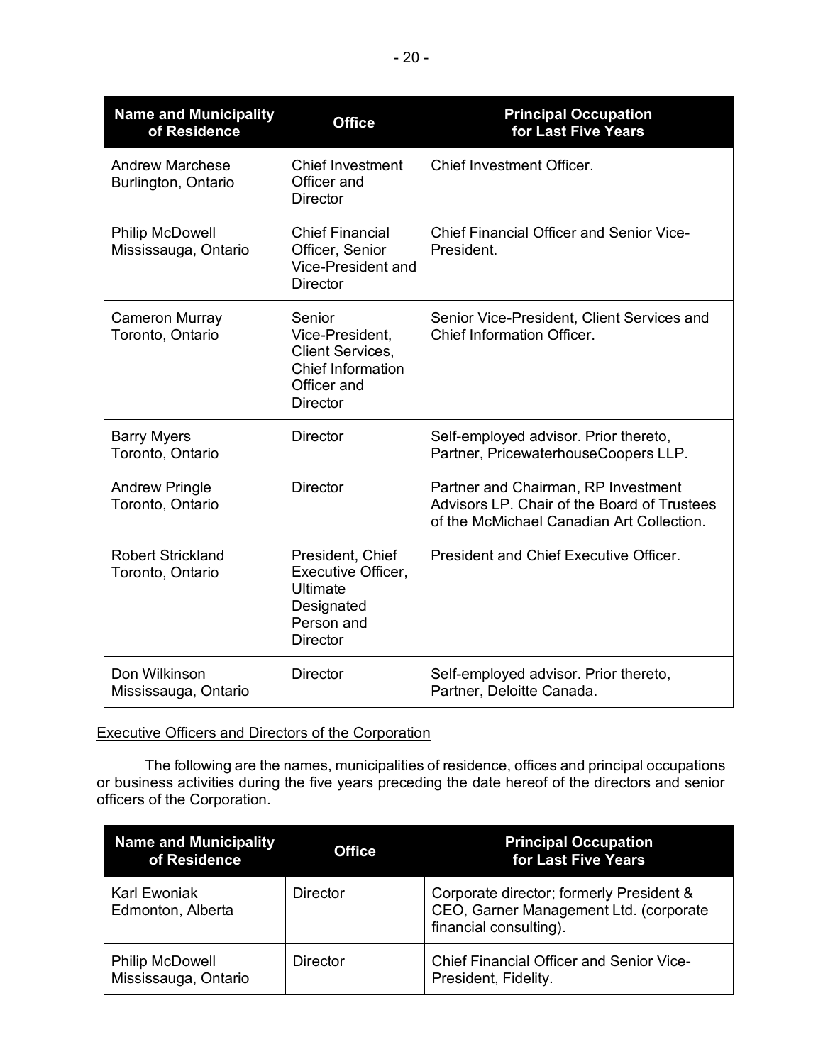| Name and Municipality of Residence | Office | Principal Occupation for Last Five Years |
|---|---|---|
| Andrew Marchese<br>Burlington, Ontario | Chief Investment Officer and Director | Chief Investment Officer. |
| Philip McDowell<br>Mississauga, Ontario | Chief Financial Officer, Senior Vice-President and Director | Chief Financial Officer and Senior Vice-President. |
| Cameron Murray<br>Toronto, Ontario | Senior Vice-President, Client Services, Chief Information Officer and Director | Senior Vice-President, Client Services and Chief Information Officer. |
| Barry Myers<br>Toronto, Ontario | Director | Self-employed advisor. Prior thereto, Partner, PricewaterhouseCoopers LLP. |
| Andrew Pringle<br>Toronto, Ontario | Director | Partner and Chairman, RP Investment Advisors LP. Chair of the Board of Trustees of the McMichael Canadian Art Collection. |
| Robert Strickland<br>Toronto, Ontario | President, Chief Executive Officer, Ultimate Designated Person and Director | President and Chief Executive Officer. |
| Don Wilkinson<br>Mississauga, Ontario | Director | Self-employed advisor. Prior thereto, Partner, Deloitte Canada. |

Executive Officers and Directors of the Corporation

The following are the names, municipalities of residence, offices and principal occupations or business activities during the five years preceding the date hereof of the directors and senior officers of the Corporation.

| Name and Municipality of Residence | Office | Principal Occupation for Last Five Years |
|---|---|---|
| Karl Ewoniak<br>Edmonton, Alberta | Director | Corporate director; formerly President & CEO, Garner Management Ltd. (corporate financial consulting). |
| Philip McDowell<br>Mississauga, Ontario | Director | Chief Financial Officer and Senior Vice-President, Fidelity. |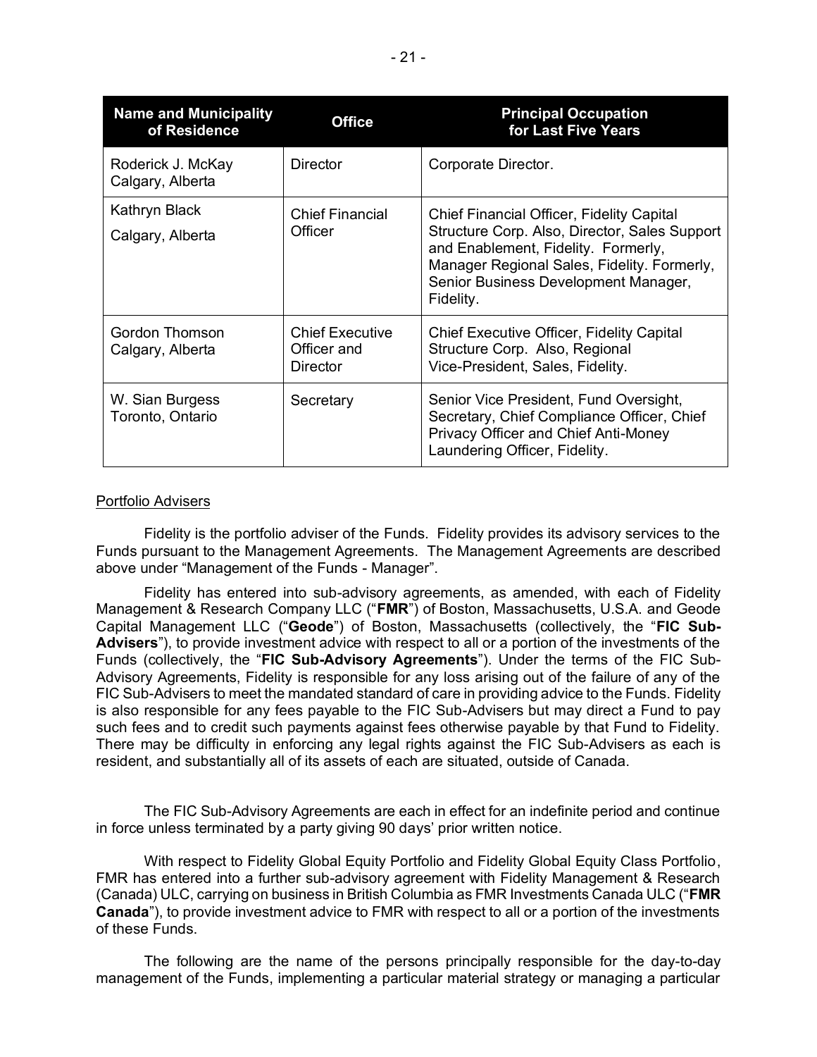| Name and Municipality of Residence | Office | Principal Occupation for Last Five Years |
| --- | --- | --- |
| Roderick J. McKay<br>Calgary, Alberta | Director | Corporate Director. |
| Kathryn Black<br>Calgary, Alberta | Chief Financial Officer | Chief Financial Officer, Fidelity Capital Structure Corp. Also, Director, Sales Support and Enablement, Fidelity. Formerly, Manager Regional Sales, Fidelity. Formerly, Senior Business Development Manager, Fidelity. |
| Gordon Thomson<br>Calgary, Alberta | Chief Executive Officer and Director | Chief Executive Officer, Fidelity Capital Structure Corp. Also, Regional Vice-President, Sales, Fidelity. |
| W. Sian Burgess<br>Toronto, Ontario | Secretary | Senior Vice President, Fund Oversight, Secretary, Chief Compliance Officer, Chief Privacy Officer and Chief Anti-Money Laundering Officer, Fidelity. |

Portfolio Advisers

Fidelity is the portfolio adviser of the Funds. Fidelity provides its advisory services to the Funds pursuant to the Management Agreements. The Management Agreements are described above under "Management of the Funds - Manager".

Fidelity has entered into sub-advisory agreements, as amended, with each of Fidelity Management & Research Company LLC ("**FMR**") of Boston, Massachusetts, U.S.A. and Geode Capital Management LLC ("**Geode**") of Boston, Massachusetts (collectively, the "**FIC Sub-Advisers**"), to provide investment advice with respect to all or a portion of the investments of the Funds (collectively, the "**FIC Sub-Advisory Agreements**"). Under the terms of the FIC Sub-Advisory Agreements, Fidelity is responsible for any loss arising out of the failure of any of the FIC Sub-Advisers to meet the mandated standard of care in providing advice to the Funds. Fidelity is also responsible for any fees payable to the FIC Sub-Advisers but may direct a Fund to pay such fees and to credit such payments against fees otherwise payable by that Fund to Fidelity. There may be difficulty in enforcing any legal rights against the FIC Sub-Advisers as each is resident, and substantially all of its assets of each are situated, outside of Canada.

The FIC Sub-Advisory Agreements are each in effect for an indefinite period and continue in force unless terminated by a party giving 90 days' prior written notice.

With respect to Fidelity Global Equity Portfolio and Fidelity Global Equity Class Portfolio, FMR has entered into a further sub-advisory agreement with Fidelity Management & Research (Canada) ULC, carrying on business in British Columbia as FMR Investments Canada ULC ("**FMR Canada**"), to provide investment advice to FMR with respect to all or a portion of the investments of these Funds.

The following are the name of the persons principally responsible for the day-to-day management of the Funds, implementing a particular material strategy or managing a particular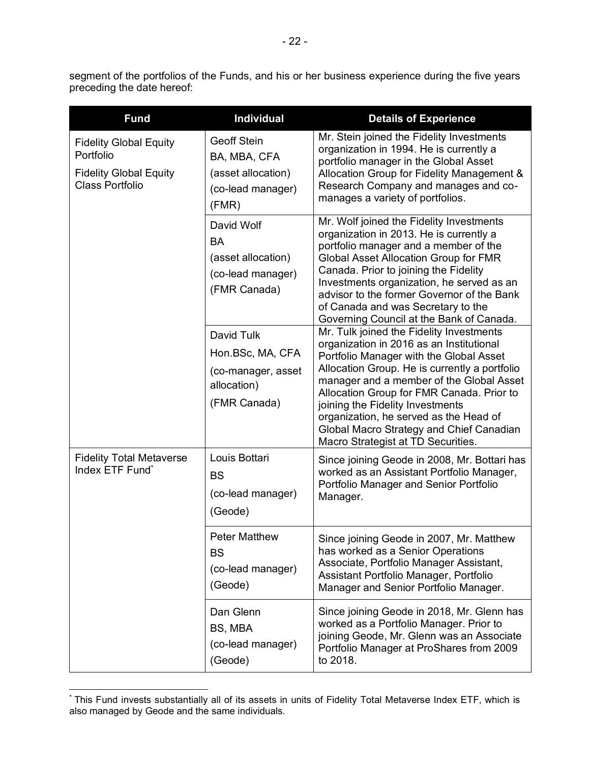segment of the portfolios of the Funds, and his or her business experience during the five years preceding the date hereof:

| Fund | Individual | Details of Experience |
|---|---|---|
| Fidelity Global Equity Portfolio<br><br>Fidelity Global Equity Class Portfolio | Geoff Stein<br>BA, MBA, CFA<br>(asset allocation)<br>(co-lead manager)<br>(FMR) | Mr. Stein joined the Fidelity Investments organization in 1994. He is currently a portfolio manager in the Global Asset Allocation Group for Fidelity Management & Research Company and manages and co-manages a variety of portfolios. |
| | David Wolf<br>BA<br>(asset allocation)<br>(co-lead manager)<br>(FMR Canada) | Mr. Wolf joined the Fidelity Investments organization in 2013. He is currently a portfolio manager and a member of the Global Asset Allocation Group for FMR Canada. Prior to joining the Fidelity Investments organization, he served as an advisor to the former Governor of the Bank of Canada and was Secretary to the Governing Council at the Bank of Canada. |
| | David Tulk<br>Hon.BSc, MA, CFA<br>(co-manager, asset allocation)<br>(FMR Canada) | Mr. Tulk joined the Fidelity Investments organization in 2016 as an Institutional Portfolio Manager with the Global Asset Allocation Group. He is currently a portfolio manager and a member of the Global Asset Allocation Group for FMR Canada. Prior to joining the Fidelity Investments organization, he served as the Head of Global Macro Strategy and Chief Canadian Macro Strategist at TD Securities. |
| Fidelity Total Metaverse Index ETF Fund* | Louis Bottari<br>BS<br>(co-lead manager)<br>(Geode) | Since joining Geode in 2008, Mr. Bottari has worked as an Assistant Portfolio Manager, Portfolio Manager and Senior Portfolio Manager. |
| | Peter Matthew<br>BS<br>(co-lead manager)<br>(Geode) | Since joining Geode in 2007, Mr. Matthew has worked as a Senior Operations Associate, Portfolio Manager Assistant, Assistant Portfolio Manager, Portfolio Manager and Senior Portfolio Manager. |
| | Dan Glenn<br>BS, MBA<br>(co-lead manager)<br>(Geode) | Since joining Geode in 2018, Mr. Glenn has worked as a Portfolio Manager. Prior to joining Geode, Mr. Glenn was an Associate Portfolio Manager at ProShares from 2009 to 2018. |

* This Fund invests substantially all of its assets in units of Fidelity Total Metaverse Index ETF, which is also managed by Geode and the same individuals.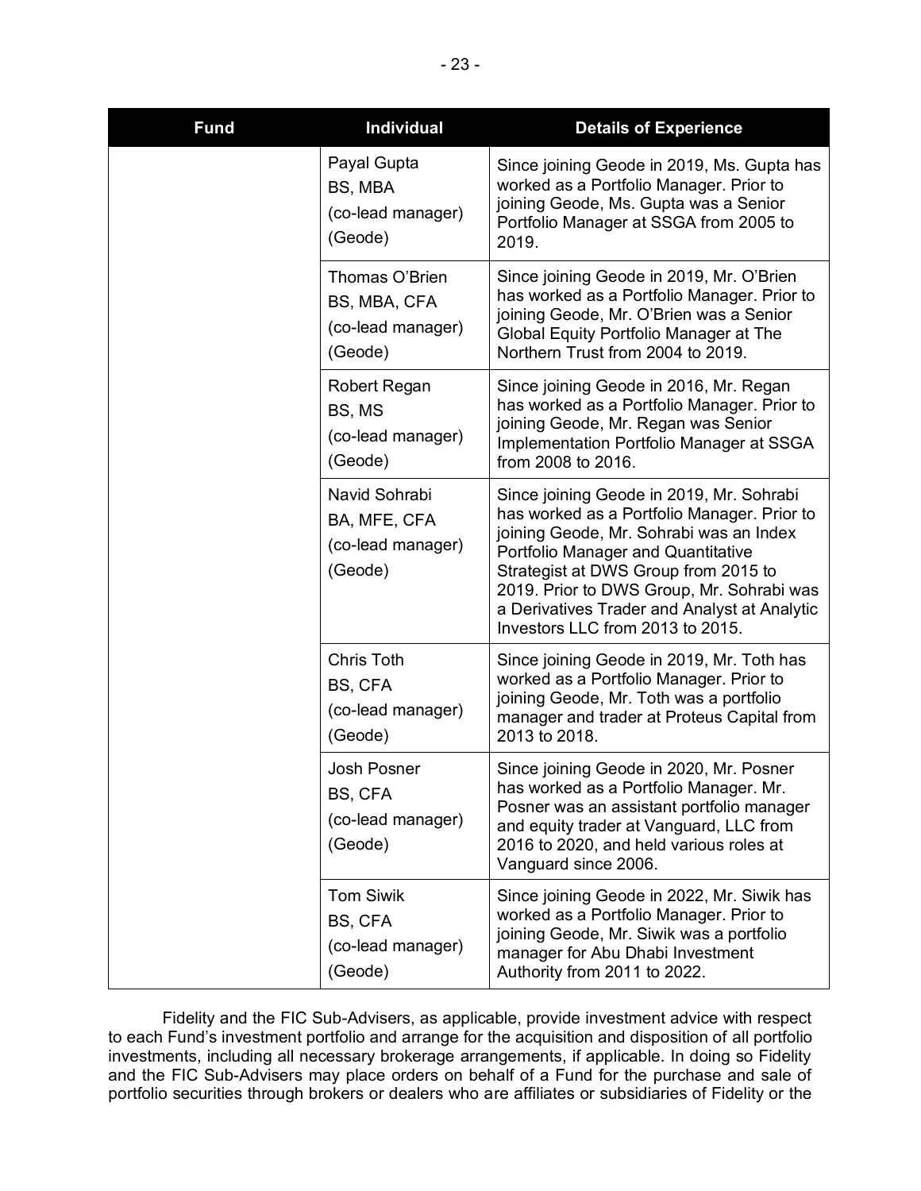| Fund | Individual | Details of Experience |
|---|---|---|
| | Payal Gupta<br>BS, MBA<br>(co-lead manager)<br>(Geode) | Since joining Geode in 2019, Ms. Gupta has worked as a Portfolio Manager. Prior to joining Geode, Ms. Gupta was a Senior Portfolio Manager at SSGA from 2005 to 2019. |
| | Thomas O'Brien<br>BS, MBA, CFA<br>(co-lead manager)<br>(Geode) | Since joining Geode in 2019, Mr. O'Brien has worked as a Portfolio Manager. Prior to joining Geode, Mr. O'Brien was a Senior Global Equity Portfolio Manager at The Northern Trust from 2004 to 2019. |
| | Robert Regan<br>BS, MS<br>(co-lead manager)<br>(Geode) | Since joining Geode in 2016, Mr. Regan has worked as a Portfolio Manager. Prior to joining Geode, Mr. Regan was Senior Implementation Portfolio Manager at SSGA from 2008 to 2016. |
| | Navid Sohrabi<br>BA, MFE, CFA<br>(co-lead manager)<br>(Geode) | Since joining Geode in 2019, Mr. Sohrabi has worked as a Portfolio Manager. Prior to joining Geode, Mr. Sohrabi was an Index Portfolio Manager and Quantitative Strategist at DWS Group from 2015 to 2019. Prior to DWS Group, Mr. Sohrabi was a Derivatives Trader and Analyst at Analytic Investors LLC from 2013 to 2015. |
| | Chris Toth<br>BS, CFA<br>(co-lead manager)<br>(Geode) | Since joining Geode in 2019, Mr. Toth has worked as a Portfolio Manager. Prior to joining Geode, Mr. Toth was a portfolio manager and trader at Proteus Capital from 2013 to 2018. |
| | Josh Posner<br>BS, CFA<br>(co-lead manager)<br>(Geode) | Since joining Geode in 2020, Mr. Posner has worked as a Portfolio Manager. Mr. Posner was an assistant portfolio manager and equity trader at Vanguard, LLC from 2016 to 2020, and held various roles at Vanguard since 2006. |
| | Tom Siwik<br>BS, CFA<br>(co-lead manager)<br>(Geode) | Since joining Geode in 2022, Mr. Siwik has worked as a Portfolio Manager. Prior to joining Geode, Mr. Siwik was a portfolio manager for Abu Dhabi Investment Authority from 2011 to 2022. |

Fidelity and the FIC Sub-Advisers, as applicable, provide investment advice with respect to each Fund's investment portfolio and arrange for the acquisition and disposition of all portfolio investments, including all necessary brokerage arrangements, if applicable. In doing so Fidelity and the FIC Sub-Advisers may place orders on behalf of a Fund for the purchase and sale of portfolio securities through brokers or dealers who are affiliates or subsidiaries of Fidelity or the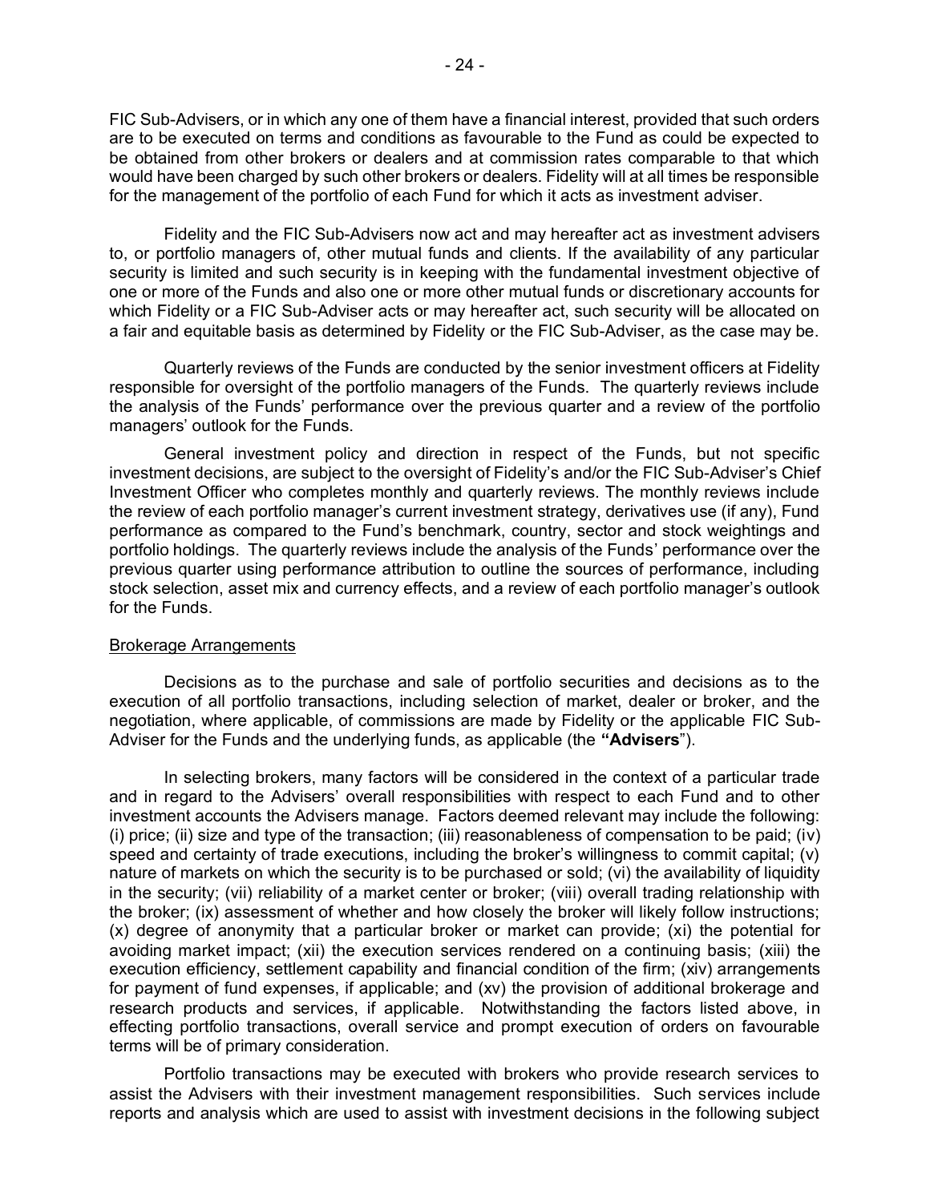FIC Sub-Advisers, or in which any one of them have a financial interest, provided that such orders are to be executed on terms and conditions as favourable to the Fund as could be expected to be obtained from other brokers or dealers and at commission rates comparable to that which would have been charged by such other brokers or dealers. Fidelity will at all times be responsible for the management of the portfolio of each Fund for which it acts as investment adviser.

Fidelity and the FIC Sub-Advisers now act and may hereafter act as investment advisers to, or portfolio managers of, other mutual funds and clients. If the availability of any particular security is limited and such security is in keeping with the fundamental investment objective of one or more of the Funds and also one or more other mutual funds or discretionary accounts for which Fidelity or a FIC Sub-Adviser acts or may hereafter act, such security will be allocated on a fair and equitable basis as determined by Fidelity or the FIC Sub-Adviser, as the case may be.

Quarterly reviews of the Funds are conducted by the senior investment officers at Fidelity responsible for oversight of the portfolio managers of the Funds. The quarterly reviews include the analysis of the Funds' performance over the previous quarter and a review of the portfolio managers' outlook for the Funds.

General investment policy and direction in respect of the Funds, but not specific investment decisions, are subject to the oversight of Fidelity's and/or the FIC Sub-Adviser's Chief Investment Officer who completes monthly and quarterly reviews. The monthly reviews include the review of each portfolio manager's current investment strategy, derivatives use (if any), Fund performance as compared to the Fund's benchmark, country, sector and stock weightings and portfolio holdings. The quarterly reviews include the analysis of the Funds' performance over the previous quarter using performance attribution to outline the sources of performance, including stock selection, asset mix and currency effects, and a review of each portfolio manager's outlook for the Funds.

## Brokerage Arrangements

Decisions as to the purchase and sale of portfolio securities and decisions as to the execution of all portfolio transactions, including selection of market, dealer or broker, and the negotiation, where applicable, of commissions are made by Fidelity or the applicable FIC Sub-Adviser for the Funds and the underlying funds, as applicable (the **"Advisers**").

In selecting brokers, many factors will be considered in the context of a particular trade and in regard to the Advisers' overall responsibilities with respect to each Fund and to other investment accounts the Advisers manage. Factors deemed relevant may include the following: (i) price; (ii) size and type of the transaction; (iii) reasonableness of compensation to be paid; (iv) speed and certainty of trade executions, including the broker's willingness to commit capital; (v) nature of markets on which the security is to be purchased or sold; (vi) the availability of liquidity in the security; (vii) reliability of a market center or broker; (viii) overall trading relationship with the broker; (ix) assessment of whether and how closely the broker will likely follow instructions; (x) degree of anonymity that a particular broker or market can provide; (xi) the potential for avoiding market impact; (xii) the execution services rendered on a continuing basis; (xiii) the execution efficiency, settlement capability and financial condition of the firm; (xiv) arrangements for payment of fund expenses, if applicable; and (xv) the provision of additional brokerage and research products and services, if applicable. Notwithstanding the factors listed above, in effecting portfolio transactions, overall service and prompt execution of orders on favourable terms will be of primary consideration.

Portfolio transactions may be executed with brokers who provide research services to assist the Advisers with their investment management responsibilities. Such services include reports and analysis which are used to assist with investment decisions in the following subject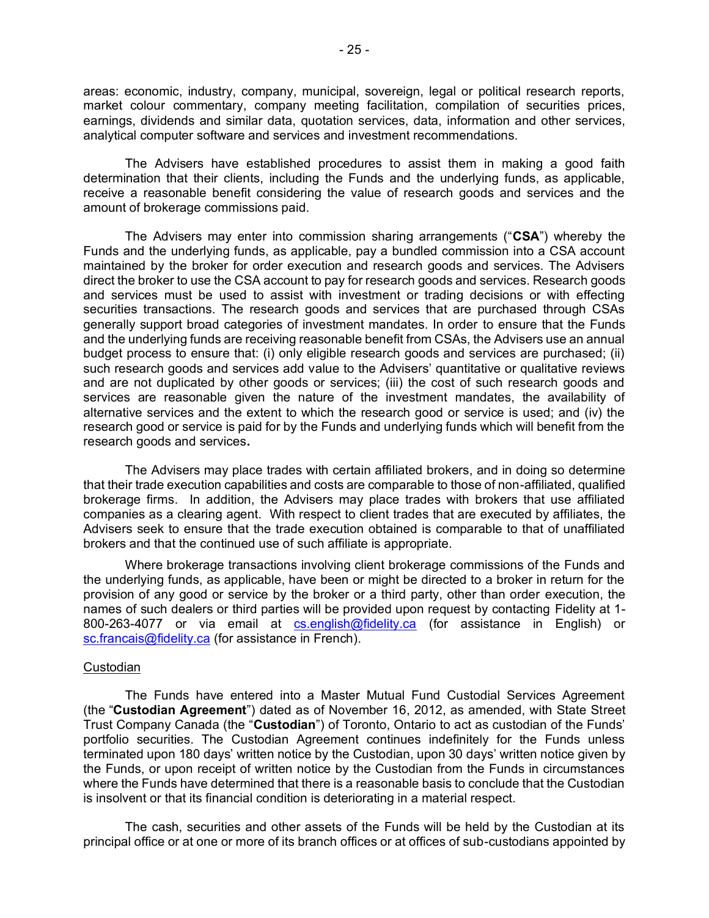areas: economic, industry, company, municipal, sovereign, legal or political research reports, market colour commentary, company meeting facilitation, compilation of securities prices, earnings, dividends and similar data, quotation services, data, information and other services, analytical computer software and services and investment recommendations.

The Advisers have established procedures to assist them in making a good faith determination that their clients, including the Funds and the underlying funds, as applicable, receive a reasonable benefit considering the value of research goods and services and the amount of brokerage commissions paid.

The Advisers may enter into commission sharing arrangements ("**CSA**") whereby the Funds and the underlying funds, as applicable, pay a bundled commission into a CSA account maintained by the broker for order execution and research goods and services. The Advisers direct the broker to use the CSA account to pay for research goods and services. Research goods and services must be used to assist with investment or trading decisions or with effecting securities transactions. The research goods and services that are purchased through CSAs generally support broad categories of investment mandates. In order to ensure that the Funds and the underlying funds are receiving reasonable benefit from CSAs, the Advisers use an annual budget process to ensure that: (i) only eligible research goods and services are purchased; (ii) such research goods and services add value to the Advisers' quantitative or qualitative reviews and are not duplicated by other goods or services; (iii) the cost of such research goods and services are reasonable given the nature of the investment mandates, the availability of alternative services and the extent to which the research good or service is used; and (iv) the research good or service is paid for by the Funds and underlying funds which will benefit from the research goods and services.

The Advisers may place trades with certain affiliated brokers, and in doing so determine that their trade execution capabilities and costs are comparable to those of non-affiliated, qualified brokerage firms. In addition, the Advisers may place trades with brokers that use affiliated companies as a clearing agent. With respect to client trades that are executed by affiliates, the Advisers seek to ensure that the trade execution obtained is comparable to that of unaffiliated brokers and that the continued use of such affiliate is appropriate.

Where brokerage transactions involving client brokerage commissions of the Funds and the underlying funds, as applicable, have been or might be directed to a broker in return for the provision of any good or service by the broker or a third party, other than order execution, the names of such dealers or third parties will be provided upon request by contacting Fidelity at 1-800-263-4077 or via email at cs.english@fidelity.ca (for assistance in English) or sc.francais@fidelity.ca (for assistance in French).

## Custodian

The Funds have entered into a Master Mutual Fund Custodial Services Agreement (the "**Custodian Agreement**") dated as of November 16, 2012, as amended, with State Street Trust Company Canada (the "**Custodian**") of Toronto, Ontario to act as custodian of the Funds' portfolio securities. The Custodian Agreement continues indefinitely for the Funds unless terminated upon 180 days' written notice by the Custodian, upon 30 days' written notice given by the Funds, or upon receipt of written notice by the Custodian from the Funds in circumstances where the Funds have determined that there is a reasonable basis to conclude that the Custodian is insolvent or that its financial condition is deteriorating in a material respect.

The cash, securities and other assets of the Funds will be held by the Custodian at its principal office or at one or more of its branch offices or at offices of sub-custodians appointed by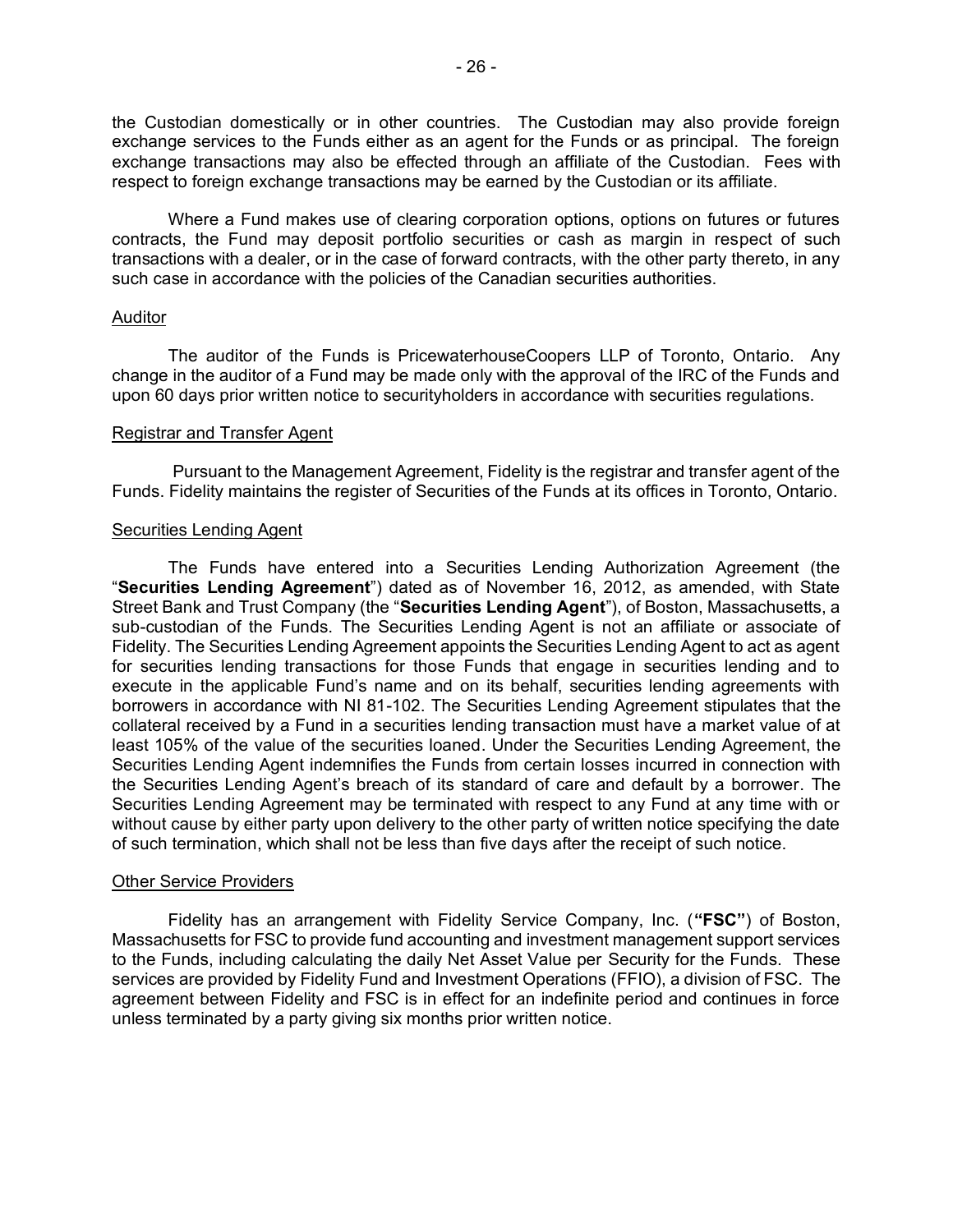the Custodian domestically or in other countries. The Custodian may also provide foreign exchange services to the Funds either as an agent for the Funds or as principal. The foreign exchange transactions may also be effected through an affiliate of the Custodian. Fees with respect to foreign exchange transactions may be earned by the Custodian or its affiliate.

Where a Fund makes use of clearing corporation options, options on futures or futures contracts, the Fund may deposit portfolio securities or cash as margin in respect of such transactions with a dealer, or in the case of forward contracts, with the other party thereto, in any such case in accordance with the policies of the Canadian securities authorities.

## Auditor

The auditor of the Funds is PricewaterhouseCoopers LLP of Toronto, Ontario. Any change in the auditor of a Fund may be made only with the approval of the IRC of the Funds and upon 60 days prior written notice to securityholders in accordance with securities regulations.

## Registrar and Transfer Agent

Pursuant to the Management Agreement, Fidelity is the registrar and transfer agent of the Funds. Fidelity maintains the register of Securities of the Funds at its offices in Toronto, Ontario.

## Securities Lending Agent

The Funds have entered into a Securities Lending Authorization Agreement (the "**Securities Lending Agreement**") dated as of November 16, 2012, as amended, with State Street Bank and Trust Company (the "**Securities Lending Agent**"), of Boston, Massachusetts, a sub-custodian of the Funds. The Securities Lending Agent is not an affiliate or associate of Fidelity. The Securities Lending Agreement appoints the Securities Lending Agent to act as agent for securities lending transactions for those Funds that engage in securities lending and to execute in the applicable Fund's name and on its behalf, securities lending agreements with borrowers in accordance with NI 81-102. The Securities Lending Agreement stipulates that the collateral received by a Fund in a securities lending transaction must have a market value of at least 105% of the value of the securities loaned. Under the Securities Lending Agreement, the Securities Lending Agent indemnifies the Funds from certain losses incurred in connection with the Securities Lending Agent's breach of its standard of care and default by a borrower. The Securities Lending Agreement may be terminated with respect to any Fund at any time with or without cause by either party upon delivery to the other party of written notice specifying the date of such termination, which shall not be less than five days after the receipt of such notice.

## Other Service Providers

Fidelity has an arrangement with Fidelity Service Company, Inc. (**"FSC"**) of Boston, Massachusetts for FSC to provide fund accounting and investment management support services to the Funds, including calculating the daily Net Asset Value per Security for the Funds. These services are provided by Fidelity Fund and Investment Operations (FFIO), a division of FSC. The agreement between Fidelity and FSC is in effect for an indefinite period and continues in force unless terminated by a party giving six months prior written notice.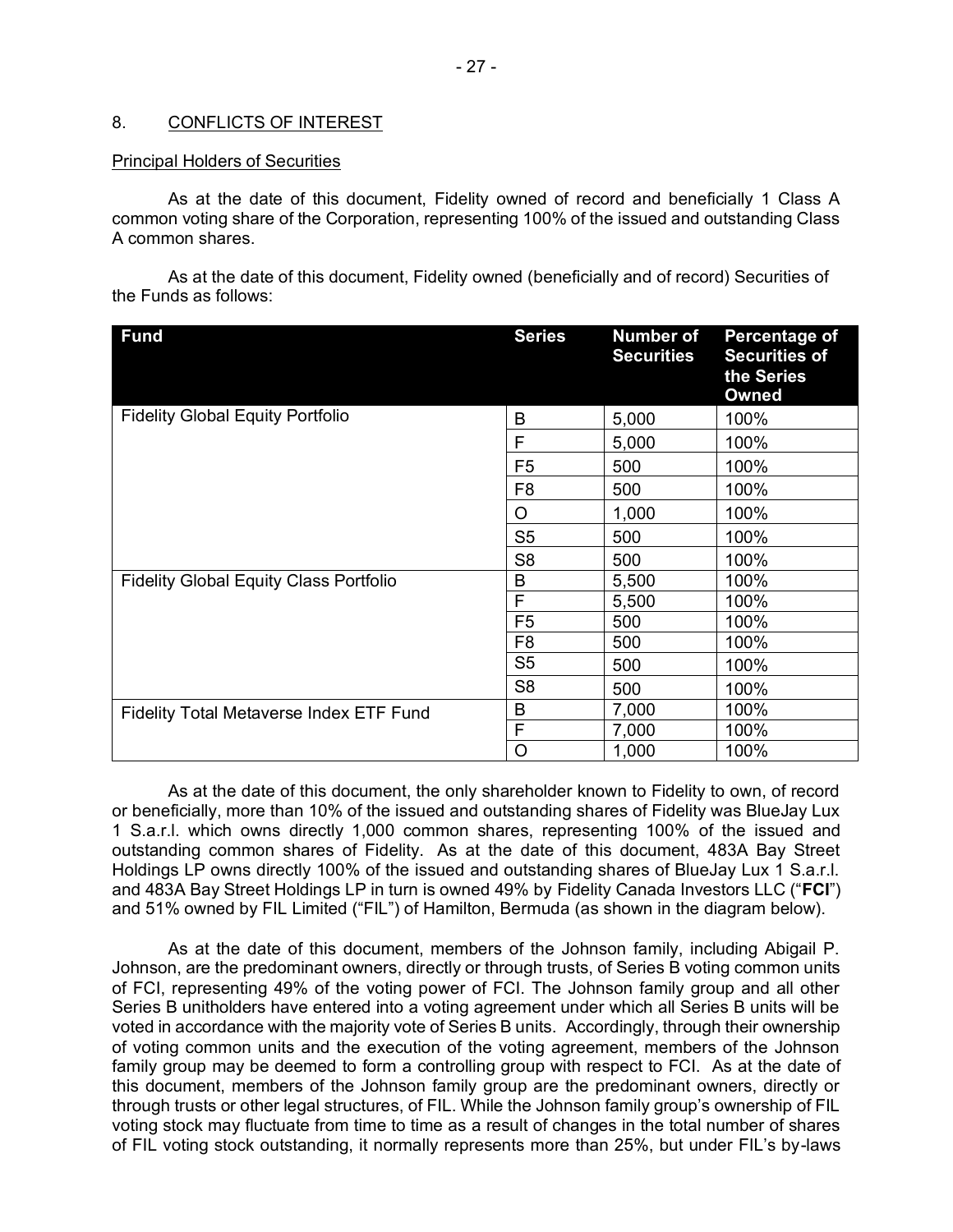## 8. CONFLICTS OF INTEREST

### Principal Holders of Securities

As at the date of this document, Fidelity owned of record and beneficially 1 Class A common voting share of the Corporation, representing 100% of the issued and outstanding Class A common shares.

As at the date of this document, Fidelity owned (beneficially and of record) Securities of the Funds as follows:

| Fund | Series | Number of Securities | Percentage of Securities of the Series Owned |
|---|---|---|---|
| Fidelity Global Equity Portfolio | B | 5,000 | 100% |
| | F | 5,000 | 100% |
| | F5 | 500 | 100% |
| | F8 | 500 | 100% |
| | O | 1,000 | 100% |
| | S5 | 500 | 100% |
| | S8 | 500 | 100% |
| Fidelity Global Equity Class Portfolio | B | 5,500 | 100% |
| | F | 5,500 | 100% |
| | F5 | 500 | 100% |
| | F8 | 500 | 100% |
| | S5 | 500 | 100% |
| | S8 | 500 | 100% |
| Fidelity Total Metaverse Index ETF Fund | B | 7,000 | 100% |
| | F | 7,000 | 100% |
| | O | 1,000 | 100% |

As at the date of this document, the only shareholder known to Fidelity to own, of record or beneficially, more than 10% of the issued and outstanding shares of Fidelity was BlueJay Lux 1 S.a.r.l. which owns directly 1,000 common shares, representing 100% of the issued and outstanding common shares of Fidelity. As at the date of this document, 483A Bay Street Holdings LP owns directly 100% of the issued and outstanding shares of BlueJay Lux 1 S.a.r.l. and 483A Bay Street Holdings LP in turn is owned 49% by Fidelity Canada Investors LLC ("**FCI**") and 51% owned by FIL Limited ("FIL") of Hamilton, Bermuda (as shown in the diagram below).

As at the date of this document, members of the Johnson family, including Abigail P. Johnson, are the predominant owners, directly or through trusts, of Series B voting common units of FCI, representing 49% of the voting power of FCI. The Johnson family group and all other Series B unitholders have entered into a voting agreement under which all Series B units will be voted in accordance with the majority vote of Series B units. Accordingly, through their ownership of voting common units and the execution of the voting agreement, members of the Johnson family group may be deemed to form a controlling group with respect to FCI. As at the date of this document, members of the Johnson family group are the predominant owners, directly or through trusts or other legal structures, of FIL. While the Johnson family group's ownership of FIL voting stock may fluctuate from time to time as a result of changes in the total number of shares of FIL voting stock outstanding, it normally represents more than 25%, but under FIL's by-laws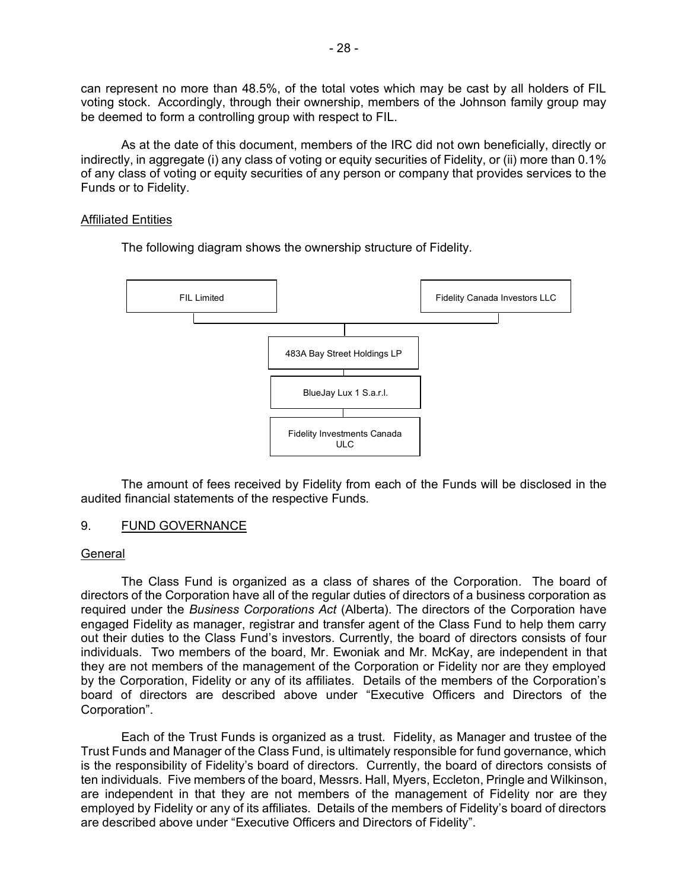can represent no more than 48.5%, of the total votes which may be cast by all holders of FIL voting stock. Accordingly, through their ownership, members of the Johnson family group may be deemed to form a controlling group with respect to FIL.

As at the date of this document, members of the IRC did not own beneficially, directly or indirectly, in aggregate (i) any class of voting or equity securities of Fidelity, or (ii) more than 0.1% of any class of voting or equity securities of any person or company that provides services to the Funds or to Fidelity.

## Affiliated Entities

The following diagram shows the ownership structure of Fidelity.

FIL Limited

Fidelity Canada Investors LLC

483A Bay Street Holdings LP

BlueJay Lux 1 S.a.r.l.

Fidelity Investments Canada ULC

The amount of fees received by Fidelity from each of the Funds will be disclosed in the audited financial statements of the respective Funds.

## 9. FUND GOVERNANCE

### General

The Class Fund is organized as a class of shares of the Corporation. The board of directors of the Corporation have all of the regular duties of directors of a business corporation as required under the *Business Corporations Act* (Alberta). The directors of the Corporation have engaged Fidelity as manager, registrar and transfer agent of the Class Fund to help them carry out their duties to the Class Fund's investors. Currently, the board of directors consists of four individuals. Two members of the board, Mr. Ewoniak and Mr. McKay, are independent in that they are not members of the management of the Corporation or Fidelity nor are they employed by the Corporation, Fidelity or any of its affiliates. Details of the members of the Corporation's board of directors are described above under "Executive Officers and Directors of the Corporation".

Each of the Trust Funds is organized as a trust. Fidelity, as Manager and trustee of the Trust Funds and Manager of the Class Fund, is ultimately responsible for fund governance, which is the responsibility of Fidelity's board of directors. Currently, the board of directors consists of ten individuals. Five members of the board, Messrs. Hall, Myers, Eccleton, Pringle and Wilkinson, are independent in that they are not members of the management of Fidelity nor are they employed by Fidelity or any of its affiliates. Details of the members of Fidelity's board of directors are described above under "Executive Officers and Directors of Fidelity".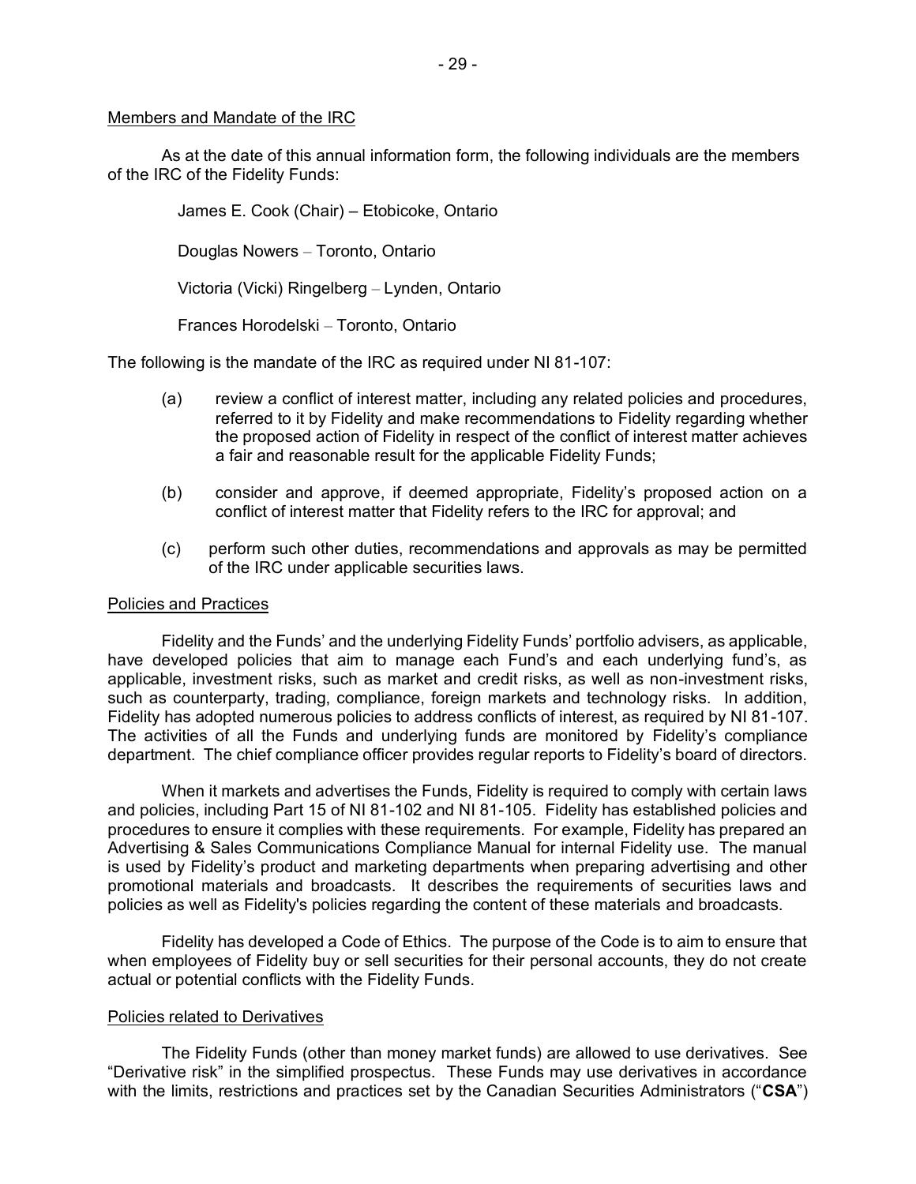Members and Mandate of the IRC

As at the date of this annual information form, the following individuals are the members of the IRC of the Fidelity Funds:

James E. Cook (Chair) – Etobicoke, Ontario

Douglas Nowers – Toronto, Ontario

Victoria (Vicki) Ringelberg – Lynden, Ontario

Frances Horodelski – Toronto, Ontario

The following is the mandate of the IRC as required under NI 81-107:

(a) review a conflict of interest matter, including any related policies and procedures, referred to it by Fidelity and make recommendations to Fidelity regarding whether the proposed action of Fidelity in respect of the conflict of interest matter achieves a fair and reasonable result for the applicable Fidelity Funds;

(b) consider and approve, if deemed appropriate, Fidelity's proposed action on a conflict of interest matter that Fidelity refers to the IRC for approval; and

(c) perform such other duties, recommendations and approvals as may be permitted of the IRC under applicable securities laws.

Policies and Practices

Fidelity and the Funds' and the underlying Fidelity Funds' portfolio advisers, as applicable, have developed policies that aim to manage each Fund's and each underlying fund's, as applicable, investment risks, such as market and credit risks, as well as non-investment risks, such as counterparty, trading, compliance, foreign markets and technology risks. In addition, Fidelity has adopted numerous policies to address conflicts of interest, as required by NI 81-107. The activities of all the Funds and underlying funds are monitored by Fidelity's compliance department. The chief compliance officer provides regular reports to Fidelity's board of directors.

When it markets and advertises the Funds, Fidelity is required to comply with certain laws and policies, including Part 15 of NI 81-102 and NI 81-105. Fidelity has established policies and procedures to ensure it complies with these requirements. For example, Fidelity has prepared an Advertising & Sales Communications Compliance Manual for internal Fidelity use. The manual is used by Fidelity's product and marketing departments when preparing advertising and other promotional materials and broadcasts. It describes the requirements of securities laws and policies as well as Fidelity's policies regarding the content of these materials and broadcasts.

Fidelity has developed a Code of Ethics. The purpose of the Code is to aim to ensure that when employees of Fidelity buy or sell securities for their personal accounts, they do not create actual or potential conflicts with the Fidelity Funds.

Policies related to Derivatives

The Fidelity Funds (other than money market funds) are allowed to use derivatives. See "Derivative risk" in the simplified prospectus. These Funds may use derivatives in accordance with the limits, restrictions and practices set by the Canadian Securities Administrators ("**CSA**")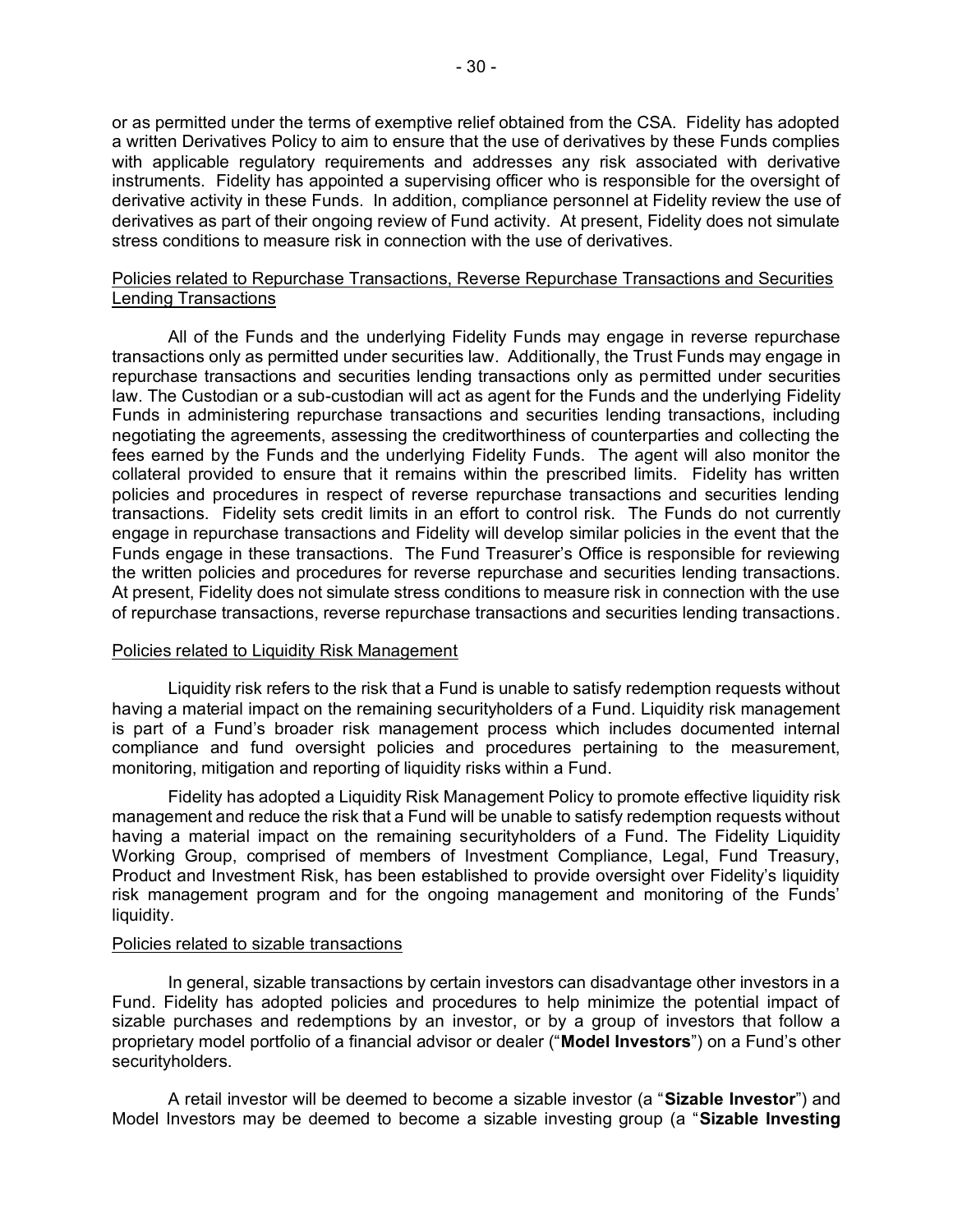or as permitted under the terms of exemptive relief obtained from the CSA. Fidelity has adopted a written Derivatives Policy to aim to ensure that the use of derivatives by these Funds complies with applicable regulatory requirements and addresses any risk associated with derivative instruments. Fidelity has appointed a supervising officer who is responsible for the oversight of derivative activity in these Funds. In addition, compliance personnel at Fidelity review the use of derivatives as part of their ongoing review of Fund activity. At present, Fidelity does not simulate stress conditions to measure risk in connection with the use of derivatives.

<u>Policies related to Repurchase Transactions, Reverse Repurchase Transactions and Securities Lending Transactions</u>

All of the Funds and the underlying Fidelity Funds may engage in reverse repurchase transactions only as permitted under securities law. Additionally, the Trust Funds may engage in repurchase transactions and securities lending transactions only as permitted under securities law. The Custodian or a sub-custodian will act as agent for the Funds and the underlying Fidelity Funds in administering repurchase transactions and securities lending transactions, including negotiating the agreements, assessing the creditworthiness of counterparties and collecting the fees earned by the Funds and the underlying Fidelity Funds. The agent will also monitor the collateral provided to ensure that it remains within the prescribed limits. Fidelity has written policies and procedures in respect of reverse repurchase transactions and securities lending transactions. Fidelity sets credit limits in an effort to control risk. The Funds do not currently engage in repurchase transactions and Fidelity will develop similar policies in the event that the Funds engage in these transactions. The Fund Treasurer's Office is responsible for reviewing the written policies and procedures for reverse repurchase and securities lending transactions. At present, Fidelity does not simulate stress conditions to measure risk in connection with the use of repurchase transactions, reverse repurchase transactions and securities lending transactions.

<u>Policies related to Liquidity Risk Management</u>

Liquidity risk refers to the risk that a Fund is unable to satisfy redemption requests without having a material impact on the remaining securityholders of a Fund. Liquidity risk management is part of a Fund's broader risk management process which includes documented internal compliance and fund oversight policies and procedures pertaining to the measurement, monitoring, mitigation and reporting of liquidity risks within a Fund.

Fidelity has adopted a Liquidity Risk Management Policy to promote effective liquidity risk management and reduce the risk that a Fund will be unable to satisfy redemption requests without having a material impact on the remaining securityholders of a Fund. The Fidelity Liquidity Working Group, comprised of members of Investment Compliance, Legal, Fund Treasury, Product and Investment Risk, has been established to provide oversight over Fidelity's liquidity risk management program and for the ongoing management and monitoring of the Funds' liquidity.

<u>Policies related to sizable transactions</u>

In general, sizable transactions by certain investors can disadvantage other investors in a Fund. Fidelity has adopted policies and procedures to help minimize the potential impact of sizable purchases and redemptions by an investor, or by a group of investors that follow a proprietary model portfolio of a financial advisor or dealer ("**Model Investors**") on a Fund's other securityholders.

A retail investor will be deemed to become a sizable investor (a "**Sizable Investor**") and Model Investors may be deemed to become a sizable investing group (a "**Sizable Investing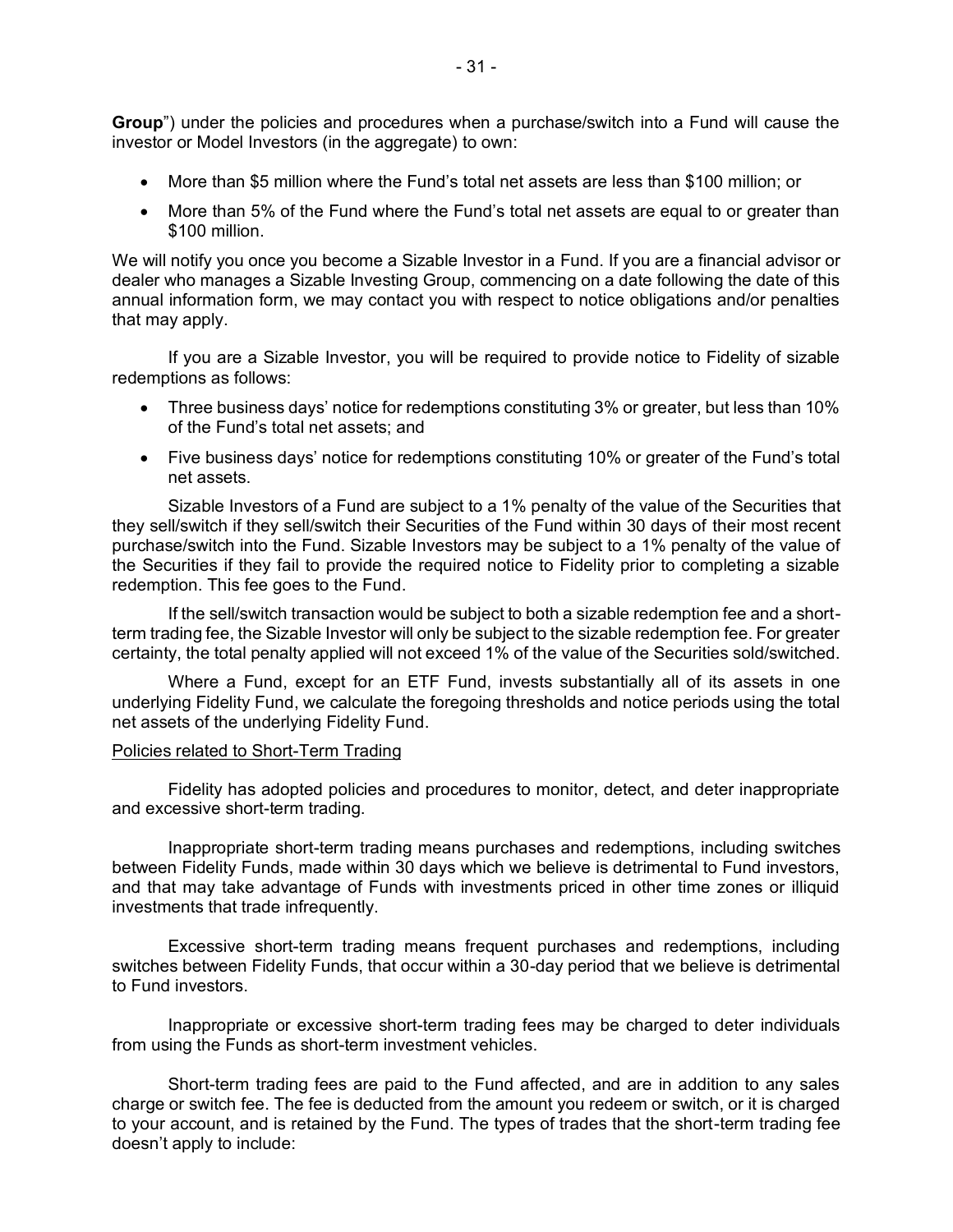**Group**") under the policies and procedures when a purchase/switch into a Fund will cause the investor or Model Investors (in the aggregate) to own:

- More than $5 million where the Fund's total net assets are less than $100 million; or
- More than 5% of the Fund where the Fund's total net assets are equal to or greater than $100 million.

We will notify you once you become a Sizable Investor in a Fund. If you are a financial advisor or dealer who manages a Sizable Investing Group, commencing on a date following the date of this annual information form, we may contact you with respect to notice obligations and/or penalties that may apply.

If you are a Sizable Investor, you will be required to provide notice to Fidelity of sizable redemptions as follows:

- Three business days' notice for redemptions constituting 3% or greater, but less than 10% of the Fund's total net assets; and
- Five business days' notice for redemptions constituting 10% or greater of the Fund's total net assets.

Sizable Investors of a Fund are subject to a 1% penalty of the value of the Securities that they sell/switch if they sell/switch their Securities of the Fund within 30 days of their most recent purchase/switch into the Fund. Sizable Investors may be subject to a 1% penalty of the value of the Securities if they fail to provide the required notice to Fidelity prior to completing a sizable redemption. This fee goes to the Fund.

If the sell/switch transaction would be subject to both a sizable redemption fee and a short-term trading fee, the Sizable Investor will only be subject to the sizable redemption fee. For greater certainty, the total penalty applied will not exceed 1% of the value of the Securities sold/switched.

Where a Fund, except for an ETF Fund, invests substantially all of its assets in one underlying Fidelity Fund, we calculate the foregoing thresholds and notice periods using the total net assets of the underlying Fidelity Fund.

Policies related to Short-Term Trading

Fidelity has adopted policies and procedures to monitor, detect, and deter inappropriate and excessive short-term trading.

Inappropriate short-term trading means purchases and redemptions, including switches between Fidelity Funds, made within 30 days which we believe is detrimental to Fund investors, and that may take advantage of Funds with investments priced in other time zones or illiquid investments that trade infrequently.

Excessive short-term trading means frequent purchases and redemptions, including switches between Fidelity Funds, that occur within a 30-day period that we believe is detrimental to Fund investors.

Inappropriate or excessive short-term trading fees may be charged to deter individuals from using the Funds as short-term investment vehicles.

Short-term trading fees are paid to the Fund affected, and are in addition to any sales charge or switch fee. The fee is deducted from the amount you redeem or switch, or it is charged to your account, and is retained by the Fund. The types of trades that the short-term trading fee doesn't apply to include: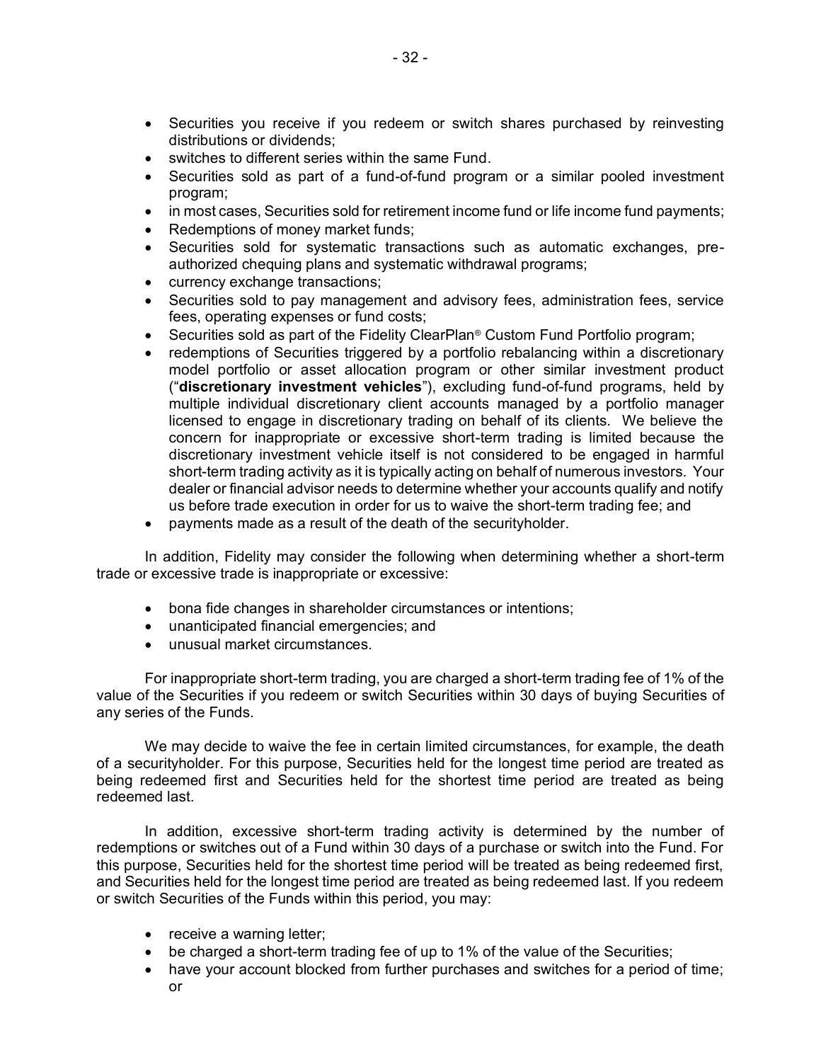- Securities you receive if you redeem or switch shares purchased by reinvesting distributions or dividends;
- switches to different series within the same Fund.
- Securities sold as part of a fund-of-fund program or a similar pooled investment program;
- in most cases, Securities sold for retirement income fund or life income fund payments;
- Redemptions of money market funds;
- Securities sold for systematic transactions such as automatic exchanges, pre-authorized chequing plans and systematic withdrawal programs;
- currency exchange transactions;
- Securities sold to pay management and advisory fees, administration fees, service fees, operating expenses or fund costs;
- Securities sold as part of the Fidelity ClearPlan® Custom Fund Portfolio program;
- redemptions of Securities triggered by a portfolio rebalancing within a discretionary model portfolio or asset allocation program or other similar investment product ("**discretionary investment vehicles**"), excluding fund-of-fund programs, held by multiple individual discretionary client accounts managed by a portfolio manager licensed to engage in discretionary trading on behalf of its clients. We believe the concern for inappropriate or excessive short-term trading is limited because the discretionary investment vehicle itself is not considered to be engaged in harmful short-term trading activity as it is typically acting on behalf of numerous investors. Your dealer or financial advisor needs to determine whether your accounts qualify and notify us before trade execution in order for us to waive the short-term trading fee; and
- payments made as a result of the death of the securityholder.

In addition, Fidelity may consider the following when determining whether a short-term trade or excessive trade is inappropriate or excessive:

- bona fide changes in shareholder circumstances or intentions;
- unanticipated financial emergencies; and
- unusual market circumstances.

For inappropriate short-term trading, you are charged a short-term trading fee of 1% of the value of the Securities if you redeem or switch Securities within 30 days of buying Securities of any series of the Funds.

We may decide to waive the fee in certain limited circumstances, for example, the death of a securityholder. For this purpose, Securities held for the longest time period are treated as being redeemed first and Securities held for the shortest time period are treated as being redeemed last.

In addition, excessive short-term trading activity is determined by the number of redemptions or switches out of a Fund within 30 days of a purchase or switch into the Fund. For this purpose, Securities held for the shortest time period will be treated as being redeemed first, and Securities held for the longest time period are treated as being redeemed last. If you redeem or switch Securities of the Funds within this period, you may:

- receive a warning letter;
- be charged a short-term trading fee of up to 1% of the value of the Securities;
- have your account blocked from further purchases and switches for a period of time; or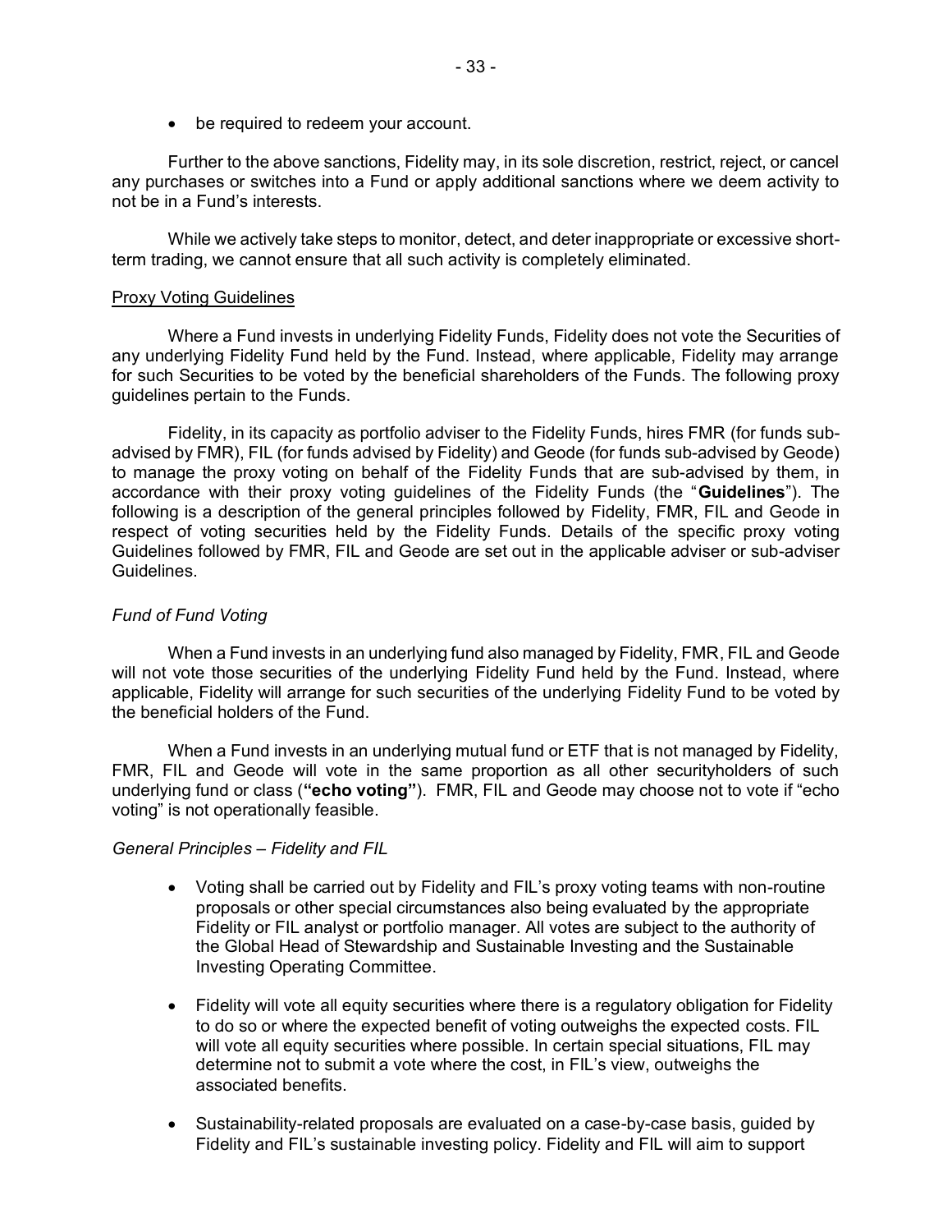- be required to redeem your account.

Further to the above sanctions, Fidelity may, in its sole discretion, restrict, reject, or cancel any purchases or switches into a Fund or apply additional sanctions where we deem activity to not be in a Fund's interests.

While we actively take steps to monitor, detect, and deter inappropriate or excessive short-term trading, we cannot ensure that all such activity is completely eliminated.

<u>Proxy Voting Guidelines</u>

Where a Fund invests in underlying Fidelity Funds, Fidelity does not vote the Securities of any underlying Fidelity Fund held by the Fund. Instead, where applicable, Fidelity may arrange for such Securities to be voted by the beneficial shareholders of the Funds. The following proxy guidelines pertain to the Funds.

Fidelity, in its capacity as portfolio adviser to the Fidelity Funds, hires FMR (for funds sub-advised by FMR), FIL (for funds advised by Fidelity) and Geode (for funds sub-advised by Geode) to manage the proxy voting on behalf of the Fidelity Funds that are sub-advised by them, in accordance with their proxy voting guidelines of the Fidelity Funds (the "**Guidelines**"). The following is a description of the general principles followed by Fidelity, FMR, FIL and Geode in respect of voting securities held by the Fidelity Funds. Details of the specific proxy voting Guidelines followed FMR, FIL and Geode are set out in the applicable adviser or sub-adviser Guidelines.

*Fund of Fund Voting*

When a Fund invests in an underlying fund also managed by Fidelity, FMR, FIL and Geode will not vote those securities of the underlying Fidelity Fund held by the Fund. Instead, where applicable, Fidelity will arrange for such securities of the underlying Fidelity Fund to be voted by the beneficial holders of the Fund.

When a Fund invests in an underlying mutual fund or ETF that is not managed by Fidelity, FMR, FIL and Geode will vote in the same proportion as all other securityholders of such underlying fund or class (**"echo voting"**). FMR, FIL and Geode may choose not to vote if "echo voting" is not operationally feasible.

*General Principles – Fidelity and FIL*

- Voting shall be carried out by Fidelity and FIL's proxy voting teams with non-routine proposals or other special circumstances also being evaluated by the appropriate Fidelity or FIL analyst or portfolio manager. All votes are subject to the authority of the Global Head of Stewardship and Sustainable Investing and the Sustainable Investing Operating Committee.
- Fidelity will vote all equity securities where there is a regulatory obligation for Fidelity to do so or where the expected benefit of voting outweighs the expected costs. FIL will vote all equity securities where possible. In certain special situations, FIL may determine not to submit a vote where the cost, in FIL's view, outweighs the associated benefits.
- Sustainability-related proposals are evaluated on a case-by-case basis, guided by Fidelity and FIL's sustainable investing policy. Fidelity and FIL will aim to support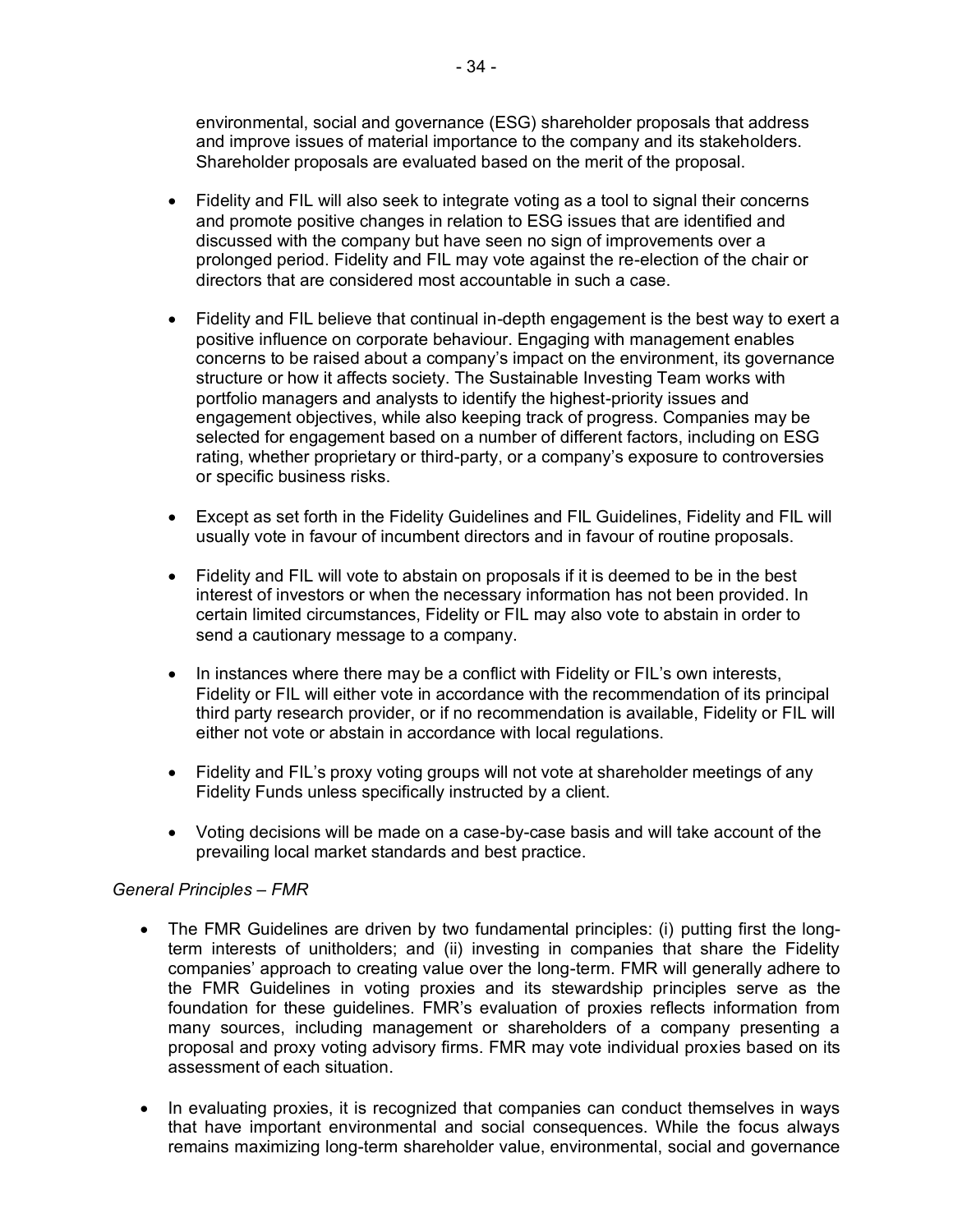environmental, social and governance (ESG) shareholder proposals that address and improve issues of material importance to the company and its stakeholders. Shareholder proposals are evaluated based on the merit of the proposal.

- Fidelity and FIL will also seek to integrate voting as a tool to signal their concerns and promote positive changes in relation to ESG issues that are identified and discussed with the company but have seen no sign of improvements over a prolonged period. Fidelity and FIL may vote against the re-election of the chair or directors that are considered most accountable in such a case.

- Fidelity and FIL believe that continual in-depth engagement is the best way to exert a positive influence on corporate behaviour. Engaging with management enables concerns to be raised about a company's impact on the environment, its governance structure or how it affects society. The Sustainable Investing Team works with portfolio managers and analysts to identify the highest-priority issues and engagement objectives, while also keeping track of progress. Companies may be selected for engagement based on a number of different factors, including on ESG rating, whether proprietary or third-party, or a company's exposure to controversies or specific business risks.

- Except as set forth in the Fidelity Guidelines and FIL Guidelines, Fidelity and FIL will usually vote in favour of incumbent directors and in favour of routine proposals.

- Fidelity and FIL will vote to abstain on proposals if it is deemed to be in the best interest of investors or when the necessary information has not been provided. In certain limited circumstances, Fidelity or FIL may also vote to abstain in order to send a cautionary message to a company.

- In instances where there may be a conflict with Fidelity or FIL's own interests, Fidelity or FIL will either vote in accordance with the recommendation of its principal third party research provider, or if no recommendation is available, Fidelity or FIL will either not vote or abstain in accordance with local regulations.

- Fidelity and FIL's proxy voting groups will not vote at shareholder meetings of any Fidelity Funds unless specifically instructed by a client.

- Voting decisions will be made on a case-by-case basis and will take account of the prevailing local market standards and best practice.

*General Principles – FMR*

- The FMR Guidelines are driven by two fundamental principles: (i) putting first the long-term interests of unitholders; and (ii) investing in companies that share the Fidelity companies' approach to creating value over the long-term. FMR will generally adhere to the FMR Guidelines in voting proxies and its stewardship principles serve as the foundation for these guidelines. FMR's evaluation of proxies reflects information from many sources, including management or shareholders of a company presenting a proposal and proxy voting advisory firms. FMR may vote individual proxies based on its assessment of each situation.

- In evaluating proxies, it is recognized that companies can conduct themselves in ways that have important environmental and social consequences. While the focus always remains maximizing long-term shareholder value, environmental, social and governance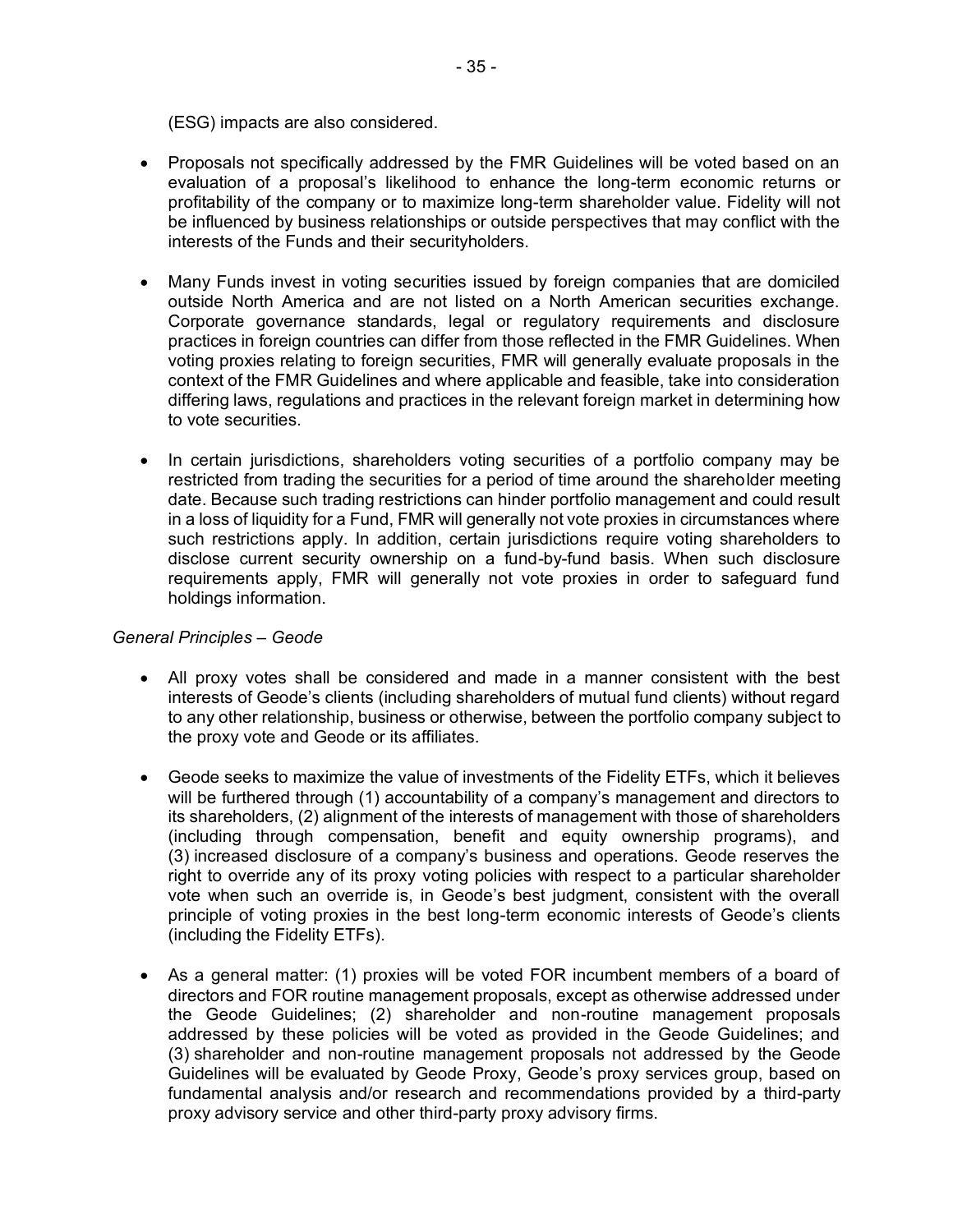(ESG) impacts are also considered.

- Proposals not specifically addressed by the FMR Guidelines will be voted based on an evaluation of a proposal's likelihood to enhance the long-term economic returns or profitability of the company or to maximize long-term shareholder value. Fidelity will not be influenced by business relationships or outside perspectives that may conflict with the interests of the Funds and their securityholders.

- Many Funds invest in voting securities issued by foreign companies that are domiciled outside North America and are not listed on a North American securities exchange. Corporate governance standards, legal or regulatory requirements and disclosure practices in foreign countries can differ from those reflected in the FMR Guidelines. When voting proxies relating to foreign securities, FMR will generally evaluate proposals in the context of the FMR Guidelines and where applicable and feasible, take into consideration differing laws, regulations and practices in the relevant foreign market in determining how to vote securities.

- In certain jurisdictions, shareholders voting securities of a portfolio company may be restricted from trading the securities for a period of time around the shareholder meeting date. Because such trading restrictions can hinder portfolio management and could result in a loss of liquidity for a Fund, FMR will generally not vote proxies in circumstances where such restrictions apply. In addition, certain jurisdictions require voting shareholders to disclose current security ownership on a fund-by-fund basis. When such disclosure requirements apply, FMR will generally not vote proxies in order to safeguard fund holdings information.

*General Principles – Geode*

- All proxy votes shall be considered and made in a manner consistent with the best interests of Geode's clients (including shareholders of mutual fund clients) without regard to any other relationship, business or otherwise, between the portfolio company subject to the proxy vote and Geode or its affiliates.

- Geode seeks to maximize the value of investments of the Fidelity ETFs, which it believes will be furthered through (1) accountability of a company's management and directors to its shareholders, (2) alignment of the interests of management with those of shareholders (including through compensation, benefit and equity ownership programs), and (3) increased disclosure of a company's business and operations. Geode reserves the right to override any of its proxy voting policies with respect to a particular shareholder vote when such an override is, in Geode's best judgment, consistent with the overall principle of voting proxies in the best long-term economic interests of Geode's clients (including the Fidelity ETFs).

- As a general matter: (1) proxies will be voted FOR incumbent members of a board of directors and FOR routine management proposals, except as otherwise addressed under the Geode Guidelines; (2) shareholder and non-routine management proposals addressed by these policies will be voted as provided in the Geode Guidelines; and (3) shareholder and non-routine management proposals not addressed by the Geode Guidelines will be evaluated by Geode Proxy, Geode's proxy services group, based on fundamental analysis and/or research and recommendations provided by a third-party proxy advisory service and other third-party proxy advisory firms.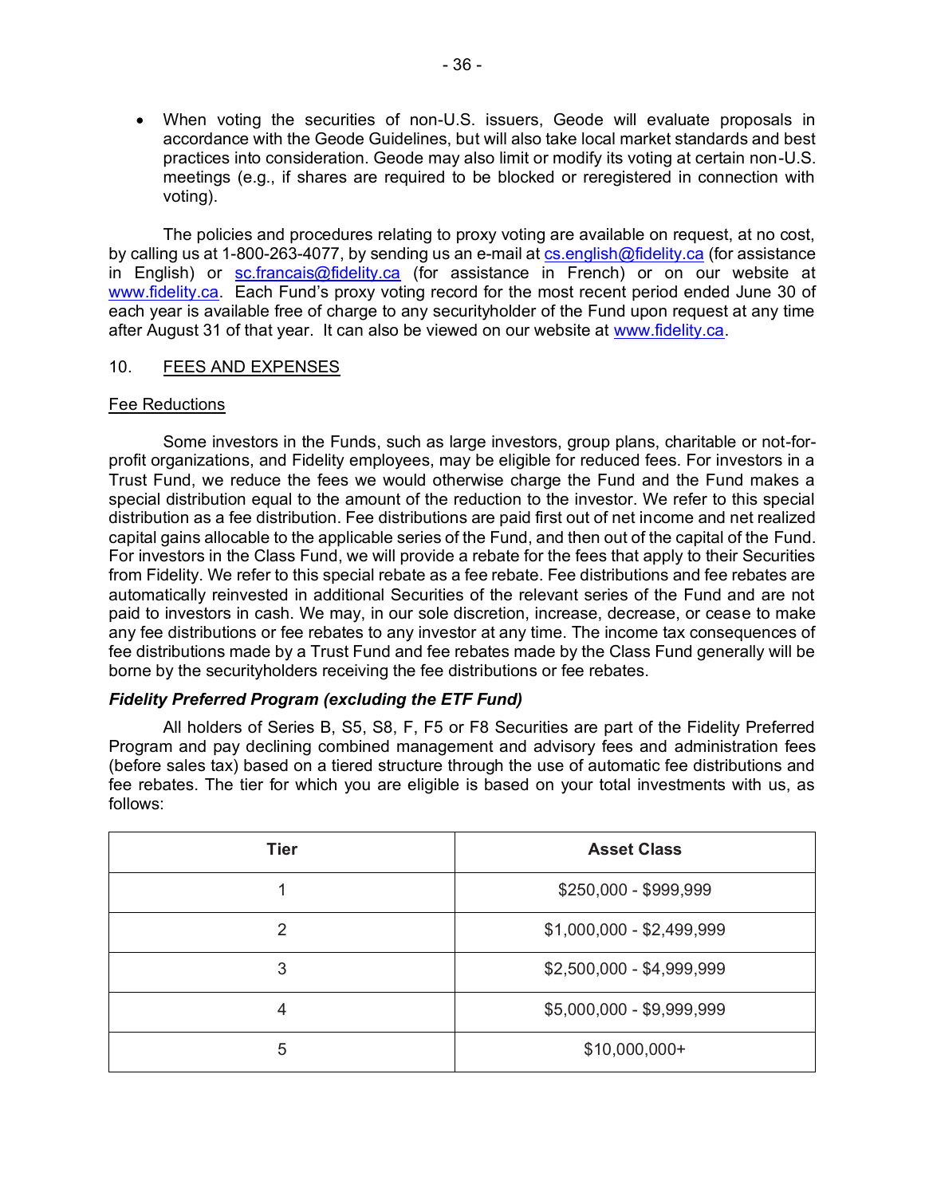- When voting the securities of non-U.S. issuers, Geode will evaluate proposals in accordance with the Geode Guidelines, but will also take local market standards and best practices into consideration. Geode may also limit or modify its voting at certain non-U.S. meetings (e.g., if shares are required to be blocked or reregistered in connection with voting).

The policies and procedures relating to proxy voting are available on request, at no cost, by calling us at 1-800-263-4077, by sending us an e-mail at cs.english@fidelity.ca (for assistance in English) or sc.francais@fidelity.ca (for assistance in French) or on our website at www.fidelity.ca. Each Fund's proxy voting record for the most recent period ended June 30 of each year is available free of charge to any securityholder of the Fund upon request at any time after August 31 of that year. It can also be viewed on our website at www.fidelity.ca.

## 10. FEES AND EXPENSES

### Fee Reductions

Some investors in the Funds, such as large investors, group plans, charitable or not-for-profit organizations, and Fidelity employees, may be eligible for reduced fees. For investors in a Trust Fund, we reduce the fees we would otherwise charge the Fund and the Fund makes a special distribution equal to the amount of the reduction to the investor. We refer to this special distribution as a fee distribution. Fee distributions are paid first out of net income and net realized capital gains allocable to the applicable series of the Fund, and then out of the capital of the Fund. For investors in the Class Fund, we will provide a rebate for the fees that apply to their Securities from Fidelity. We refer to this special rebate as a fee rebate. Fee distributions and fee rebates are automatically reinvested in additional Securities of the relevant series of the Fund and are not paid to investors in cash. We may, in our sole discretion, increase, decrease, or cease to make any fee distributions or fee rebates to any investor at any time. The income tax consequences of fee distributions made by a Trust Fund and fee rebates made by the Class Fund generally will be borne by the securityholders receiving the fee distributions or fee rebates.

***Fidelity Preferred Program (excluding the ETF Fund)***

All holders of Series B, S5, S8, F, F5 or F8 Securities are part of the Fidelity Preferred Program and pay declining combined management and advisory fees and administration fees (before sales tax) based on a tiered structure through the use of automatic fee distributions and fee rebates. The tier for which you are eligible is based on your total investments with us, as follows:

| Tier | Asset Class |
|---|---|
| 1 | $250,000 - $999,999 |
| 2 | $1,000,000 - $2,499,999 |
| 3 | $2,500,000 - $4,999,999 |
| 4 | $5,000,000 - $9,999,999 |
| 5 | $10,000,000+ |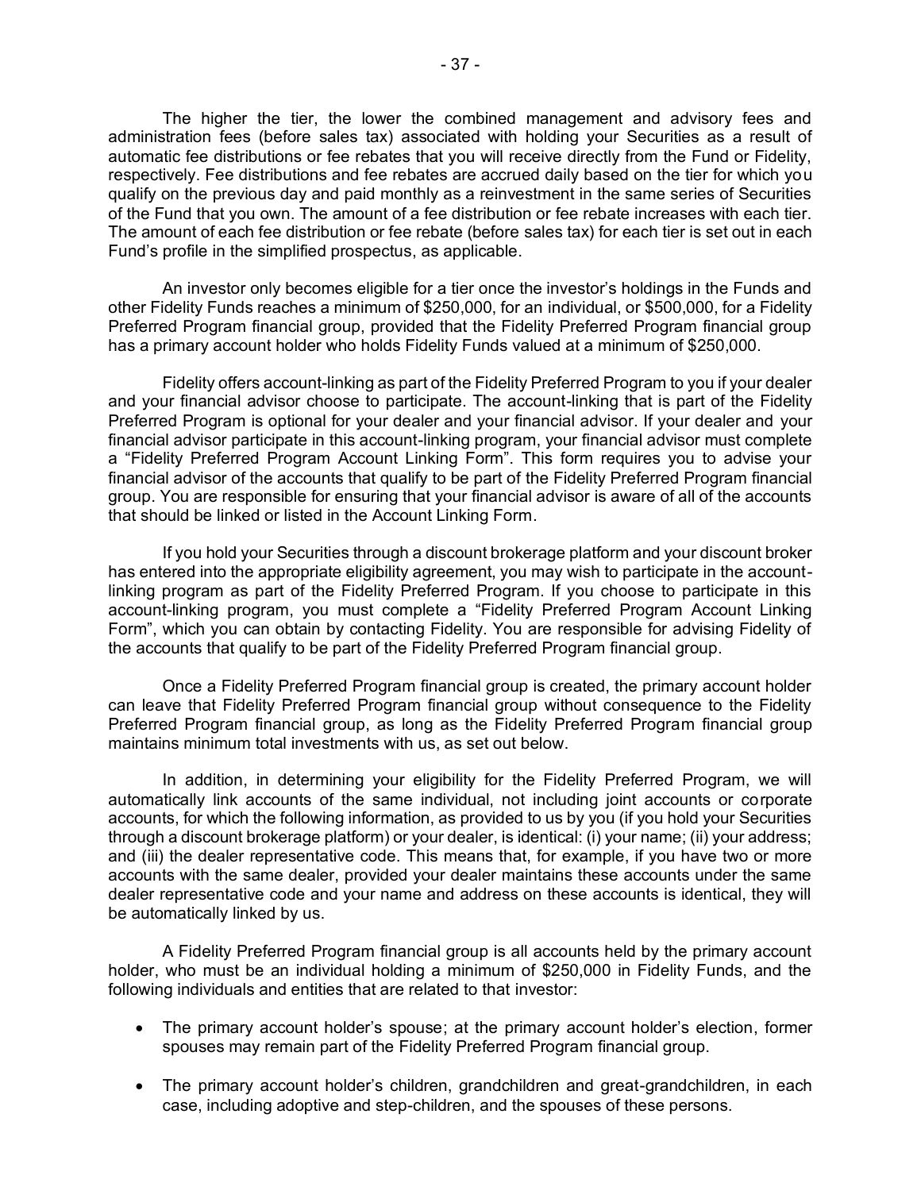The higher the tier, the lower the combined management and advisory fees and administration fees (before sales tax) associated with holding your Securities as a result of automatic fee distributions or fee rebates that you will receive directly from the Fund or Fidelity, respectively. Fee distributions and fee rebates are accrued daily based on the tier for which you qualify on the previous day and paid monthly as a reinvestment in the same series of Securities of the Fund that you own. The amount of a fee distribution or fee rebate increases with each tier. The amount of each fee distribution or fee rebate (before sales tax) for each tier is set out in each Fund's profile in the simplified prospectus, as applicable.

An investor only becomes eligible for a tier once the investor's holdings in the Funds and other Fidelity Funds reaches a minimum of $250,000, for an individual, or $500,000, for a Fidelity Preferred Program financial group, provided that the Fidelity Preferred Program financial group has a primary account holder who holds Fidelity Funds valued at a minimum of $250,000.

Fidelity offers account-linking as part of the Fidelity Preferred Program to you if your dealer and your financial advisor choose to participate. The account-linking that is part of the Fidelity Preferred Program is optional for your dealer and your financial advisor. If your dealer and your financial advisor participate in this account-linking program, your financial advisor must complete a "Fidelity Preferred Program Account Linking Form". This form requires you to advise your financial advisor of the accounts that qualify to be part of the Fidelity Preferred Program financial group. You are responsible for ensuring that your financial advisor is aware of all of the accounts that should be linked or listed in the Account Linking Form.

If you hold your Securities through a discount brokerage platform and your discount broker has entered into the appropriate eligibility agreement, you may wish to participate in the account-linking program as part of the Fidelity Preferred Program. If you choose to participate in this account-linking program, you must complete a "Fidelity Preferred Program Account Linking Form", which you can obtain by contacting Fidelity. You are responsible for advising Fidelity of the accounts that qualify to be part of the Fidelity Preferred Program financial group.

Once a Fidelity Preferred Program financial group is created, the primary account holder can leave that Fidelity Preferred Program financial group without consequence to the Fidelity Preferred Program financial group, as long as the Fidelity Preferred Program financial group maintains minimum total investments with us, as set out below.

In addition, in determining your eligibility for the Fidelity Preferred Program, we will automatically link accounts of the same individual, not including joint accounts or corporate accounts, for which the following information, as provided to us by you (if you hold your Securities through a discount brokerage platform) or your dealer, is identical: (i) your name; (ii) your address; and (iii) the dealer representative code. This means that, for example, if you have two or more accounts with the same dealer, provided your dealer maintains these accounts under the same dealer representative code and your name and address on these accounts is identical, they will be automatically linked by us.

A Fidelity Preferred Program financial group is all accounts held by the primary account holder, who must be an individual holding a minimum of $250,000 in Fidelity Funds, and the following individuals and entities that are related to that investor:

- The primary account holder's spouse; at the primary account holder's election, former spouses may remain part of the Fidelity Preferred Program financial group.
- The primary account holder's children, grandchildren and great-grandchildren, in each case, including adoptive and step-children, and the spouses of these persons.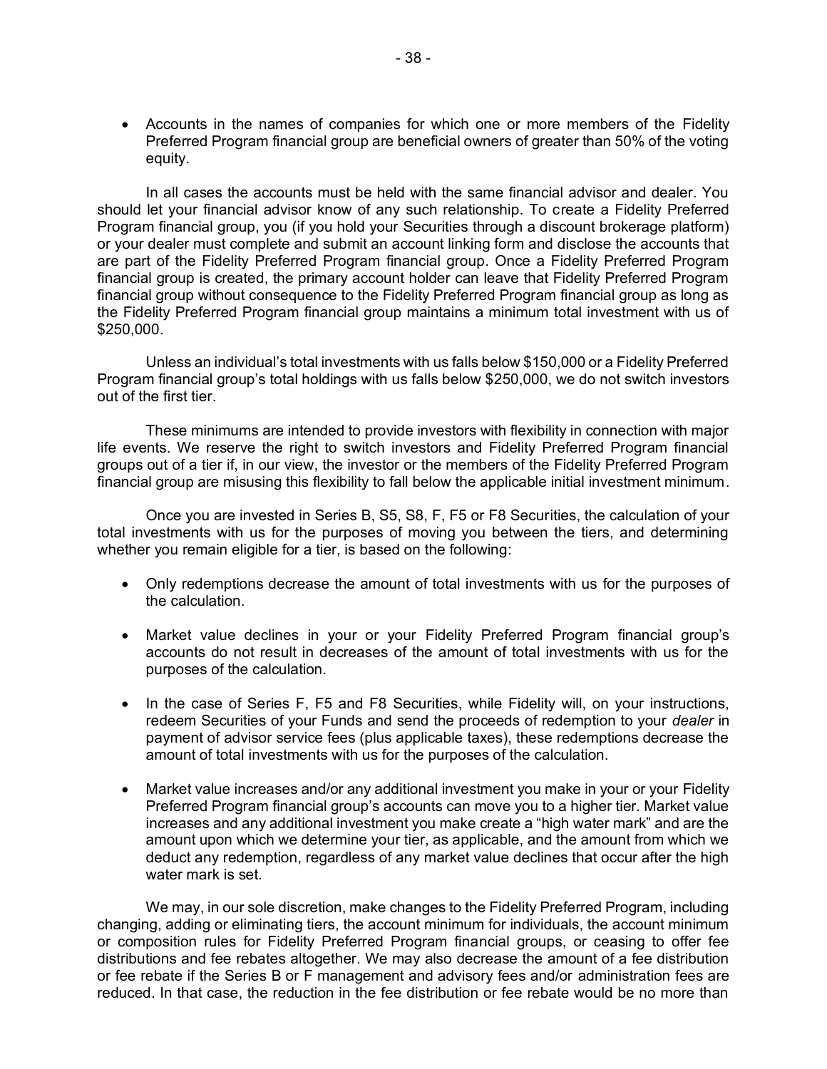- Accounts in the names of companies for which one or more members of the Fidelity Preferred Program financial group are beneficial owners of greater than 50% of the voting equity.

In all cases the accounts must be held with the same financial advisor and dealer. You should let your financial advisor know of any such relationship. To create a Fidelity Preferred Program financial group, you (if you hold your Securities through a discount brokerage platform) or your dealer must complete and submit an account linking form and disclose the accounts that are part of the Fidelity Preferred Program financial group. Once a Fidelity Preferred Program financial group is created, the primary account holder can leave that Fidelity Preferred Program financial group without consequence to the Fidelity Preferred Program financial group as long as the Fidelity Preferred Program financial group maintains a minimum total investment with us of $250,000.

Unless an individual's total investments with us falls below $150,000 or a Fidelity Preferred Program financial group's total holdings with us falls below $250,000, we do not switch investors out of the first tier.

These minimums are intended to provide investors with flexibility in connection with major life events. We reserve the right to switch investors and Fidelity Preferred Program financial groups out of a tier if, in our view, the investor or the members of the Fidelity Preferred Program financial group are misusing this flexibility to fall below the applicable initial investment minimum.

Once you are invested in Series B, S5, S8, F, F5 or F8 Securities, the calculation of your total investments with us for the purposes of moving you between the tiers, and determining whether you remain eligible for a tier, is based on the following:

- Only redemptions decrease the amount of total investments with us for the purposes of the calculation.
- Market value declines in your or your Fidelity Preferred Program financial group's accounts do not result in decreases of the amount of total investments with us for the purposes of the calculation.
- In the case of Series F, F5 and F8 Securities, while Fidelity will, on your instructions, redeem Securities of your Funds and send the proceeds of redemption to your *dealer* in payment of advisor service fees (plus applicable taxes), these redemptions decrease the amount of total investments with us for the purposes of the calculation.
- Market value increases and/or any additional investment you make in your or your Fidelity Preferred Program financial group's accounts can move you to a higher tier. Market value increases and any additional investment you make create a "high water mark" and are the amount upon which we determine your tier, as applicable, and the amount from which we deduct any redemption, regardless of any market value declines that occur after the high water mark is set.

We may, in our sole discretion, make changes to the Fidelity Preferred Program, including changing, adding or eliminating tiers, the account minimum for individuals, the account minimum or composition rules for Fidelity Preferred Program financial groups, or ceasing to offer fee distributions and fee rebates altogether. We may also decrease the amount of a fee distribution or fee rebate if the Series B or F management and advisory fees and/or administration fees are reduced. In that case, the reduction in the fee distribution or fee rebate would be no more than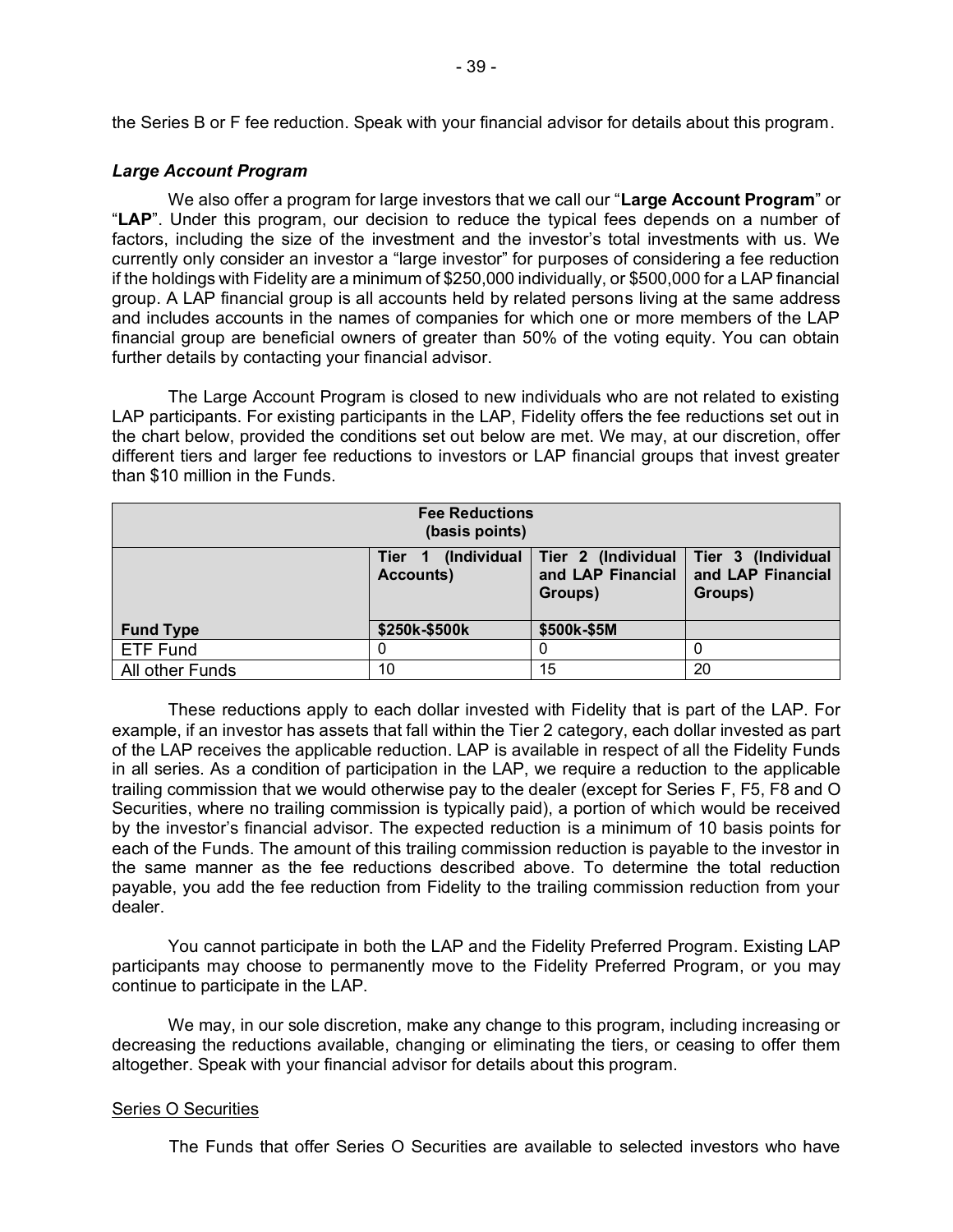the Series B or F fee reduction. Speak with your financial advisor for details about this program.

### *Large Account Program*

We also offer a program for large investors that we call our "**Large Account Program**" or "**LAP**". Under this program, our decision to reduce the typical fees depends on a number of factors, including the size of the investment and the investor's total investments with us. We currently only consider an investor a "large investor" for purposes of considering a fee reduction if the holdings with Fidelity are a minimum of $250,000 individually, or $500,000 for a LAP financial group. A LAP financial group is all accounts held by related persons living at the same address and includes accounts in the names of companies for which one or more members of the LAP financial group are beneficial owners of greater than 50% of the voting equity. You can obtain further details by contacting your financial advisor.

The Large Account Program is closed to new individuals who are not related to existing LAP participants. For existing participants in the LAP, Fidelity offers the fee reductions set out in the chart below, provided the conditions set out below are met. We may, at our discretion, offer different tiers and larger fee reductions to investors or LAP financial groups that invest greater than $10 million in the Funds.

| **Fee Reductions (basis points)** | | | |
|---|---|---|---|
| | **Tier 1 (Individual Accounts)** | **Tier 2 (Individual and LAP Financial Groups)** | **Tier 3 (Individual and LAP Financial Groups)** |
| **Fund Type** | **$250k-$500k** | **$500k-$5M** | |
| ETF Fund | 0 | 0 | 0 |
| All other Funds | 10 | 15 | 20 |

These reductions apply to each dollar invested with Fidelity that is part of the LAP. For example, if an investor has assets that fall within the Tier 2 category, each dollar invested as part of the LAP receives the applicable reduction. LAP is available in respect of all the Fidelity Funds in all series. As a condition of participation in the LAP, we require a reduction to the applicable trailing commission that we would otherwise pay to the dealer (except for Series F, F5, F8 and O Securities, where no trailing commission is typically paid), a portion of which would be received by the investor's financial advisor. The expected reduction is a minimum of 10 basis points for each of the Funds. The amount of this trailing commission reduction is payable to the investor in the same manner as the fee reductions described above. To determine the total reduction payable, you add the fee reduction from Fidelity to the trailing commission reduction from your dealer.

You cannot participate in both the LAP and the Fidelity Preferred Program. Existing LAP participants may choose to permanently move to the Fidelity Preferred Program, or you may continue to participate in the LAP.

We may, in our sole discretion, make any change to this program, including increasing or decreasing the reductions available, changing or eliminating the tiers, or ceasing to offer them altogether. Speak with your financial advisor for details about this program.

Series O Securities

The Funds that offer Series O Securities are available to selected investors who have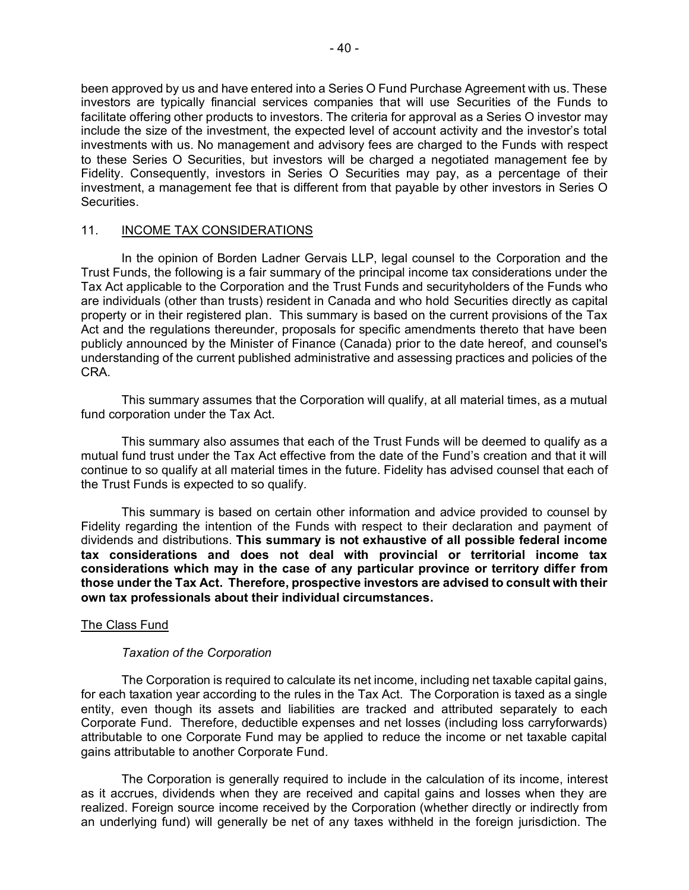been approved by us and have entered into a Series O Fund Purchase Agreement with us. These investors are typically financial services companies that will use Securities of the Funds to facilitate offering other products to investors. The criteria for approval as a Series O investor may include the size of the investment, the expected level of account activity and the investor's total investments with us. No management and advisory fees are charged to the Funds with respect to these Series O Securities, but investors will be charged a negotiated management fee by Fidelity. Consequently, investors in Series O Securities may pay, as a percentage of their investment, a management fee that is different from that payable by other investors in Series O Securities.

## 11. INCOME TAX CONSIDERATIONS

In the opinion of Borden Ladner Gervais LLP, legal counsel to the Corporation and the Trust Funds, the following is a fair summary of the principal income tax considerations under the Tax Act applicable to the Corporation and the Trust Funds and securityholders of the Funds who are individuals (other than trusts) resident in Canada and who hold Securities directly as capital property or in their registered plan. This summary is based on the current provisions of the Tax Act and the regulations thereunder, proposals for specific amendments thereto that have been publicly announced by the Minister of Finance (Canada) prior to the date hereof, and counsel's understanding of the current published administrative and assessing practices and policies of the CRA.

This summary assumes that the Corporation will qualify, at all material times, as a mutual fund corporation under the Tax Act.

This summary also assumes that each of the Trust Funds will be deemed to qualify as a mutual fund trust under the Tax Act effective from the date of the Fund's creation and that it will continue to so qualify at all material times in the future. Fidelity has advised counsel that each of the Trust Funds is expected to so qualify.

This summary is based on certain other information and advice provided to counsel by Fidelity regarding the intention of the Funds with respect to their declaration and payment of dividends and distributions. **This summary is not exhaustive of all possible federal income tax considerations and does not deal with provincial or territorial income tax considerations which may in the case of any particular province or territory differ from those under the Tax Act. Therefore, prospective investors are advised to consult with their own tax professionals about their individual circumstances.**

### The Class Fund

#### *Taxation of the Corporation*

The Corporation is required to calculate its net income, including net taxable capital gains, for each taxation year according to the rules in the Tax Act. The Corporation is taxed as a single entity, even though its assets and liabilities are tracked and attributed separately to each Corporate Fund. Therefore, deductible expenses and net losses (including loss carryforwards) attributable to one Corporate Fund may be applied to reduce the income or net taxable capital gains attributable to another Corporate Fund.

The Corporation is generally required to include in the calculation of its income, interest as it accrues, dividends when they are received and capital gains and losses when they are realized. Foreign source income received by the Corporation (whether directly or indirectly from an underlying fund) will generally be net of any taxes withheld in the foreign jurisdiction. The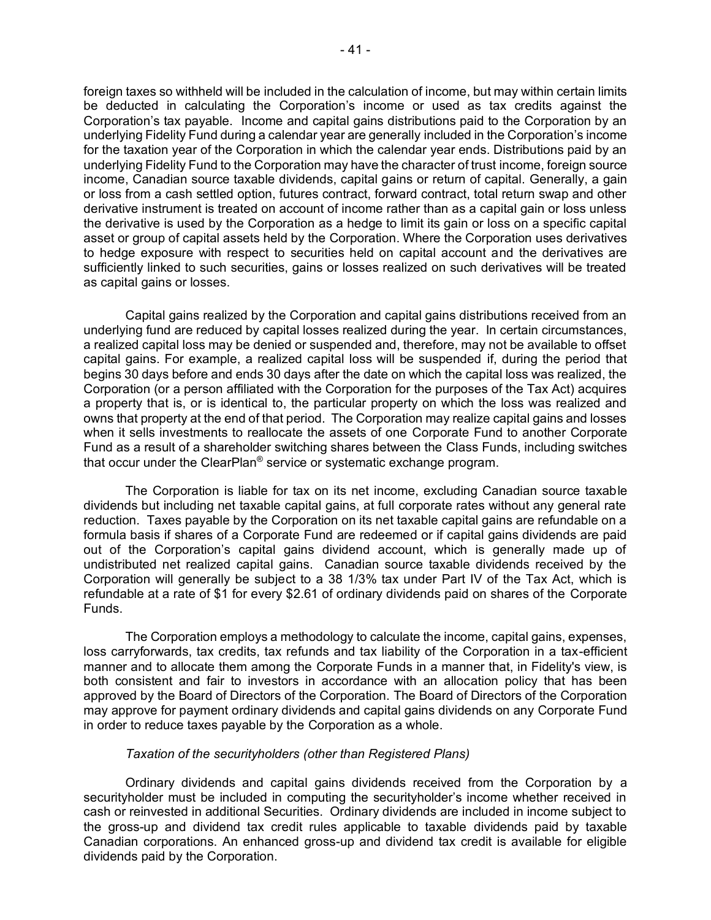foreign taxes so withheld will be included in the calculation of income, but may within certain limits be deducted in calculating the Corporation's income or used as tax credits against the Corporation's tax payable. Income and capital gains distributions paid to the Corporation by an underlying Fidelity Fund during a calendar year are generally included in the Corporation's income for the taxation year of the Corporation in which the calendar year ends. Distributions paid by an underlying Fidelity Fund to the Corporation may have the character of trust income, foreign source income, Canadian source taxable dividends, capital gains or return of capital. Generally, a gain or loss from a cash settled option, futures contract, forward contract, total return swap and other derivative instrument is treated on account of income rather than as a capital gain or loss unless the derivative is used by the Corporation as a hedge to limit its gain or loss on a specific capital asset or group of capital assets held by the Corporation. Where the Corporation uses derivatives to hedge exposure with respect to securities held on capital account and the derivatives are sufficiently linked to such securities, gains or losses realized on such derivatives will be treated as capital gains or losses.

Capital gains realized by the Corporation and capital gains distributions received from an underlying fund are reduced by capital losses realized during the year. In certain circumstances, a realized capital loss may be denied or suspended and, therefore, may not be available to offset capital gains. For example, a realized capital loss will be suspended if, during the period that begins 30 days before and ends 30 days after the date on which the capital loss was realized, the Corporation (or a person affiliated with the Corporation for the purposes of the Tax Act) acquires a property that is, or is identical to, the particular property on which the loss was realized and owns that property at the end of that period. The Corporation may realize capital gains and losses when it sells investments to reallocate the assets of one Corporate Fund to another Corporate Fund as a result of a shareholder switching shares between the Class Funds, including switches that occur under the ClearPlan® service or systematic exchange program.

The Corporation is liable for tax on its net income, excluding Canadian source taxable dividends but including net taxable capital gains, at full corporate rates without any general rate reduction. Taxes payable by the Corporation on its net taxable capital gains are refundable on a formula basis if shares of a Corporate Fund are redeemed or if capital gains dividends are paid out of the Corporation's capital gains dividend account, which is generally made up of undistributed net realized capital gains. Canadian source taxable dividends received by the Corporation will generally be subject to a 38 1/3% tax under Part IV of the Tax Act, which is refundable at a rate of $1 for every $2.61 of ordinary dividends paid on shares of the Corporate Funds.

The Corporation employs a methodology to calculate the income, capital gains, expenses, loss carryforwards, tax credits, tax refunds and tax liability of the Corporation in a tax-efficient manner and to allocate them among the Corporate Funds in a manner that, in Fidelity's view, is both consistent and fair to investors in accordance with an allocation policy that has been approved by the Board of Directors of the Corporation. The Board of Directors of the Corporation may approve for payment ordinary dividends and capital gains dividends on any Corporate Fund in order to reduce taxes payable by the Corporation as a whole.

*Taxation of the securityholders (other than Registered Plans)*

Ordinary dividends and capital gains dividends received from the Corporation by a securityholder must be included in computing the securityholder's income whether received in cash or reinvested in additional Securities. Ordinary dividends are included in income subject to the gross-up and dividend tax credit rules applicable to taxable dividends paid by taxable Canadian corporations. An enhanced gross-up and dividend tax credit is available for eligible dividends paid by the Corporation.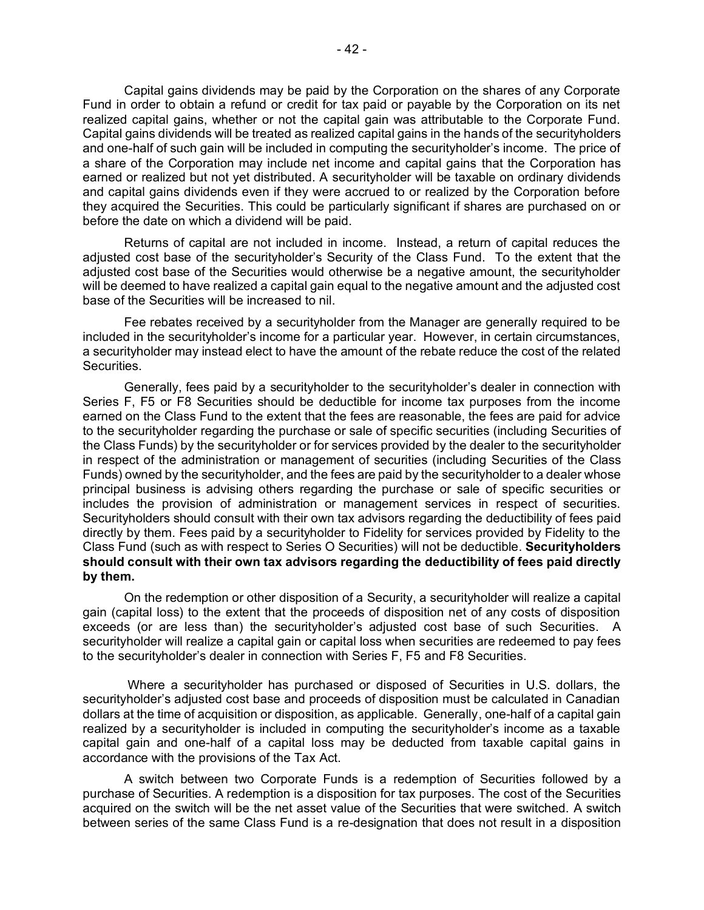Capital gains dividends may be paid by the Corporation on the shares of any Corporate Fund in order to obtain a refund or credit for tax paid or payable by the Corporation on its net realized capital gains, whether or not the capital gain was attributable to the Corporate Fund. Capital gains dividends will be treated as realized capital gains in the hands of the securityholders and one-half of such gain will be included in computing the securityholder's income. The price of a share of the Corporation may include net income and capital gains that the Corporation has earned or realized but not yet distributed. A securityholder will be taxable on ordinary dividends and capital gains dividends even if they were accrued to or realized by the Corporation before they acquired the Securities. This could be particularly significant if shares are purchased on or before the date on which a dividend will be paid.

Returns of capital are not included in income. Instead, a return of capital reduces the adjusted cost base of the securityholder's Security of the Class Fund. To the extent that the adjusted cost base of the Securities would otherwise be a negative amount, the securityholder will be deemed to have realized a capital gain equal to the negative amount and the adjusted cost base of the Securities will be increased to nil.

Fee rebates received by a securityholder from the Manager are generally required to be included in the securityholder's income for a particular year. However, in certain circumstances, a securityholder may instead elect to have the amount of the rebate reduce the cost of the related Securities.

Generally, fees paid by a securityholder to the securityholder's dealer in connection with Series F, F5 or F8 Securities should be deductible for income tax purposes from the income earned on the Class Fund to the extent that the fees are reasonable, the fees are paid for advice to the securityholder regarding the purchase or sale of specific securities (including Securities of the Class Funds) by the securityholder or for services provided by the dealer to the securityholder in respect of the administration or management of securities (including Securities of the Class Funds) owned by the securityholder, and the fees are paid by the securityholder to a dealer whose principal business is advising others regarding the purchase or sale of specific securities or includes the provision of administration or management services in respect of securities. Securityholders should consult with their own tax advisors regarding the deductibility of fees paid directly by them. Fees paid by a securityholder to Fidelity for services provided by Fidelity to the Class Fund (such as with respect to Series O Securities) will not be deductible. **Securityholders should consult with their own tax advisors regarding the deductibility of fees paid directly by them.**

On the redemption or other disposition of a Security, a securityholder will realize a capital gain (capital loss) to the extent that the proceeds of disposition net of any costs of disposition exceeds (or are less than) the securityholder's adjusted cost base of such Securities. A securityholder will realize a capital gain or capital loss when securities are redeemed to pay fees to the securityholder's dealer in connection with Series F, F5 and F8 Securities.

Where a securityholder has purchased or disposed of Securities in U.S. dollars, the securityholder's adjusted cost base and proceeds of disposition must be calculated in Canadian dollars at the time of acquisition or disposition, as applicable. Generally, one-half of a capital gain realized by a securityholder is included in computing the securityholder's income as a taxable capital gain and one-half of a capital loss may be deducted from taxable capital gains in accordance with the provisions of the Tax Act.

A switch between two Corporate Funds is a redemption of Securities followed by a purchase of Securities. A redemption is a disposition for tax purposes. The cost of the Securities acquired on the switch will be the net asset value of the Securities that were switched. A switch between series of the same Class Fund is a re-designation that does not result in a disposition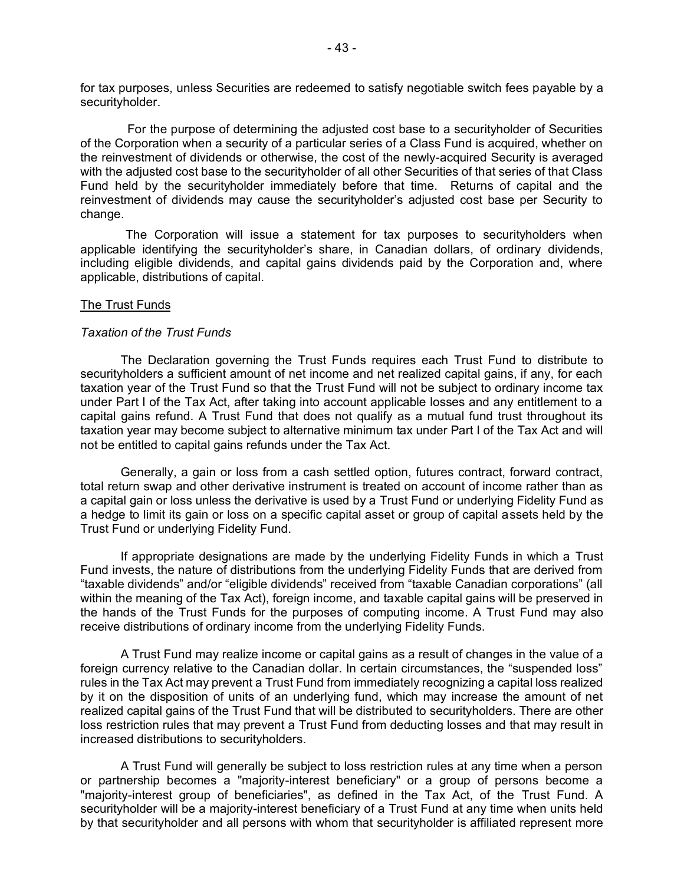for tax purposes, unless Securities are redeemed to satisfy negotiable switch fees payable by a securityholder.

For the purpose of determining the adjusted cost base to a securityholder of Securities of the Corporation when a security of a particular series of a Class Fund is acquired, whether on the reinvestment of dividends or otherwise, the cost of the newly-acquired Security is averaged with the adjusted cost base to the securityholder of all other Securities of that series of that Class Fund held by the securityholder immediately before that time. Returns of capital and the reinvestment of dividends may cause the securityholder's adjusted cost base per Security to change.

The Corporation will issue a statement for tax purposes to securityholders when applicable identifying the securityholder's share, in Canadian dollars, of ordinary dividends, including eligible dividends, and capital gains dividends paid by the Corporation and, where applicable, distributions of capital.

## The Trust Funds

### *Taxation of the Trust Funds*

The Declaration governing the Trust Funds requires each Trust Fund to distribute to securityholders a sufficient amount of net income and net realized capital gains, if any, for each taxation year of the Trust Fund so that the Trust Fund will not be subject to ordinary income tax under Part I of the Tax Act, after taking into account applicable losses and any entitlement to a capital gains refund. A Trust Fund that does not qualify as a mutual fund trust throughout its taxation year may become subject to alternative minimum tax under Part I of the Tax Act and will not be entitled to capital gains refunds under the Tax Act.

Generally, a gain or loss from a cash settled option, futures contract, forward contract, total return swap and other derivative instrument is treated on account of income rather than as a capital gain or loss unless the derivative is used by a Trust Fund or underlying Fidelity Fund as a hedge to limit its gain or loss on a specific capital asset or group of capital assets held by the Trust Fund or underlying Fidelity Fund.

If appropriate designations are made by the underlying Fidelity Funds in which a Trust Fund invests, the nature of distributions from the underlying Fidelity Funds that are derived from "taxable dividends" and/or "eligible dividends" received from "taxable Canadian corporations" (all within the meaning of the Tax Act), foreign income, and taxable capital gains will be preserved in the hands of the Trust Funds for the purposes of computing income. A Trust Fund may also receive distributions of ordinary income from the underlying Fidelity Funds.

A Trust Fund may realize income or capital gains as a result of changes in the value of a foreign currency relative to the Canadian dollar. In certain circumstances, the "suspended loss" rules in the Tax Act may prevent a Trust Fund from immediately recognizing a capital loss realized by it on the disposition of units of an underlying fund, which may increase the amount of net realized capital gains of the Trust Fund that will be distributed to securityholders. There are other loss restriction rules that may prevent a Trust Fund from deducting losses and that may result in increased distributions to securityholders.

A Trust Fund will generally be subject to loss restriction rules at any time when a person or partnership becomes a "majority-interest beneficiary" or a group of persons become a "majority-interest group of beneficiaries", as defined in the Tax Act, of the Trust Fund. A securityholder will be a majority-interest beneficiary of a Trust Fund at any time when units held by that securityholder and all persons with whom that securityholder is affiliated represent more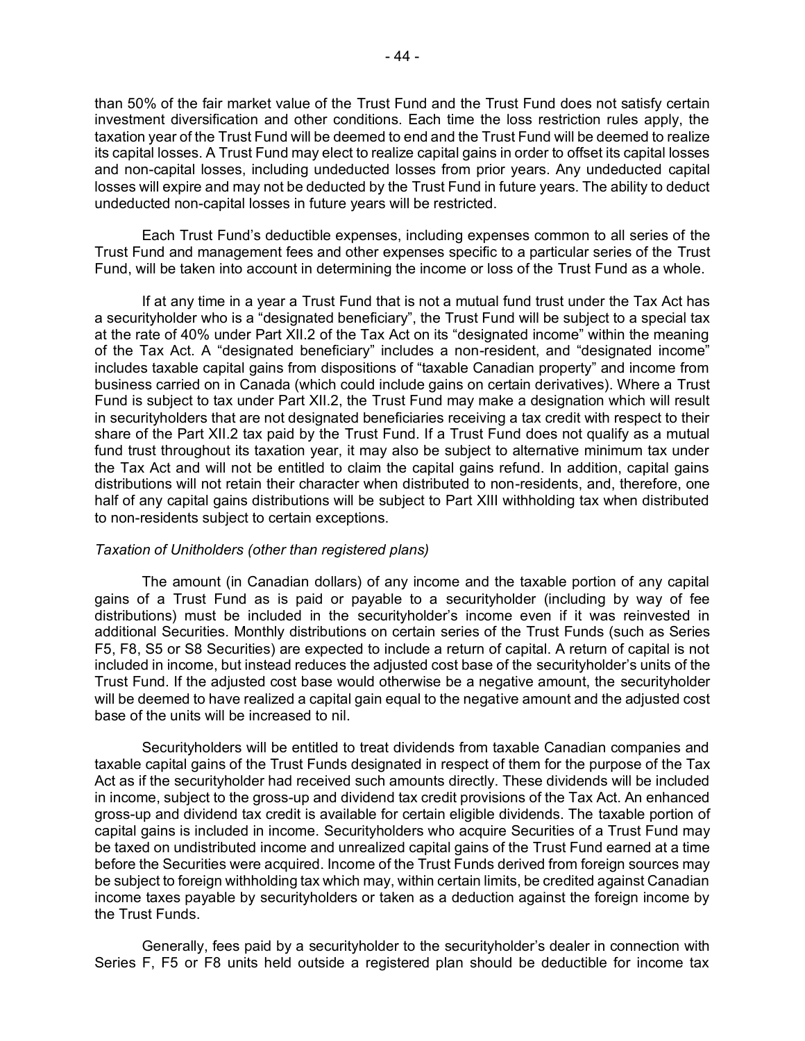than 50% of the fair market value of the Trust Fund and the Trust Fund does not satisfy certain investment diversification and other conditions. Each time the loss restriction rules apply, the taxation year of the Trust Fund will be deemed to end and the Trust Fund will be deemed to realize its capital losses. A Trust Fund may elect to realize capital gains in order to offset its capital losses and non-capital losses, including undeducted losses from prior years. Any undeducted capital losses will expire and may not be deducted by the Trust Fund in future years. The ability to deduct undeducted non-capital losses in future years will be restricted.

Each Trust Fund's deductible expenses, including expenses common to all series of the Trust Fund and management fees and other expenses specific to a particular series of the Trust Fund, will be taken into account in determining the income or loss of the Trust Fund as a whole.

If at any time in a year a Trust Fund that is not a mutual fund trust under the Tax Act has a securityholder who is a "designated beneficiary", the Trust Fund will be subject to a special tax at the rate of 40% under Part XII.2 of the Tax Act on its "designated income" within the meaning of the Tax Act. A "designated beneficiary" includes a non-resident, and "designated income" includes taxable capital gains from dispositions of "taxable Canadian property" and income from business carried on in Canada (which could include gains on certain derivatives). Where a Trust Fund is subject to tax under Part XII.2, the Trust Fund may make a designation which will result in securityholders that are not designated beneficiaries receiving a tax credit with respect to their share of the Part XII.2 tax paid by the Trust Fund. If a Trust Fund does not qualify as a mutual fund trust throughout its taxation year, it may also be subject to alternative minimum tax under the Tax Act and will not be entitled to claim the capital gains refund. In addition, capital gains distributions will not retain their character when distributed to non-residents, and, therefore, one half of any capital gains distributions will be subject to Part XIII withholding tax when distributed to non-residents subject to certain exceptions.

*Taxation of Unitholders (other than registered plans)*

The amount (in Canadian dollars) of any income and the taxable portion of any capital gains of a Trust Fund as is paid or payable to a securityholder (including by way of fee distributions) must be included in the securityholder's income even if it was reinvested in additional Securities. Monthly distributions on certain series of the Trust Funds (such as Series F5, F8, S5 or S8 Securities) are expected to include a return of capital. A return of capital is not included in income, but instead reduces the adjusted cost base of the securityholder's units of the Trust Fund. If the adjusted cost base would otherwise be a negative amount, the securityholder will be deemed to have realized a capital gain equal to the negative amount and the adjusted cost base of the units will be increased to nil.

Securityholders will be entitled to treat dividends from taxable Canadian companies and taxable capital gains of the Trust Funds designated in respect of them for the purpose of the Tax Act as if the securityholder had received such amounts directly. These dividends will be included in income, subject to the gross-up and dividend tax credit provisions of the Tax Act. An enhanced gross-up and dividend tax credit is available for certain eligible dividends. The taxable portion of capital gains is included in income. Securityholders who acquire Securities of a Trust Fund may be taxed on undistributed income and unrealized capital gains of the Trust Fund earned at a time before the Securities were acquired. Income of the Trust Funds derived from foreign sources may be subject to foreign withholding tax which may, within certain limits, be credited against Canadian income taxes payable by securityholders or taken as a deduction against the foreign income by the Trust Funds.

Generally, fees paid by a securityholder to the securityholder's dealer in connection with Series F, F5 or F8 units held outside a registered plan should be deductible for income tax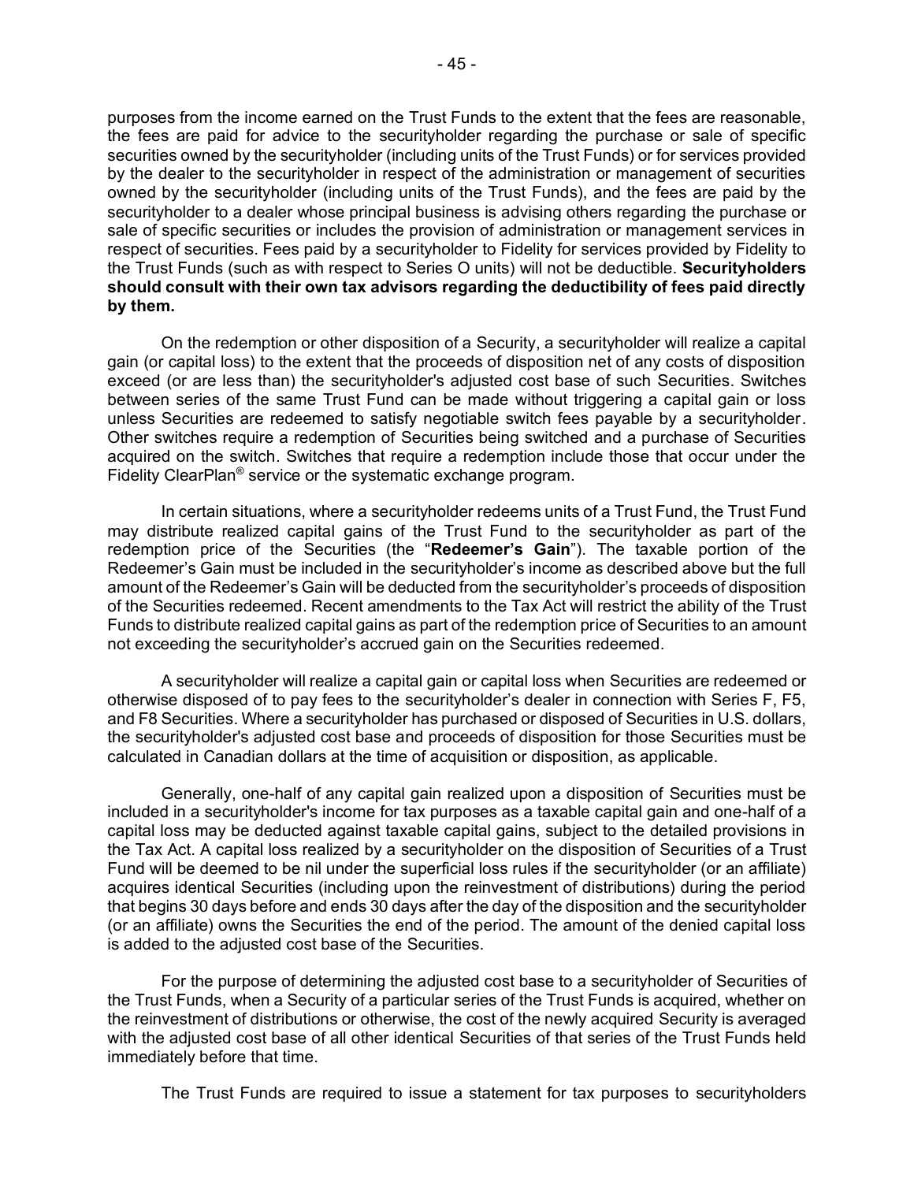purposes from the income earned on the Trust Funds to the extent that the fees are reasonable, the fees are paid for advice to the securityholder regarding the purchase or sale of specific securities owned by the securityholder (including units of the Trust Funds) or for services provided by the dealer to the securityholder in respect of the administration or management of securities owned by the securityholder (including units of the Trust Funds), and the fees are paid by the securityholder to a dealer whose principal business is advising others regarding the purchase or sale of specific securities or includes the provision of administration or management services in respect of securities. Fees paid by a securityholder to Fidelity for services provided by Fidelity to the Trust Funds (such as with respect to Series O units) will not be deductible. **Securityholders should consult with their own tax advisors regarding the deductibility of fees paid directly by them.**

On the redemption or other disposition of a Security, a securityholder will realize a capital gain (or capital loss) to the extent that the proceeds of disposition net of any costs of disposition exceed (or are less than) the securityholder's adjusted cost base of such Securities. Switches between series of the same Trust Fund can be made without triggering a capital gain or loss unless Securities are redeemed to satisfy negotiable switch fees payable by a securityholder. Other switches require a redemption of Securities being switched and a purchase of Securities acquired on the switch. Switches that require a redemption include those that occur under the Fidelity ClearPlan® service or the systematic exchange program.

In certain situations, where a securityholder redeems units of a Trust Fund, the Trust Fund may distribute realized capital gains of the Trust Fund to the securityholder as part of the redemption price of the Securities (the "**Redeemer's Gain**"). The taxable portion of the Redeemer's Gain must be included in the securityholder's income as described above but the full amount of the Redeemer's Gain will be deducted from the securityholder's proceeds of disposition of the Securities redeemed. Recent amendments to the Tax Act will restrict the ability of the Trust Funds to distribute realized capital gains as part of the redemption price of Securities to an amount not exceeding the securityholder's accrued gain on the Securities redeemed.

A securityholder will realize a capital gain or capital loss when Securities are redeemed or otherwise disposed of to pay fees to the securityholder's dealer in connection with Series F, F5, and F8 Securities. Where a securityholder has purchased or disposed of Securities in U.S. dollars, the securityholder's adjusted cost base and proceeds of disposition for those Securities must be calculated in Canadian dollars at the time of acquisition or disposition, as applicable.

Generally, one-half of any capital gain realized upon a disposition of Securities must be included in a securityholder's income for tax purposes as a taxable capital gain and one-half of a capital loss may be deducted against taxable capital gains, subject to the detailed provisions in the Tax Act. A capital loss realized by a securityholder on the disposition of Securities of a Trust Fund will be deemed to be nil under the superficial loss rules if the securityholder (or an affiliate) acquires identical Securities (including upon the reinvestment of distributions) during the period that begins 30 days before and ends 30 days after the day of the disposition and the securityholder (or an affiliate) owns the Securities the end of the period. The amount of the denied capital loss is added to the adjusted cost base of the Securities.

For the purpose of determining the adjusted cost base to a securityholder of Securities of the Trust Funds, when a Security of a particular series of the Trust Funds is acquired, whether on the reinvestment of distributions or otherwise, the cost of the newly acquired Security is averaged with the adjusted cost base of all other identical Securities of that series of the Trust Funds held immediately before that time.

The Trust Funds are required to issue a statement for tax purposes to securityholders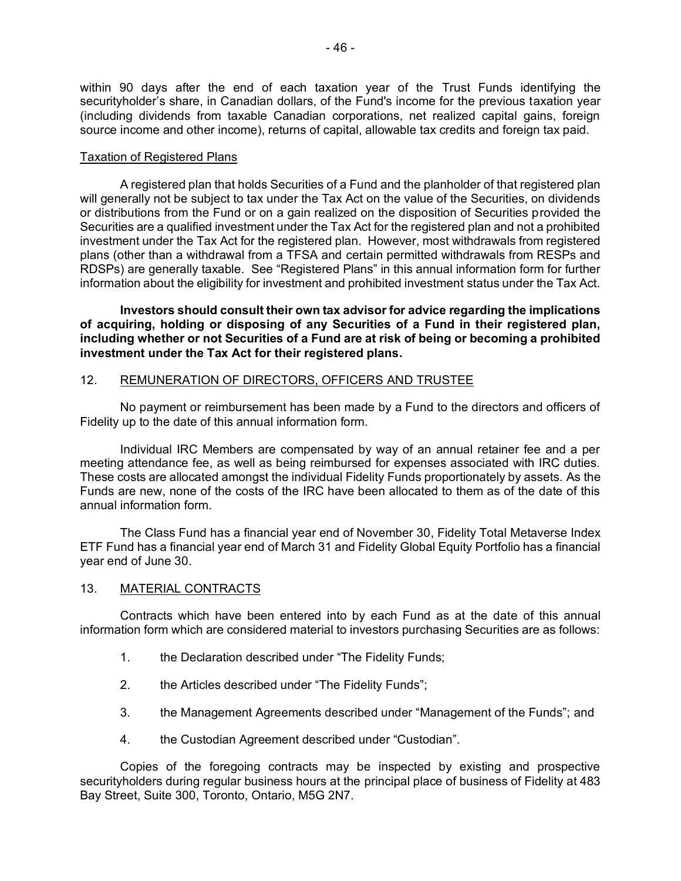within 90 days after the end of each taxation year of the Trust Funds identifying the securityholder's share, in Canadian dollars, of the Fund's income for the previous taxation year (including dividends from taxable Canadian corporations, net realized capital gains, foreign source income and other income), returns of capital, allowable tax credits and foreign tax paid.

Taxation of Registered Plans

A registered plan that holds Securities of a Fund and the planholder of that registered plan will generally not be subject to tax under the Tax Act on the value of the Securities, on dividends or distributions from the Fund or on a gain realized on the disposition of Securities provided the Securities are a qualified investment under the Tax Act for the registered plan and not a prohibited investment under the Tax Act for the registered plan. However, most withdrawals from registered plans (other than a withdrawal from a TFSA and certain permitted withdrawals from RESPs and RDSPs) are generally taxable. See "Registered Plans" in this annual information form for further information about the eligibility for investment and prohibited investment status under the Tax Act.

**Investors should consult their own tax advisor for advice regarding the implications of acquiring, holding or disposing of any Securities of a Fund in their registered plan, including whether or not Securities of a Fund are at risk of being or becoming a prohibited investment under the Tax Act for their registered plans.**

## 12. REMUNERATION OF DIRECTORS, OFFICERS AND TRUSTEE

No payment or reimbursement has been made by a Fund to the directors and officers of Fidelity up to the date of this annual information form.

Individual IRC Members are compensated by way of an annual retainer fee and a per meeting attendance fee, as well as being reimbursed for expenses associated with IRC duties. These costs are allocated amongst the individual Fidelity Funds proportionately by assets. As the Funds are new, none of the costs of the IRC have been allocated to them as of the date of this annual information form.

The Class Fund has a financial year end of November 30, Fidelity Total Metaverse Index ETF Fund has a financial year end of March 31 and Fidelity Global Equity Portfolio has a financial year end of June 30.

## 13. MATERIAL CONTRACTS

Contracts which have been entered into by each Fund as at the date of this annual information form which are considered material to investors purchasing Securities are as follows:

1. the Declaration described under "The Fidelity Funds;
2. the Articles described under "The Fidelity Funds";
3. the Management Agreements described under "Management of the Funds"; and
4. the Custodian Agreement described under "Custodian".

Copies of the foregoing contracts may be inspected by existing and prospective securityholders during regular business hours at the principal place of business of Fidelity at 483 Bay Street, Suite 300, Toronto, Ontario, M5G 2N7.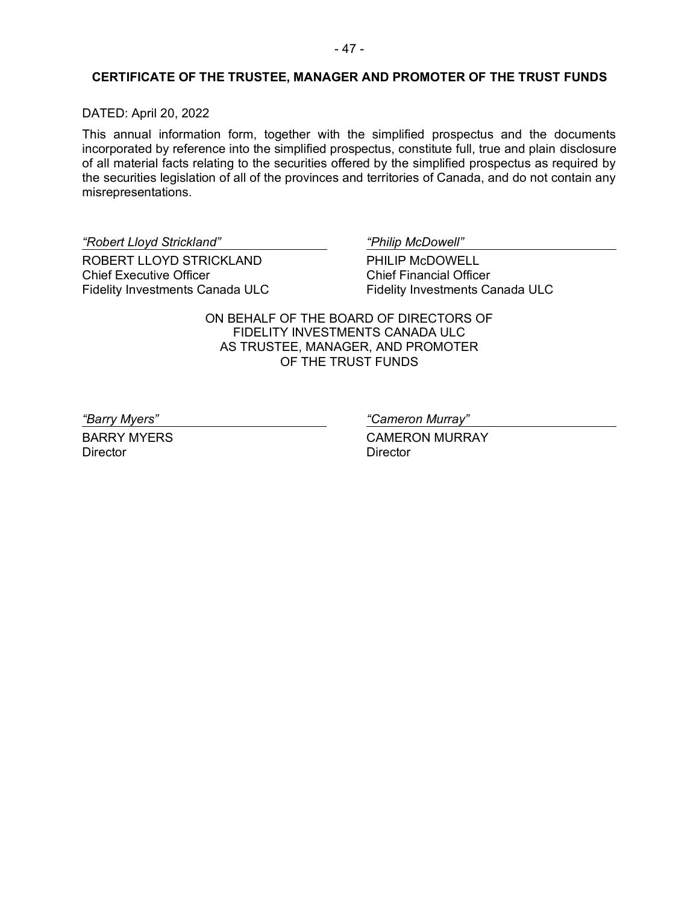## CERTIFICATE OF THE TRUSTEE, MANAGER AND PROMOTER OF THE TRUST FUNDS

DATED: April 20, 2022

This annual information form, together with the simplified prospectus and the documents incorporated by reference into the simplified prospectus, constitute full, true and plain disclosure of all material facts relating to the securities offered by the simplified prospectus as required by the securities legislation of all of the provinces and territories of Canada, and do not contain any misrepresentations.

*"Robert Lloyd Strickland"*

ROBERT LLOYD STRICKLAND
Chief Executive Officer
Fidelity Investments Canada ULC

*"Philip McDowell"*

PHILIP McDOWELL
Chief Financial Officer
Fidelity Investments Canada ULC

ON BEHALF OF THE BOARD OF DIRECTORS OF
FIDELITY INVESTMENTS CANADA ULC
AS TRUSTEE, MANAGER, AND PROMOTER
OF THE TRUST FUNDS

*"Barry Myers"*

BARRY MYERS
Director

*"Cameron Murray"*

CAMERON MURRAY
Director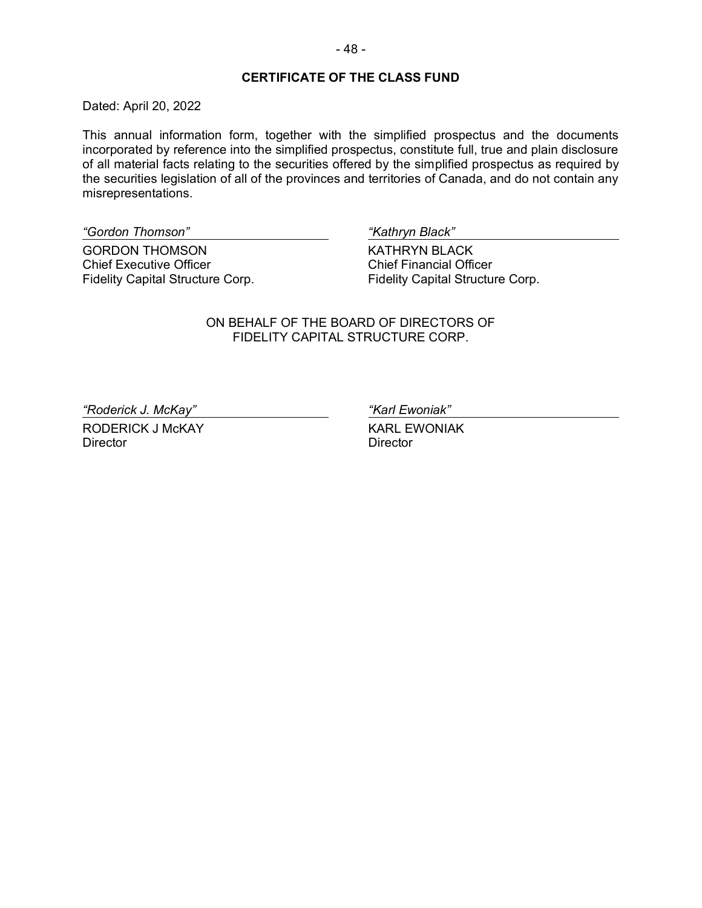## CERTIFICATE OF THE CLASS FUND

Dated: April 20, 2022

This annual information form, together with the simplified prospectus and the documents incorporated by reference into the simplified prospectus, constitute full, true and plain disclosure of all material facts relating to the securities offered by the simplified prospectus as required by the securities legislation of all of the provinces and territories of Canada, and do not contain any misrepresentations.

| | |
|---|---|
| *"Gordon Thomson"* | *"Kathryn Black"* |
| GORDON THOMSON<br>Chief Executive Officer<br>Fidelity Capital Structure Corp. | KATHRYN BLACK<br>Chief Financial Officer<br>Fidelity Capital Structure Corp. |

ON BEHALF OF THE BOARD OF DIRECTORS OF
FIDELITY CAPITAL STRUCTURE CORP.

| | |
|---|---|
| *"Roderick J. McKay"* | *"Karl Ewoniak"* |
| RODERICK J McKAY<br>Director | KARL EWONIAK<br>Director |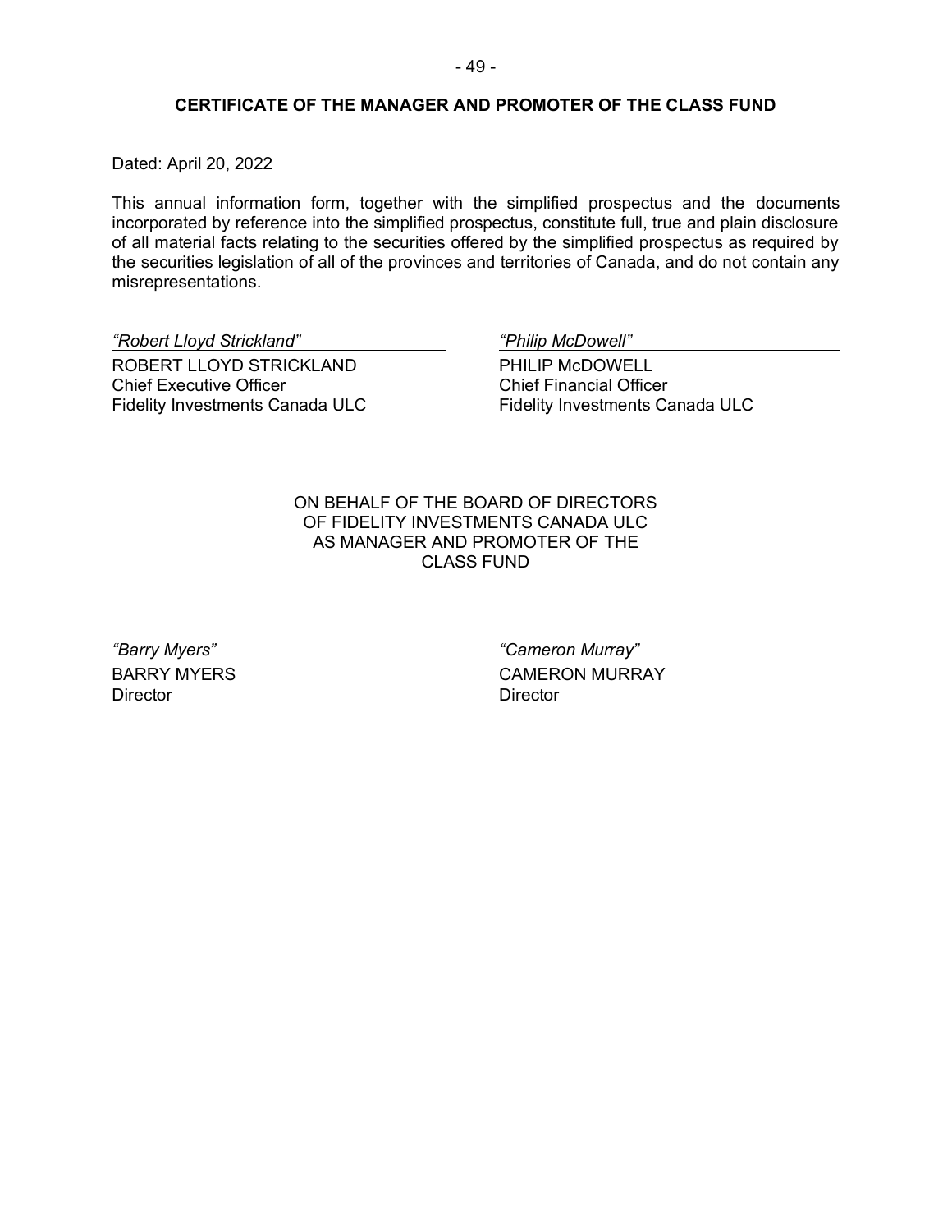## CERTIFICATE OF THE MANAGER AND PROMOTER OF THE CLASS FUND

Dated: April 20, 2022

This annual information form, together with the simplified prospectus and the documents incorporated by reference into the simplified prospectus, constitute full, true and plain disclosure of all material facts relating to the securities offered by the simplified prospectus as required by the securities legislation of all of the provinces and territories of Canada, and do not contain any misrepresentations.

| | |
|---|---|
| *"Robert Lloyd Strickland"* | *"Philip McDowell"* |
| ROBERT LLOYD STRICKLAND<br>Chief Executive Officer<br>Fidelity Investments Canada ULC | PHILIP McDOWELL<br>Chief Financial Officer<br>Fidelity Investments Canada ULC |

ON BEHALF OF THE BOARD OF DIRECTORS OF FIDELITY INVESTMENTS CANADA ULC AS MANAGER AND PROMOTER OF THE CLASS FUND

| | |
|---|---|
| *"Barry Myers"* | *"Cameron Murray"* |
| BARRY MYERS<br>Director | CAMERON MURRAY<br>Director |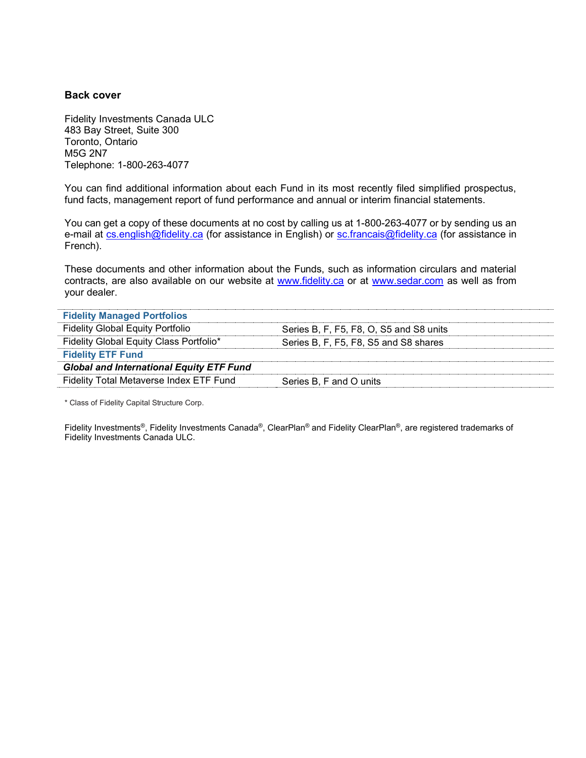## Back cover

Fidelity Investments Canada ULC
483 Bay Street, Suite 300
Toronto, Ontario
M5G 2N7
Telephone: 1-800-263-4077

You can find additional information about each Fund in its most recently filed simplified prospectus, fund facts, management report of fund performance and annual or interim financial statements.

You can get a copy of these documents at no cost by calling us at 1-800-263-4077 or by sending us an e-mail at cs.english@fidelity.ca (for assistance in English) or sc.francais@fidelity.ca (for assistance in French).

These documents and other information about the Funds, such as information circulars and material contracts, are also available on our website at www.fidelity.ca or at www.sedar.com as well as from your dealer.

| | |
|---|---|
| **Fidelity Managed Portfolios** | |
| Fidelity Global Equity Portfolio | Series B, F, F5, F8, O, S5 and S8 units |
| Fidelity Global Equity Class Portfolio* | Series B, F, F5, F8, S5 and S8 shares |
| **Fidelity ETF Fund** | |
| ***Global and International Equity ETF Fund*** | |
| Fidelity Total Metaverse Index ETF Fund | Series B, F and O units |

\* Class of Fidelity Capital Structure Corp.

Fidelity Investments®, Fidelity Investments Canada®, ClearPlan® and Fidelity ClearPlan®, are registered trademarks of Fidelity Investments Canada ULC.